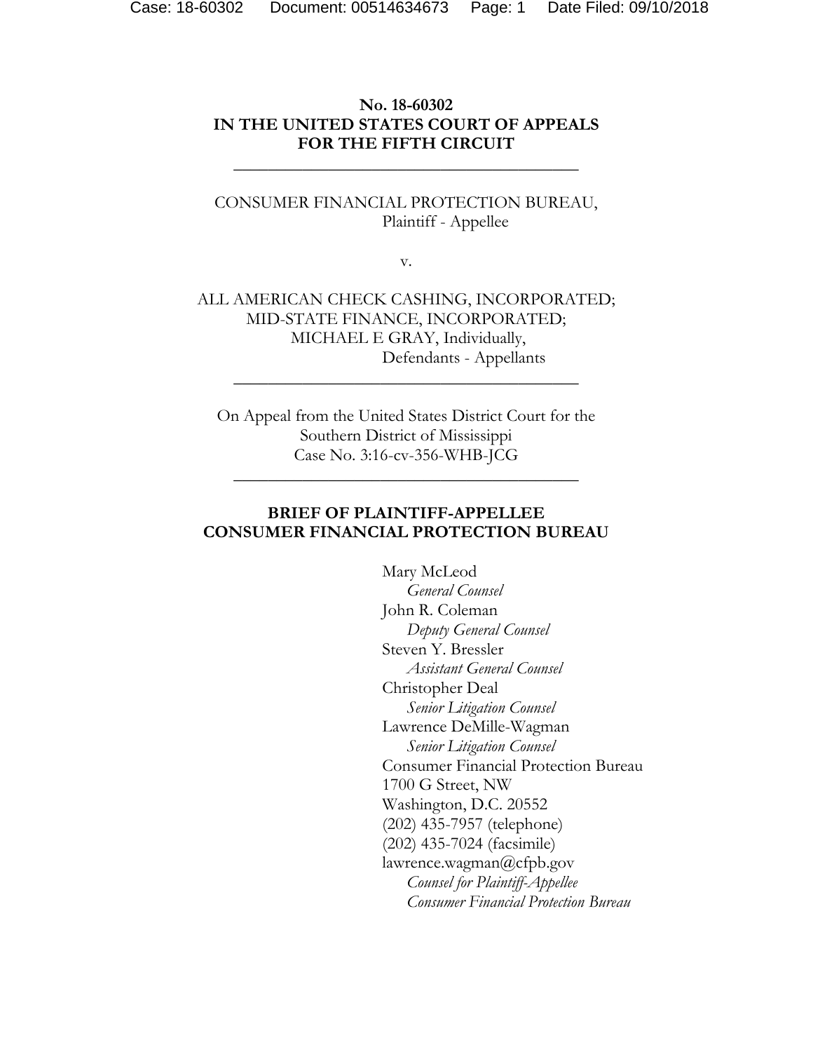**No. 18-60302**
**IN THE UNITED STATES COURT OF APPEALS**
**FOR THE FIFTH CIRCUIT**

---

CONSUMER FINANCIAL PROTECTION BUREAU,
Plaintiff - Appellee

v.

ALL AMERICAN CHECK CASHING, INCORPORATED;
MID-STATE FINANCE, INCORPORATED;
MICHAEL E GRAY, Individually,
Defendants - Appellants

---

On Appeal from the United States District Court for the
Southern District of Mississippi
Case No. 3:16-cv-356-WHB-JCG

---

**BRIEF OF PLAINTIFF-APPELLEE**
**CONSUMER FINANCIAL PROTECTION BUREAU**

Mary McLeod
*General Counsel*
John R. Coleman
*Deputy General Counsel*
Steven Y. Bressler
*Assistant General Counsel*
Christopher Deal
*Senior Litigation Counsel*
Lawrence DeMille-Wagman
*Senior Litigation Counsel*
Consumer Financial Protection Bureau
1700 G Street, NW
Washington, D.C. 20552
(202) 435-7957 (telephone)
(202) 435-7024 (facsimile)
lawrence.wagman@cfpb.gov
*Counsel for Plaintiff-Appellee*
*Consumer Financial Protection Bureau*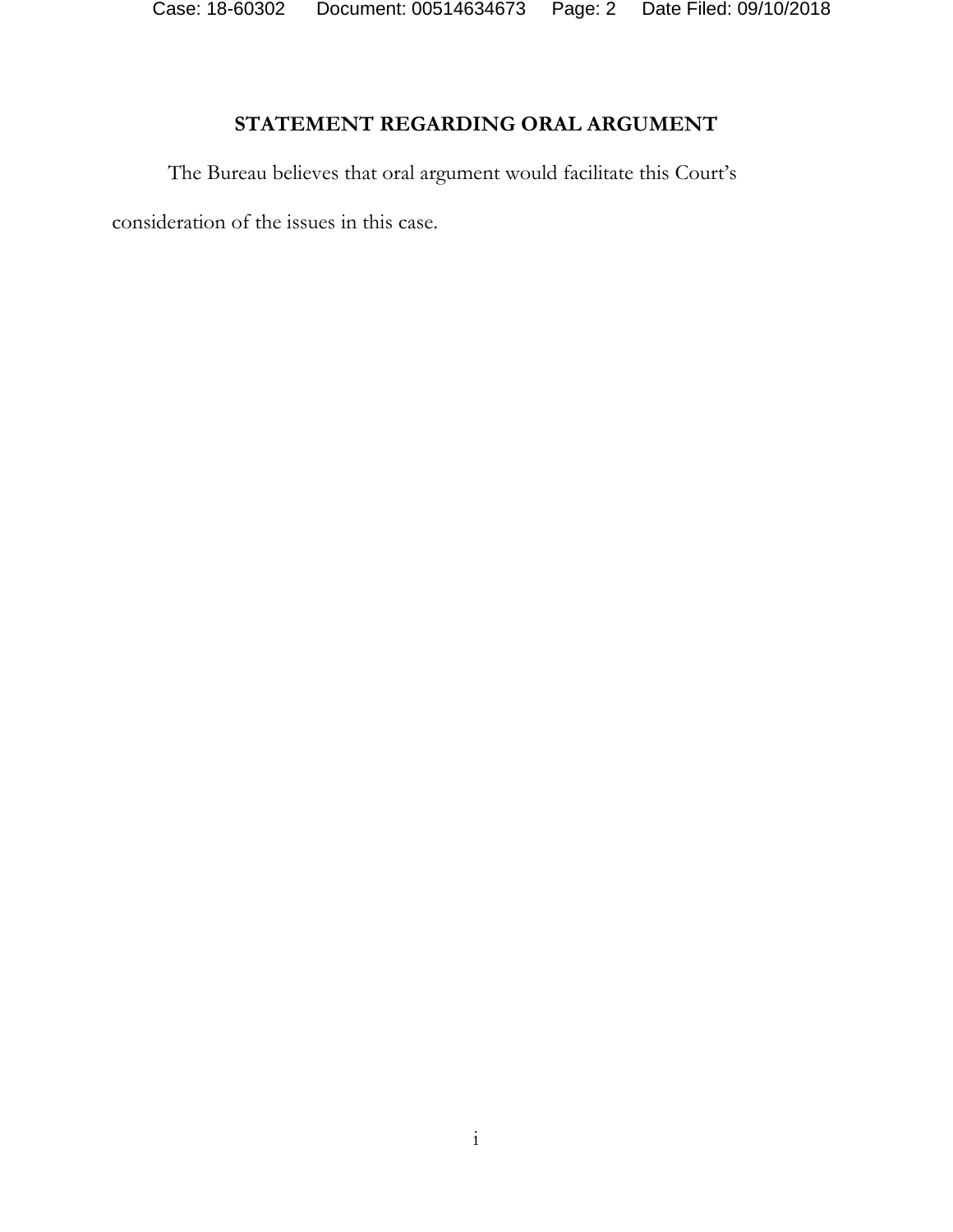## STATEMENT REGARDING ORAL ARGUMENT

The Bureau believes that oral argument would facilitate this Court's consideration of the issues in this case.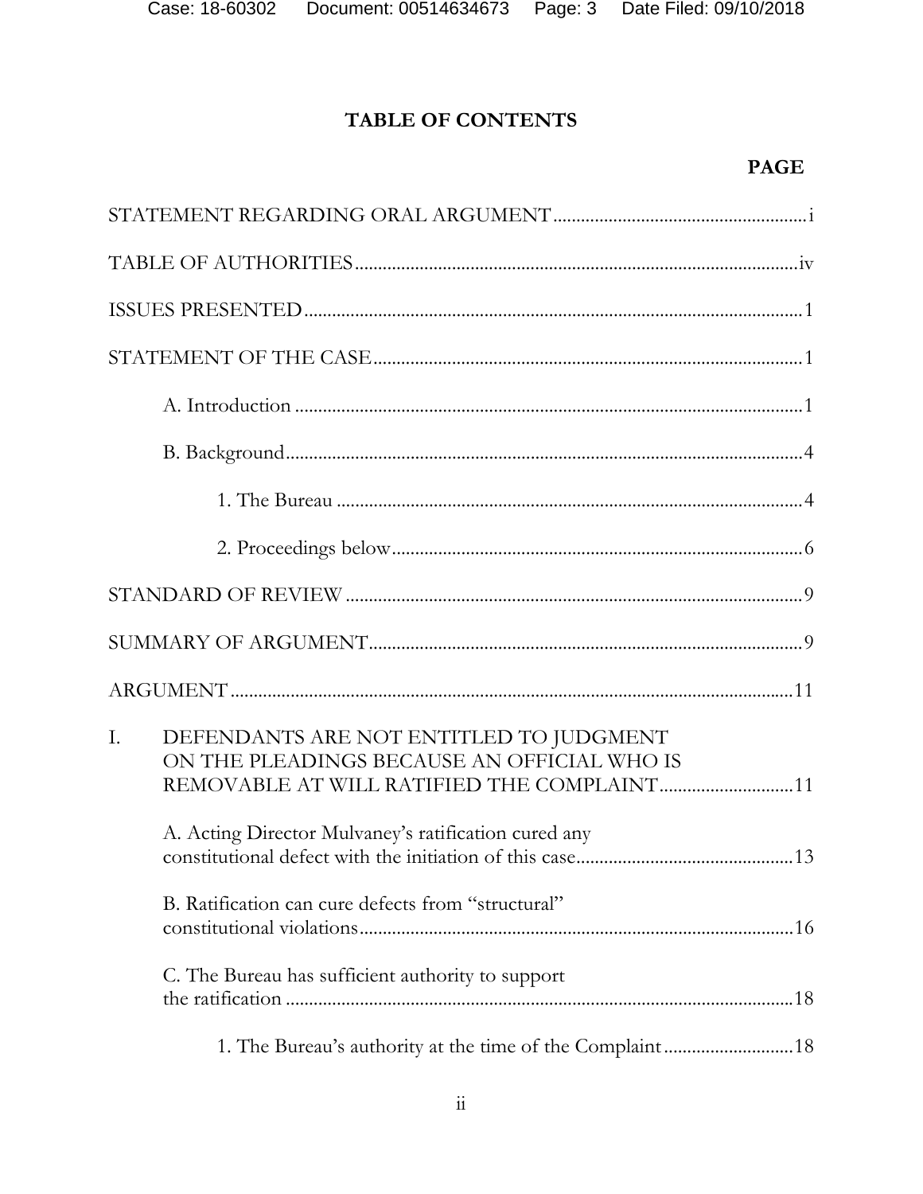# TABLE OF CONTENTS

**PAGE**

STATEMENT REGARDING ORAL ARGUMENT ........................................................ i

TABLE OF AUTHORITIES ................................................................................ iv

ISSUES PRESENTED ........................................................................................... 1

STATEMENT OF THE CASE ............................................................................. 1

- A. Introduction ............................................................................................. 1
- B. Background .............................................................................................. 4
  - 1. The Bureau .................................................................................... 4
  - 2. Proceedings below ........................................................................ 6

STANDARD OF REVIEW .................................................................................. 9

SUMMARY OF ARGUMENT ............................................................................. 9

ARGUMENT ....................................................................................................... 11

I. DEFENDANTS ARE NOT ENTITLED TO JUDGMENT ON THE PLEADINGS BECAUSE AN OFFICIAL WHO IS REMOVABLE AT WILL RATIFIED THE COMPLAINT ............................ 11

- A. Acting Director Mulvaney's ratification cured any constitutional defect with the initiation of this case ............................................... 13
- B. Ratification can cure defects from "structural" constitutional violations ............................................................................. 16
- C. The Bureau has sufficient authority to support the ratification ............................................................................................ 18
  - 1. The Bureau's authority at the time of the Complaint ............................ 18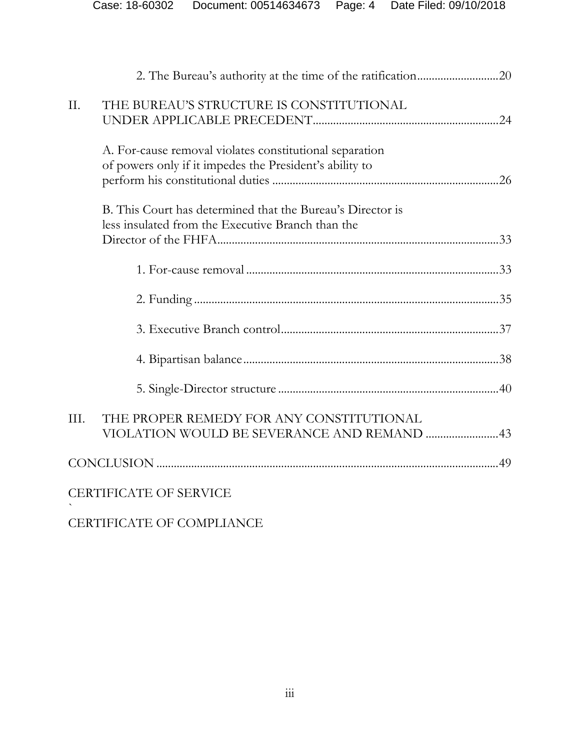2. The Bureau's authority at the time of the ratification ........................... 20

II. THE BUREAU'S STRUCTURE IS CONSTITUTIONAL UNDER APPLICABLE PRECEDENT ........................... 24

A. For-cause removal violates constitutional separation of powers only if it impedes the President's ability to perform his constitutional duties ........................... 26

B. This Court has determined that the Bureau's Director is less insulated from the Executive Branch than the Director of the FHFA ........................... 33

1. For-cause removal ........................... 33

2. Funding ........................... 35

3. Executive Branch control ........................... 37

4. Bipartisan balance ........................... 38

5. Single-Director structure ........................... 40

III. THE PROPER REMEDY FOR ANY CONSTITUTIONAL VIOLATION WOULD BE SEVERANCE AND REMAND ........................... 43

CONCLUSION ........................... 49

CERTIFICATE OF SERVICE

`

CERTIFICATE OF COMPLIANCE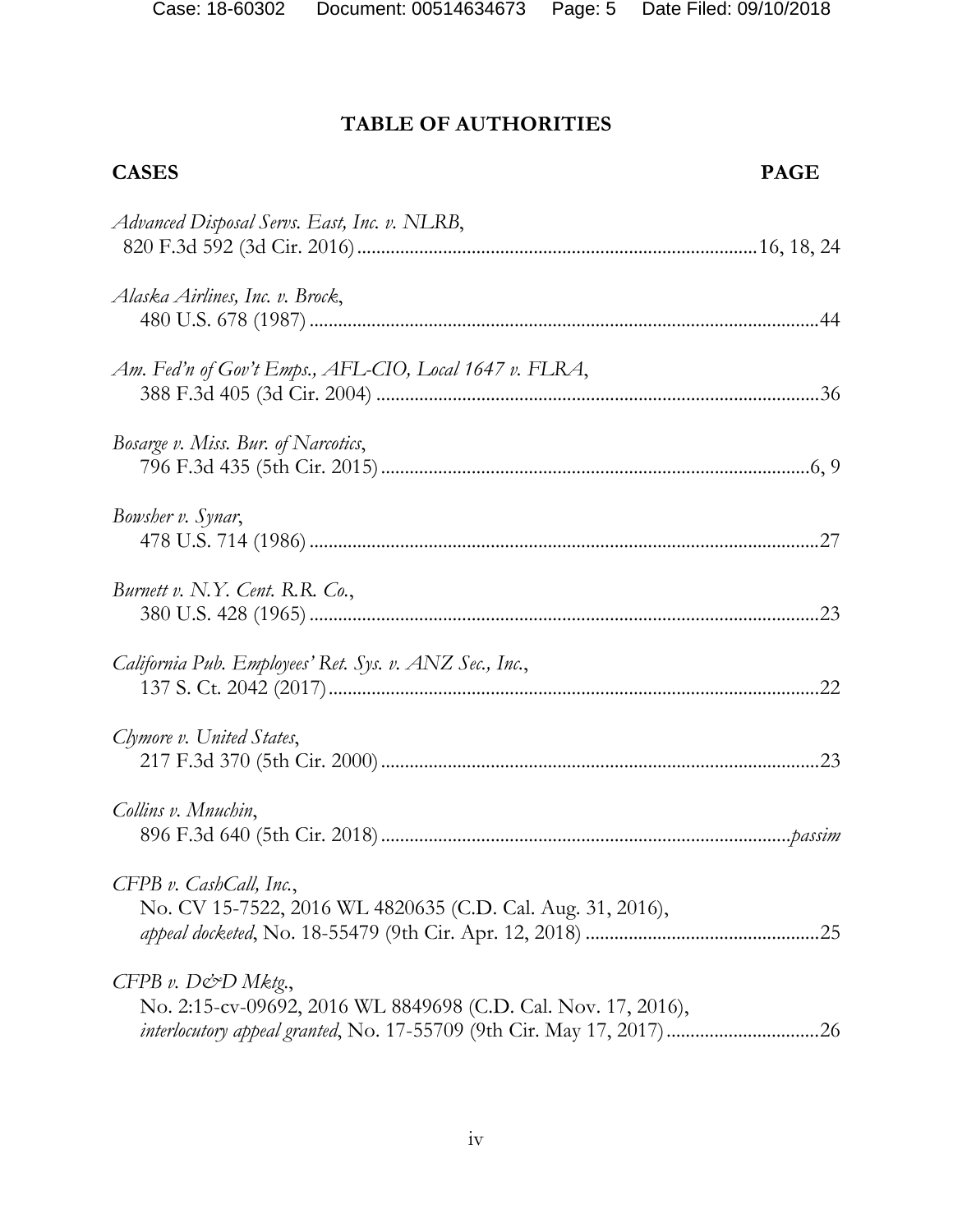## TABLE OF AUTHORITIES

**CASES** **PAGE**

*Advanced Disposal Servs. East, Inc. v. NLRB*,
820 F.3d 592 (3d Cir. 2016) ........................................ 16, 18, 24

*Alaska Airlines, Inc. v. Brock*,
480 U.S. 678 (1987) ........................................ 44

*Am. Fed'n of Gov't Emps., AFL-CIO, Local 1647 v. FLRA*,
388 F.3d 405 (3d Cir. 2004) ........................................ 36

*Bosarge v. Miss. Bur. of Narcotics*,
796 F.3d 435 (5th Cir. 2015) ........................................ 6, 9

*Bowsher v. Synar*,
478 U.S. 714 (1986) ........................................ 27

*Burnett v. N.Y. Cent. R.R. Co.*,
380 U.S. 428 (1965) ........................................ 23

*California Pub. Employees' Ret. Sys. v. ANZ Sec., Inc.*,
137 S. Ct. 2042 (2017) ........................................ 22

*Clymore v. United States*,
217 F.3d 370 (5th Cir. 2000) ........................................ 23

*Collins v. Mnuchin*,
896 F.3d 640 (5th Cir. 2018) ........................................ *passim*

*CFPB v. CashCall, Inc.*,
No. CV 15-7522, 2016 WL 4820635 (C.D. Cal. Aug. 31, 2016),
*appeal docketed*, No. 18-55479 (9th Cir. Apr. 12, 2018) ........................................ 25

*CFPB v. D&D Mktg.*,
No. 2:15-cv-09692, 2016 WL 8849698 (C.D. Cal. Nov. 17, 2016),
*interlocutory appeal granted*, No. 17-55709 (9th Cir. May 17, 2017) ........................................ 26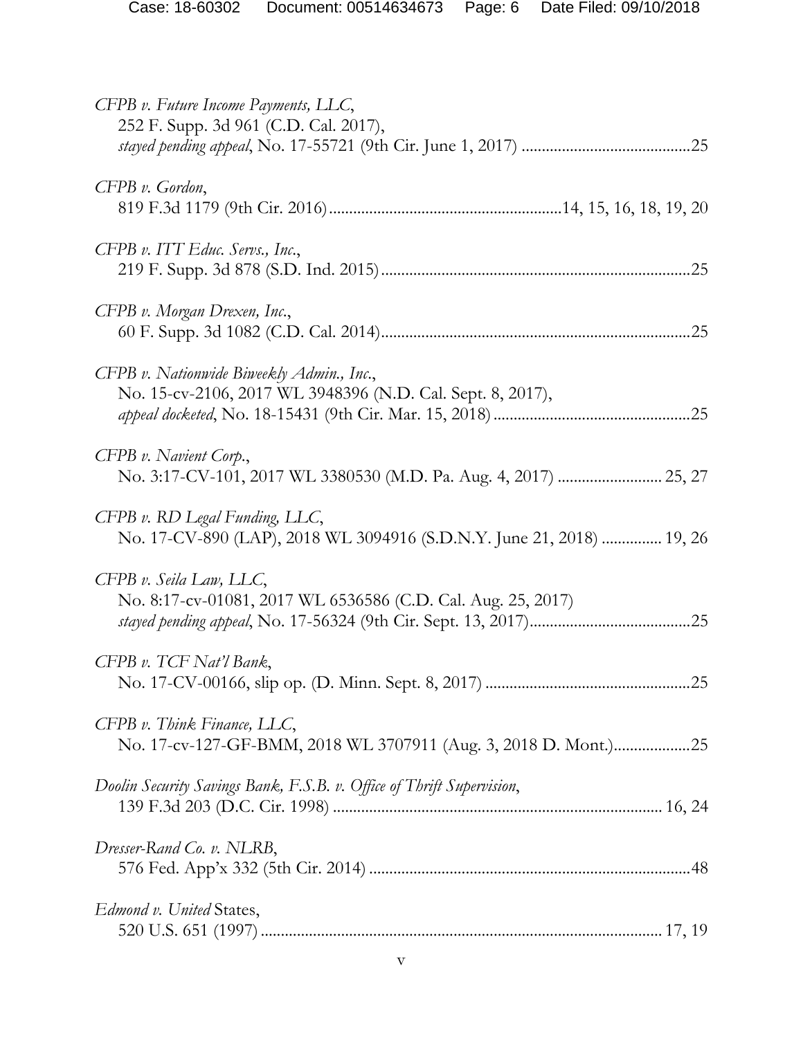*CFPB v. Future Income Payments, LLC*,
252 F. Supp. 3d 961 (C.D. Cal. 2017),
*stayed pending appeal*, No. 17-55721 (9th Cir. June 1, 2017) ..........................................25

*CFPB v. Gordon*,
819 F.3d 1179 (9th Cir. 2016)..........................................................14, 15, 16, 18, 19, 20

*CFPB v. ITT Educ. Servs., Inc.*,
219 F. Supp. 3d 878 (S.D. Ind. 2015)............................................................................25

*CFPB v. Morgan Drexen, Inc.*,
60 F. Supp. 3d 1082 (C.D. Cal. 2014)............................................................................25

*CFPB v. Nationwide Biweekly Admin., Inc.*,
No. 15-cv-2106, 2017 WL 3948396 (N.D. Cal. Sept. 8, 2017),
*appeal docketed*, No. 18-15431 (9th Cir. Mar. 15, 2018) ................................................25

*CFPB v. Navient Corp.*,
No. 3:17-CV-101, 2017 WL 3380530 (M.D. Pa. Aug. 4, 2017) .......................... 25, 27

*CFPB v. RD Legal Funding, LLC*,
No. 17-CV-890 (LAP), 2018 WL 3094916 (S.D.N.Y. June 21, 2018) ............... 19, 26

*CFPB v. Seila Law, LLC*,
No. 8:17-cv-01081, 2017 WL 6536586 (C.D. Cal. Aug. 25, 2017)
*stayed pending appeal*, No. 17-56324 (9th Cir. Sept. 13, 2017)........................................25

*CFPB v. TCF Nat'l Bank*,
No. 17-CV-00166, slip op. (D. Minn. Sept. 8, 2017) ..................................................25

*CFPB v. Think Finance, LLC*,
No. 17-cv-127-GF-BMM, 2018 WL 3707911 (Aug. 3, 2018 D. Mont.)...................25

*Doolin Security Savings Bank, F.S.B. v. Office of Thrift Supervision*,
139 F.3d 203 (D.C. Cir. 1998) ................................................................................ 16, 24

*Dresser-Rand Co. v. NLRB*,
576 Fed. App'x 332 (5th Cir. 2014) ...............................................................................48

*Edmond v. United* States,
520 U.S. 651 (1997) .................................................................................................. 17, 19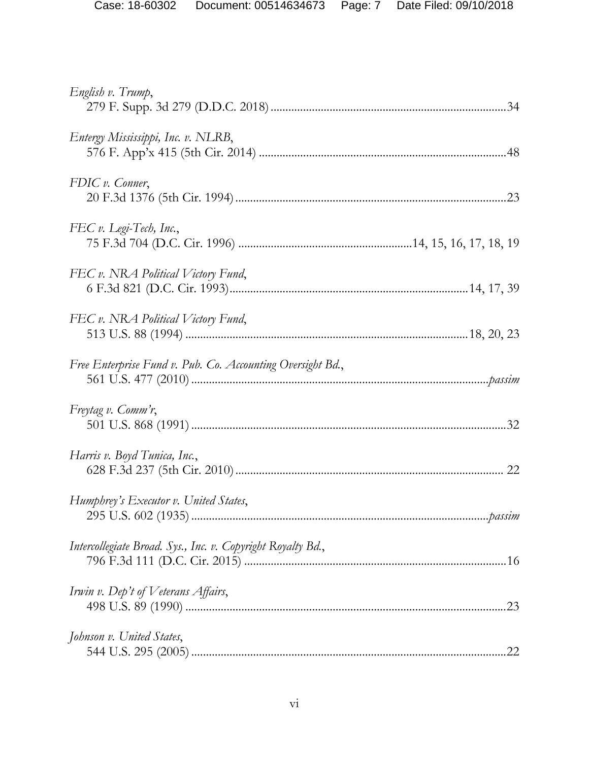*English v. Trump*,
279 F. Supp. 3d 279 (D.D.C. 2018) ............................................................................... 34

*Entergy Mississippi, Inc. v. NLRB*,
576 F. App'x 415 (5th Cir. 2014) ................................................................................. 48

*FDIC v. Conner*,
20 F.3d 1376 (5th Cir. 1994) ........................................................................................ 23

*FEC v. Legi-Tech, Inc.*,
75 F.3d 704 (D.C. Cir. 1996) ............................................................ 14, 15, 16, 17, 18, 19

*FEC v. NRA Political Victory Fund*,
6 F.3d 821 (D.C. Cir. 1993) .................................................................................. 14, 17, 39

*FEC v. NRA Political Victory Fund*,
513 U.S. 88 (1994) ............................................................................................... 18, 20, 23

*Free Enterprise Fund v. Pub. Co. Accounting Oversight Bd.*,
561 U.S. 477 (2010) ................................................................................................ *passim*

*Freytag v. Comm'r*,
501 U.S. 868 (1991) ......................................................................................................... 32

*Harris v. Boyd Tunica, Inc.*,
628 F.3d 237 (5th Cir. 2010) .......................................................................................... 22

*Humphrey's Executor v. United States*,
295 U.S. 602 (1935) ................................................................................................ *passim*

*Intercollegiate Broad. Sys., Inc. v. Copyright Royalty Bd.*,
796 F.3d 111 (D.C. Cir. 2015) ........................................................................................ 16

*Irwin v. Dep't of Veterans Affairs*,
498 U.S. 89 (1990) ........................................................................................................... 23

*Johnson v. United States*,
544 U.S. 295 (2005) ......................................................................................................... 22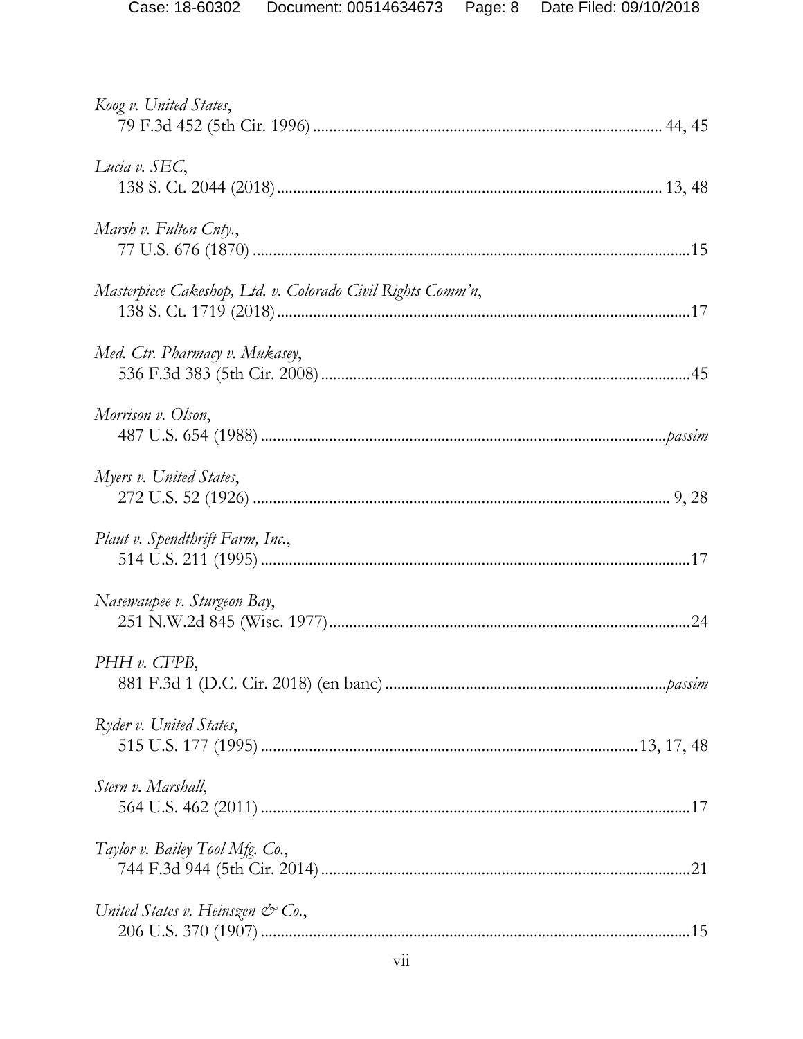*Koog v. United States*,
79 F.3d 452 (5th Cir. 1996) ........................................................................................ 44, 45

*Lucia v. SEC*,
138 S. Ct. 2044 (2018) ................................................................................................ 13, 48

*Marsh v. Fulton Cnty.*,
77 U.S. 676 (1870) ........................................................................................................... 15

*Masterpiece Cakeshop, Ltd. v. Colorado Civil Rights Comm'n*,
138 S. Ct. 1719 (2018) ..................................................................................................... 17

*Med. Ctr. Pharmacy v. Mukasey*,
536 F.3d 383 (5th Cir. 2008) ........................................................................................... 45

*Morrison v. Olson*,
487 U.S. 654 (1988) ................................................................................................. *passim*

*Myers v. United States*,
272 U.S. 52 (1926) ....................................................................................................... 9, 28

*Plaut v. Spendthrift Farm, Inc.*,
514 U.S. 211 (1995) ......................................................................................................... 17

*Nasewaupee v. Sturgeon Bay*,
251 N.W.2d 845 (Wisc. 1977) ......................................................................................... 24

*PHH v. CFPB*,
881 F.3d 1 (D.C. Cir. 2018) (en banc) ..................................................................... *passim*

*Ryder v. United States*,
515 U.S. 177 (1995) ........................................................................................... 13, 17, 48

*Stern v. Marshall*,
564 U.S. 462 (2011) ......................................................................................................... 17

*Taylor v. Bailey Tool Mfg. Co.*,
744 F.3d 944 (5th Cir. 2014) ........................................................................................... 21

*United States v. Heinszen & Co.*,
206 U.S. 370 (1907) ......................................................................................................... 15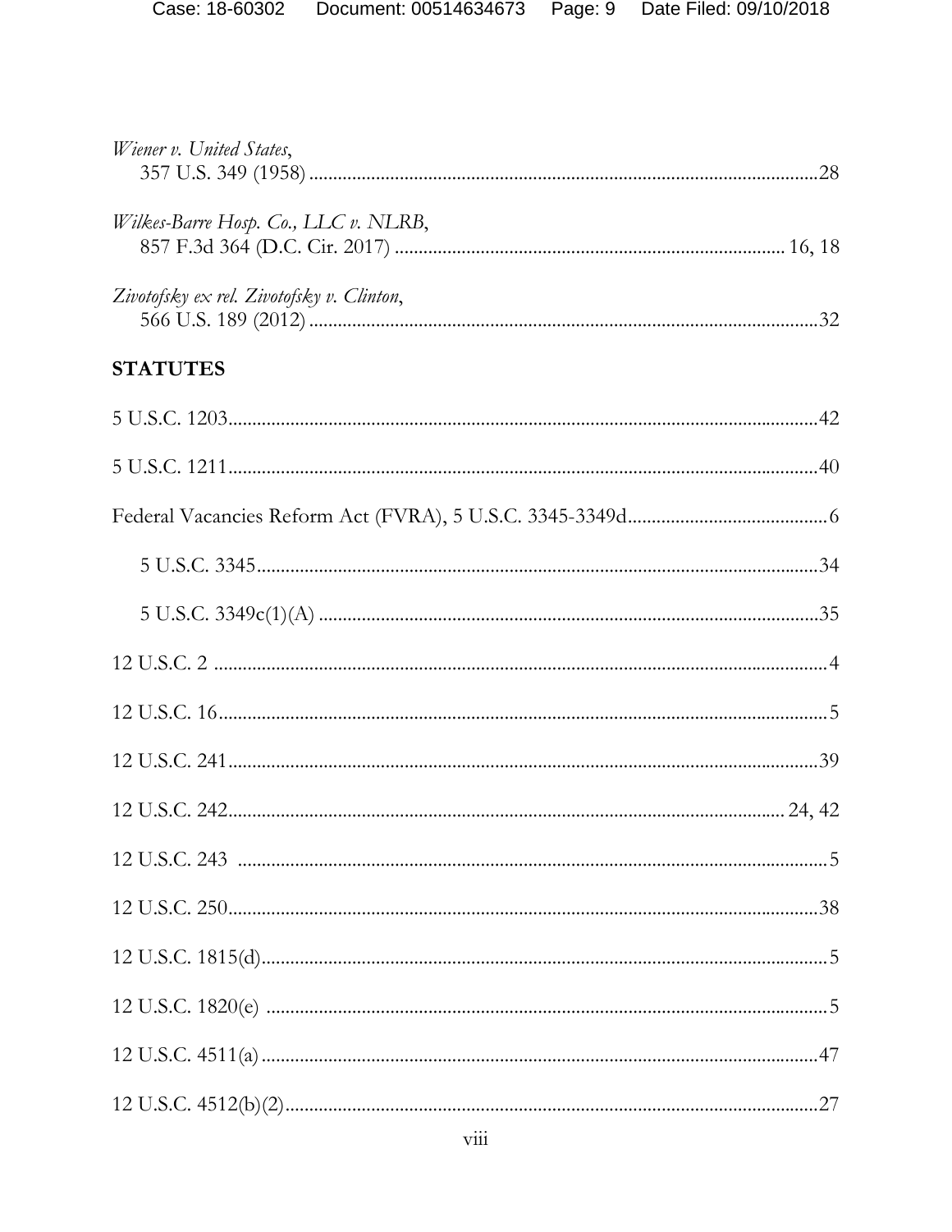*Wiener v. United States*,
357 U.S. 349 (1958) ........................................................................................................28

*Wilkes-Barre Hosp. Co., LLC v. NLRB*,
857 F.3d 364 (D.C. Cir. 2017) ............................................................................... 16, 18

*Zivotofsky ex rel. Zivotofsky v. Clinton*,
566 U.S. 189 (2012) ........................................................................................................32

**STATUTES**

5 U.S.C. 1203..........................................................................................................................42

5 U.S.C. 1211..........................................................................................................................40

Federal Vacancies Reform Act (FVRA), 5 U.S.C. 3345-3349d..........................................6

5 U.S.C. 3345....................................................................................................................34

5 U.S.C. 3349c(1)(A) .......................................................................................................35

12 U.S.C. 2 ...............................................................................................................................4

12 U.S.C. 16..............................................................................................................................5

12 U.S.C. 241..........................................................................................................................39

12 U.S.C. 242.................................................................................................................. 24, 42

12 U.S.C. 243 ..........................................................................................................................5

12 U.S.C. 250..........................................................................................................................38

12 U.S.C. 1815(d).....................................................................................................................5

12 U.S.C. 1820(e) ....................................................................................................................5

12 U.S.C. 4511(a) ...................................................................................................................47

12 U.S.C. 4512(b)(2)..............................................................................................................27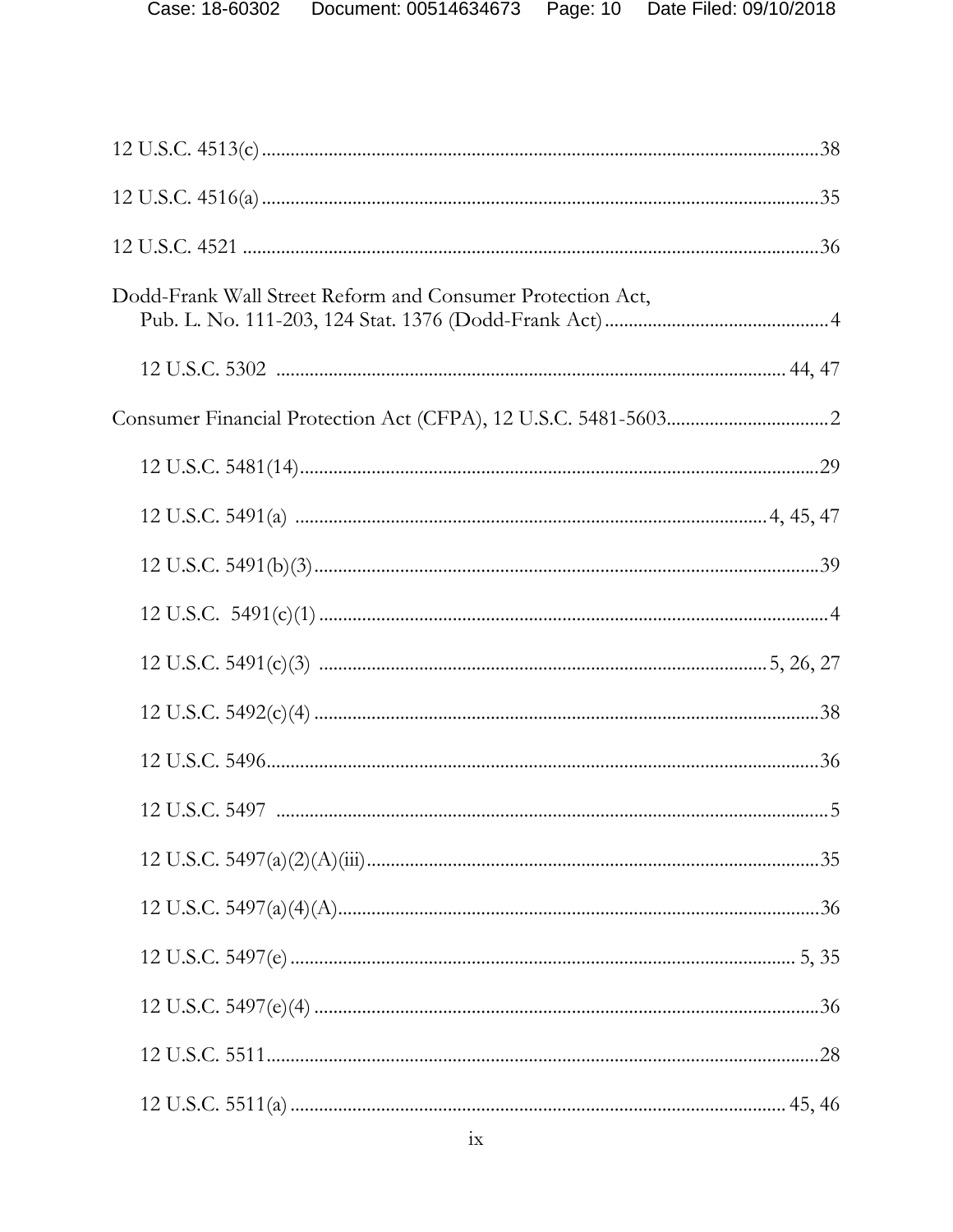12 U.S.C. 4513(c) ....................................................................................................38

12 U.S.C. 4516(a) ....................................................................................................35

12 U.S.C. 4521 ........................................................................................................36

Dodd-Frank Wall Street Reform and Consumer Protection Act,
  Pub. L. No. 111-203, 124 Stat. 1376 (Dodd-Frank Act) ..............................................4

  12 U.S.C. 5302 ...................................................................................................44, 47

Consumer Financial Protection Act (CFPA), 12 U.S.C. 5481-5603 ..................................2

  12 U.S.C. 5481(14) ....................................................................................................29

  12 U.S.C. 5491(a) .............................................................................................4, 45, 47

  12 U.S.C. 5491(b)(3) .................................................................................................39

  12 U.S.C. 5491(c)(1) ....................................................................................................4

  12 U.S.C. 5491(c)(3) ...........................................................................................5, 26, 27

  12 U.S.C. 5492(c)(4) ..................................................................................................38

  12 U.S.C. 5496 ...........................................................................................................36

  12 U.S.C. 5497 ..............................................................................................................5

  12 U.S.C. 5497(a)(2)(A)(iii) .........................................................................................35

  12 U.S.C. 5497(a)(4)(A) ..............................................................................................36

  12 U.S.C. 5497(e) ...................................................................................................5, 35

  12 U.S.C. 5497(e)(4) ...................................................................................................36

  12 U.S.C. 5511 ...........................................................................................................28

  12 U.S.C. 5511(a) ...................................................................................................45, 46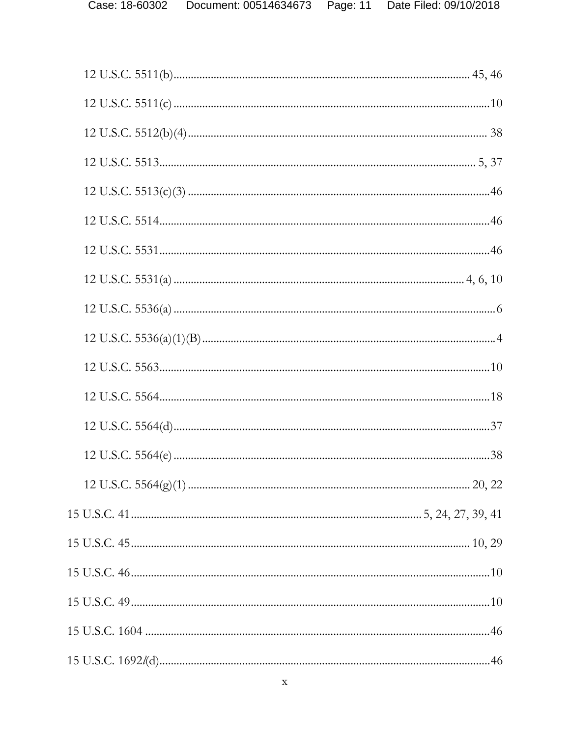12 U.S.C. 5511(b) ........................................................................................................ 45, 46

12 U.S.C. 5511(c) ................................................................................................................10

12 U.S.C. 5512(b)(4) .......................................................................................................... 38

12 U.S.C. 5513 ................................................................................................................ 5, 37

12 U.S.C. 5513(c)(3) ...........................................................................................................46

12 U.S.C. 5514 .....................................................................................................................46

12 U.S.C. 5531 .....................................................................................................................46

12 U.S.C. 5531(a) ..................................................................................................... 4, 6, 10

12 U.S.C. 5536(a) ..................................................................................................................6

12 U.S.C. 5536(a)(1)(B) ........................................................................................................4

12 U.S.C. 5563 .....................................................................................................................10

12 U.S.C. 5564 .....................................................................................................................18

12 U.S.C. 5564(d) ................................................................................................................37

12 U.S.C. 5564(e) ................................................................................................................38

12 U.S.C. 5564(g)(1) ..................................................................................................... 20, 22

15 U.S.C. 41 ...................................................................................................... 5, 24, 27, 39, 41

15 U.S.C. 45 ........................................................................................................................ 10, 29

15 U.S.C. 46 ..............................................................................................................................10

15 U.S.C. 49 ..............................................................................................................................10

15 U.S.C. 1604 ..........................................................................................................................46

15 U.S.C. 1692*l*(d) .....................................................................................................................46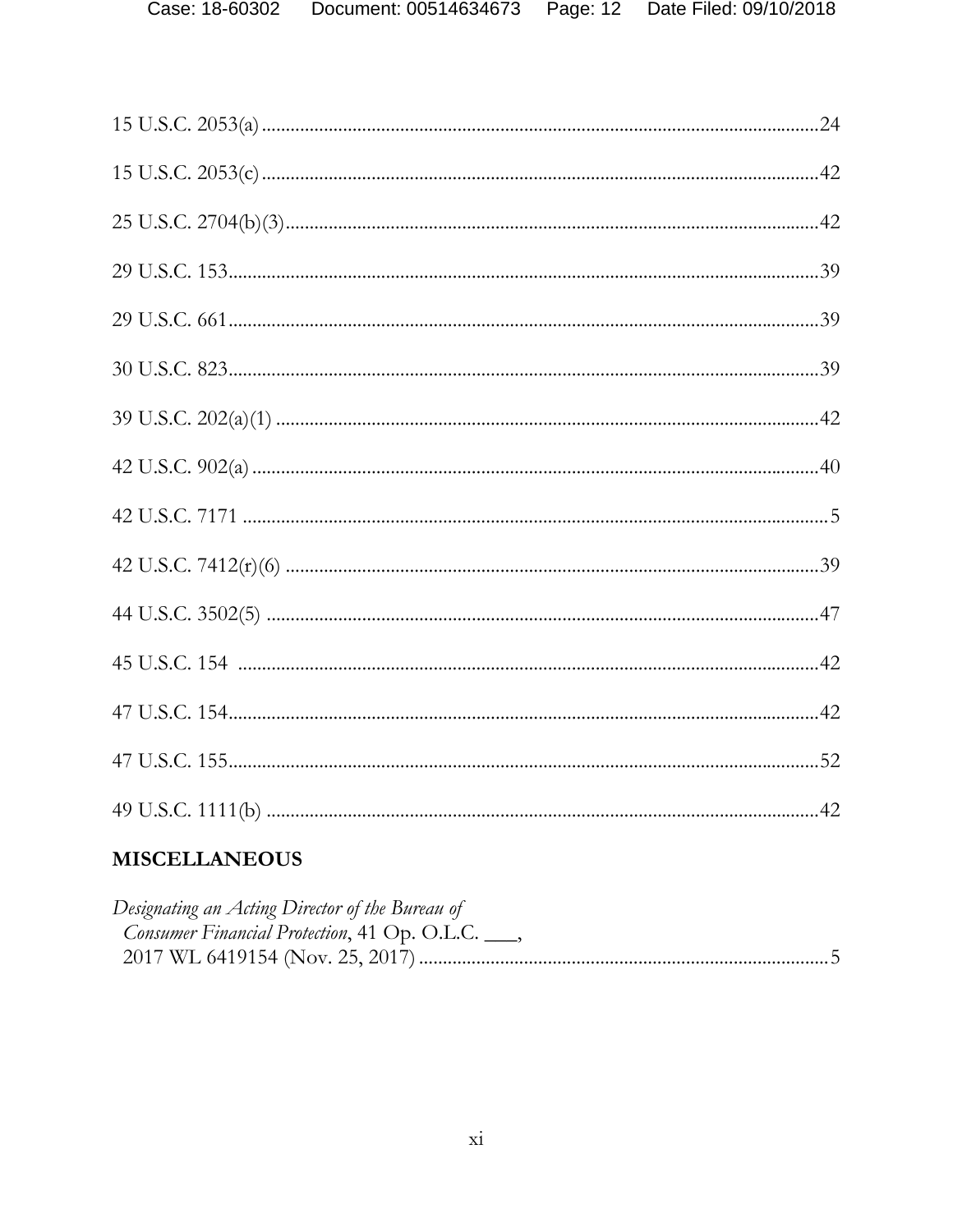15 U.S.C. 2053(a) ........................................................................................................24

15 U.S.C. 2053(c) ........................................................................................................42

25 U.S.C. 2704(b)(3)....................................................................................................42

29 U.S.C. 153...............................................................................................................39

29 U.S.C. 661...............................................................................................................39

30 U.S.C. 823...............................................................................................................39

39 U.S.C. 202(a)(1) ......................................................................................................42

42 U.S.C. 902(a) ..........................................................................................................40

42 U.S.C. 7171 ...............................................................................................................5

42 U.S.C. 7412(r)(6) ....................................................................................................39

44 U.S.C. 3502(5) ........................................................................................................47

45 U.S.C. 154 ..............................................................................................................42

47 U.S.C. 154...............................................................................................................42

47 U.S.C. 155...............................................................................................................52

49 U.S.C. 1111(b) ........................................................................................................42

## MISCELLANEOUS

*Designating an Acting Director of the Bureau of Consumer Financial Protection*, 41 Op. O.L.C. ___, 2017 WL 6419154 (Nov. 25, 2017) ..........................................................................5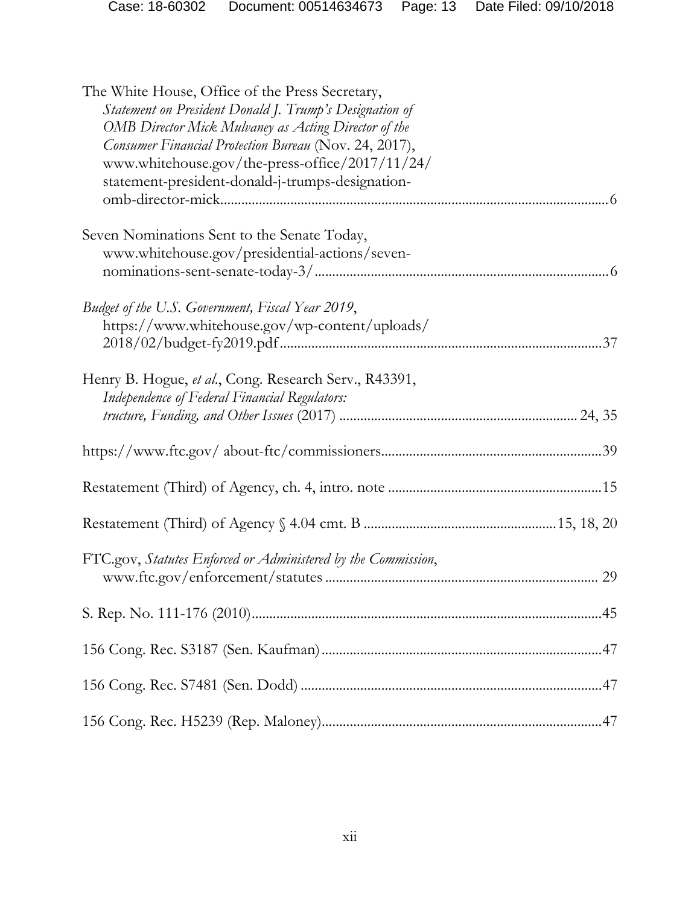The White House, Office of the Press Secretary, *Statement on President Donald J. Trump's Designation of OMB Director Mick Mulvaney as Acting Director of the Consumer Financial Protection Bureau* (Nov. 24, 2017), www.whitehouse.gov/the-press-office/2017/11/24/statement-president-donald-j-trumps-designation-omb-director-mick ............ 6

Seven Nominations Sent to the Senate Today, www.whitehouse.gov/presidential-actions/seven-nominations-sent-senate-today-3/ ............ 6

*Budget of the U.S. Government, Fiscal Year 2019*, https://www.whitehouse.gov/wp-content/uploads/2018/02/budget-fy2019.pdf ............ 37

Henry B. Hogue, *et al.*, Cong. Research Serv., R43391, *Independence of Federal Financial Regulators: tructure, Funding, and Other Issues* (2017) ............ 24, 35

https://www.ftc.gov/ about-ftc/commissioners ............ 39

Restatement (Third) of Agency, ch. 4, intro. note ............ 15

Restatement (Third) of Agency § 4.04 cmt. B ............ 15, 18, 20

FTC.gov, *Statutes Enforced or Administered by the Commission*, www.ftc.gov/enforcement/statutes ............ 29

S. Rep. No. 111-176 (2010) ............ 45

156 Cong. Rec. S3187 (Sen. Kaufman) ............ 47

156 Cong. Rec. S7481 (Sen. Dodd) ............ 47

156 Cong. Rec. H5239 (Rep. Maloney) ............ 47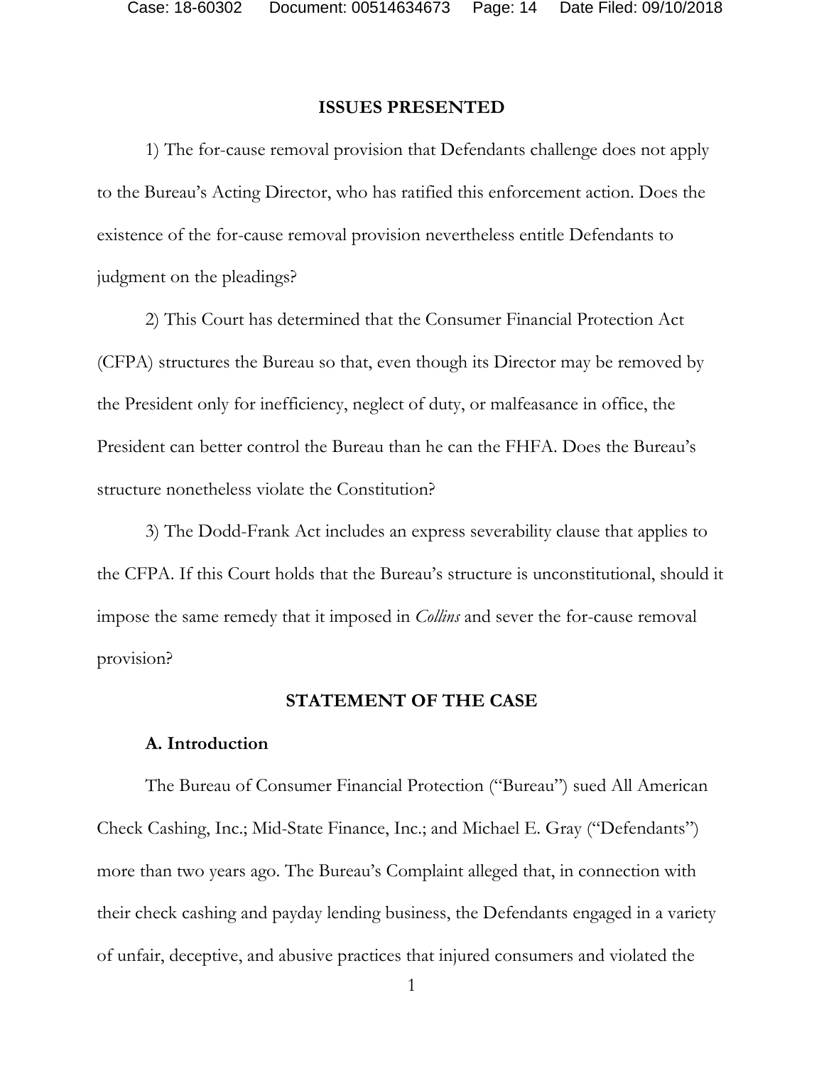## ISSUES PRESENTED

1) The for-cause removal provision that Defendants challenge does not apply to the Bureau's Acting Director, who has ratified this enforcement action. Does the existence of the for-cause removal provision nevertheless entitle Defendants to judgment on the pleadings?

2) This Court has determined that the Consumer Financial Protection Act (CFPA) structures the Bureau so that, even though its Director may be removed by the President only for inefficiency, neglect of duty, or malfeasance in office, the President can better control the Bureau than he can the FHFA. Does the Bureau's structure nonetheless violate the Constitution?

3) The Dodd-Frank Act includes an express severability clause that applies to the CFPA. If this Court holds that the Bureau's structure is unconstitutional, should it impose the same remedy that it imposed in *Collins* and sever the for-cause removal provision?

## STATEMENT OF THE CASE

### A. Introduction

The Bureau of Consumer Financial Protection ("Bureau") sued All American Check Cashing, Inc.; Mid-State Finance, Inc.; and Michael E. Gray ("Defendants") more than two years ago. The Bureau's Complaint alleged that, in connection with their check cashing and payday lending business, the Defendants engaged in a variety of unfair, deceptive, and abusive practices that injured consumers and violated the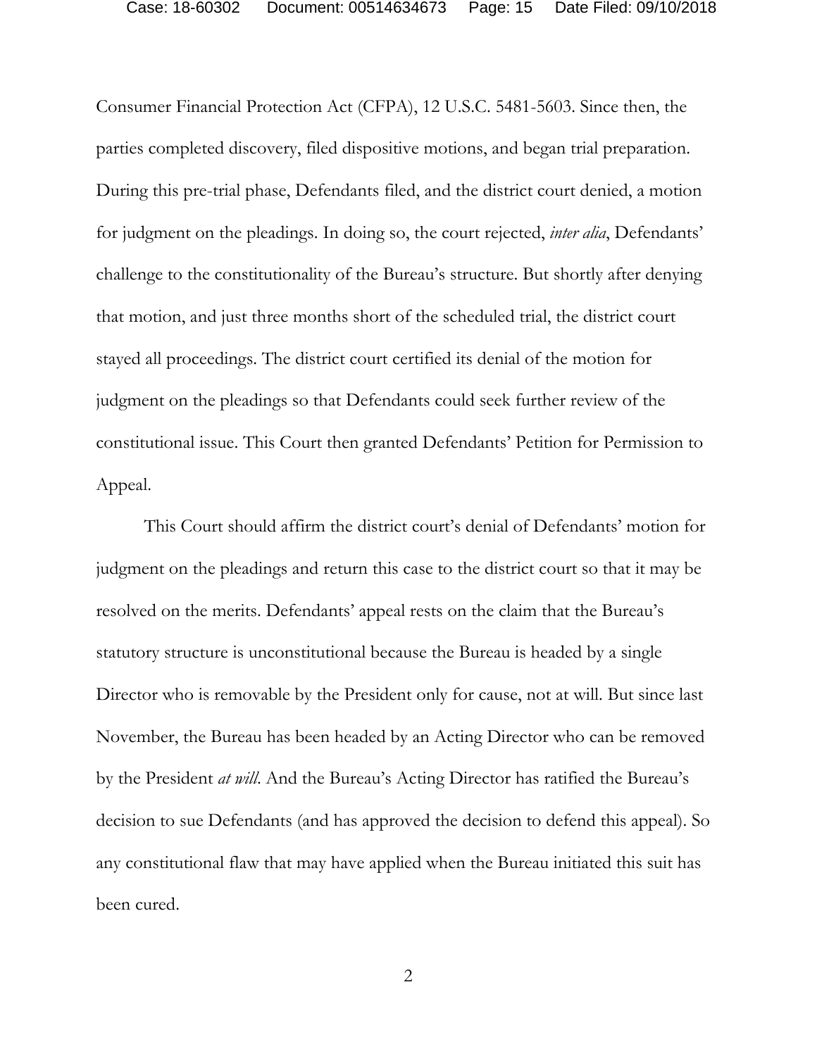Consumer Financial Protection Act (CFPA), 12 U.S.C. 5481-5603. Since then, the parties completed discovery, filed dispositive motions, and began trial preparation. During this pre-trial phase, Defendants filed, and the district court denied, a motion for judgment on the pleadings. In doing so, the court rejected, *inter alia*, Defendants' challenge to the constitutionality of the Bureau's structure. But shortly after denying that motion, and just three months short of the scheduled trial, the district court stayed all proceedings. The district court certified its denial of the motion for judgment on the pleadings so that Defendants could seek further review of the constitutional issue. This Court then granted Defendants' Petition for Permission to Appeal.

This Court should affirm the district court's denial of Defendants' motion for judgment on the pleadings and return this case to the district court so that it may be resolved on the merits. Defendants' appeal rests on the claim that the Bureau's statutory structure is unconstitutional because the Bureau is headed by a single Director who is removable by the President only for cause, not at will. But since last November, the Bureau has been headed by an Acting Director who can be removed by the President *at will*. And the Bureau's Acting Director has ratified the Bureau's decision to sue Defendants (and has approved the decision to defend this appeal). So any constitutional flaw that may have applied when the Bureau initiated this suit has been cured.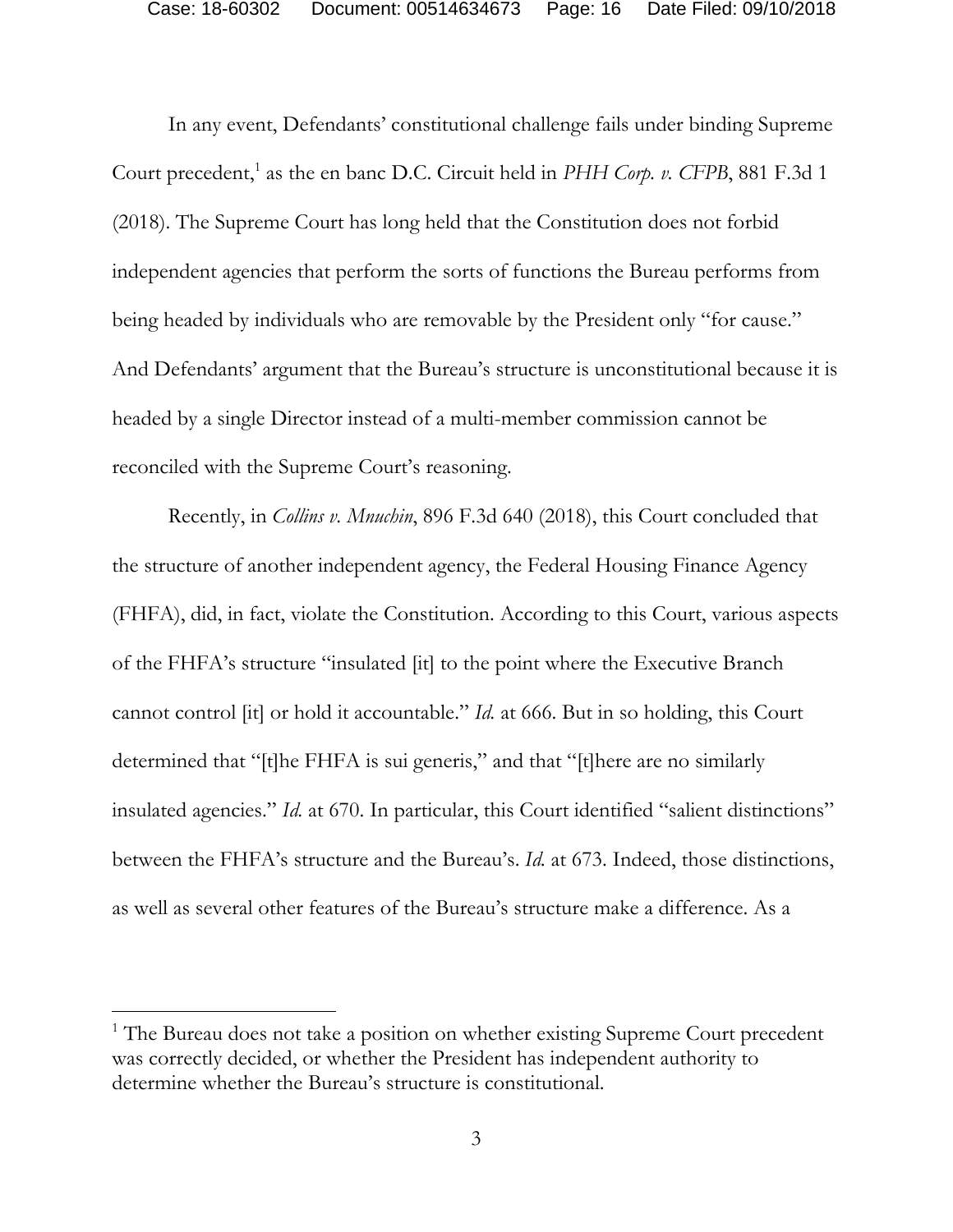In any event, Defendants' constitutional challenge fails under binding Supreme Court precedent,[1] as the en banc D.C. Circuit held in *PHH Corp. v. CFPB*, 881 F.3d 1 (2018). The Supreme Court has long held that the Constitution does not forbid independent agencies that perform the sorts of functions the Bureau performs from being headed by individuals who are removable by the President only "for cause." And Defendants' argument that the Bureau's structure is unconstitutional because it is headed by a single Director instead of a multi-member commission cannot be reconciled with the Supreme Court's reasoning.

Recently, in *Collins v. Mnuchin*, 896 F.3d 640 (2018), this Court concluded that the structure of another independent agency, the Federal Housing Finance Agency (FHFA), did, in fact, violate the Constitution. According to this Court, various aspects of the FHFA's structure "insulated [it] to the point where the Executive Branch cannot control [it] or hold it accountable." *Id.* at 666. But in so holding, this Court determined that "[t]he FHFA is sui generis," and that "[t]here are no similarly insulated agencies." *Id.* at 670. In particular, this Court identified "salient distinctions" between the FHFA's structure and the Bureau's. *Id.* at 673. Indeed, those distinctions, as well as several other features of the Bureau's structure make a difference. As a

---

[1] The Bureau does not take a position on whether existing Supreme Court precedent was correctly decided, or whether the President has independent authority to determine whether the Bureau's structure is constitutional.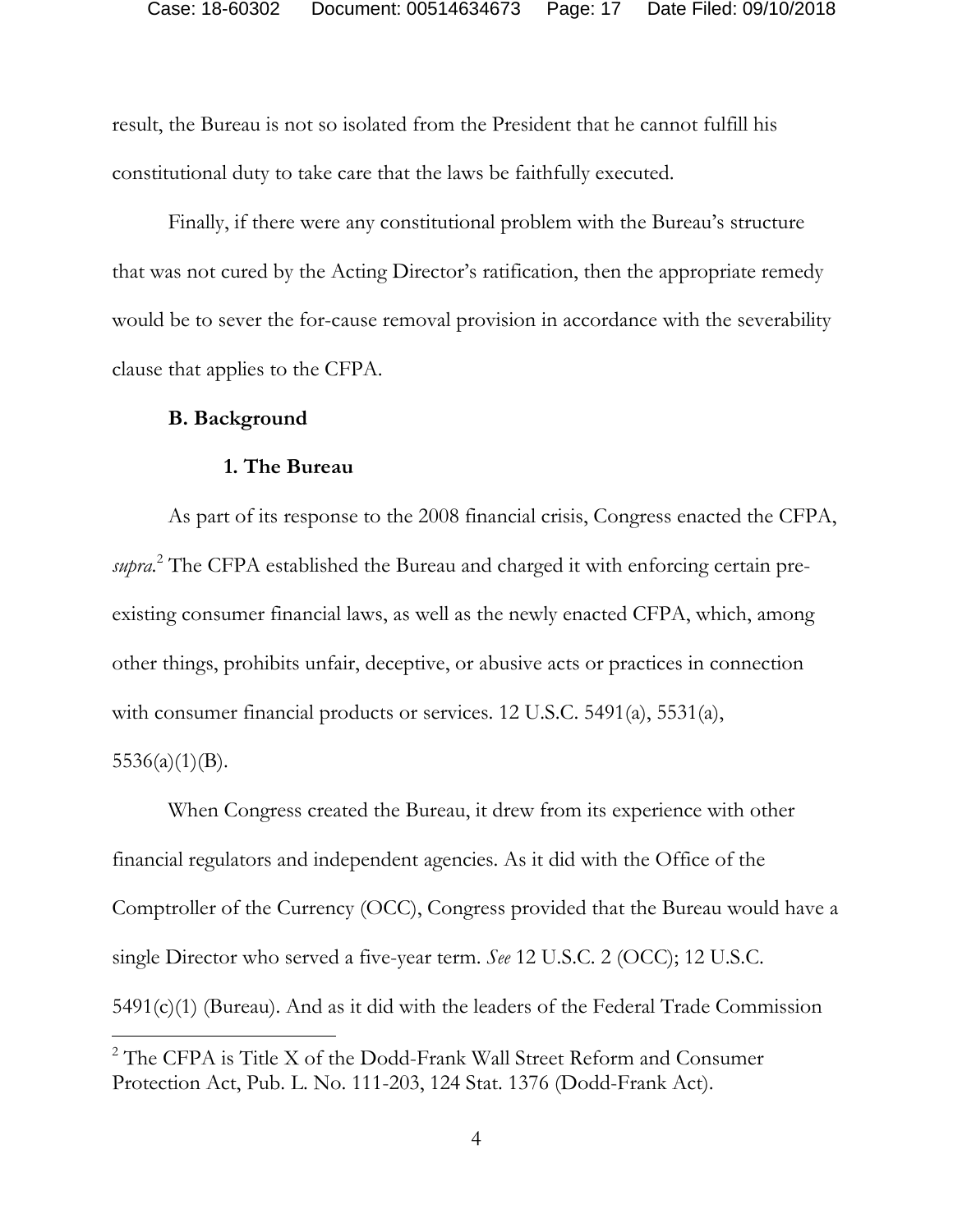result, the Bureau is not so isolated from the President that he cannot fulfill his constitutional duty to take care that the laws be faithfully executed.

Finally, if there were any constitutional problem with the Bureau's structure that was not cured by the Acting Director's ratification, then the appropriate remedy would be to sever the for-cause removal provision in accordance with the severability clause that applies to the CFPA.

**B. Background**

**1. The Bureau**

As part of its response to the 2008 financial crisis, Congress enacted the CFPA, *supra*.[2] The CFPA established the Bureau and charged it with enforcing certain pre-existing consumer financial laws, as well as the newly enacted CFPA, which, among other things, prohibits unfair, deceptive, or abusive acts or practices in connection with consumer financial products or services. 12 U.S.C. 5491(a), 5531(a), 5536(a)(1)(B).

When Congress created the Bureau, it drew from its experience with other financial regulators and independent agencies. As it did with the Office of the Comptroller of the Currency (OCC), Congress provided that the Bureau would have a single Director who served a five-year term. *See* 12 U.S.C. 2 (OCC); 12 U.S.C. 5491(c)(1) (Bureau). And as it did with the leaders of the Federal Trade Commission

---

[2] The CFPA is Title X of the Dodd-Frank Wall Street Reform and Consumer Protection Act, Pub. L. No. 111-203, 124 Stat. 1376 (Dodd-Frank Act).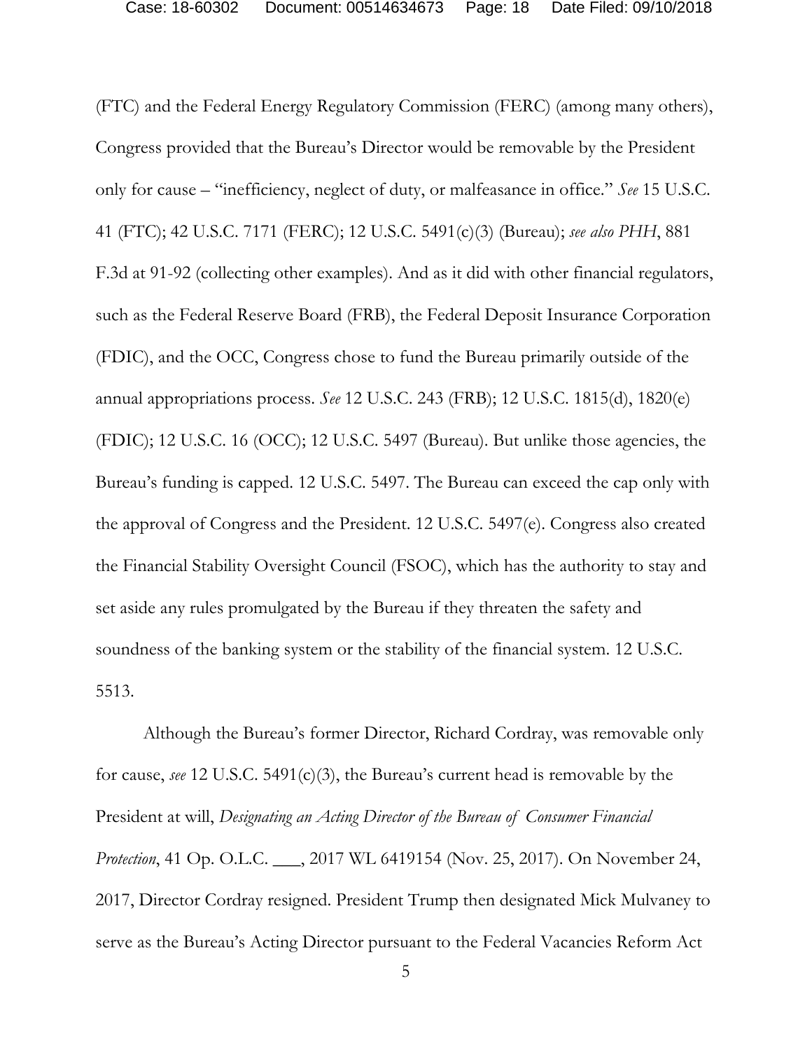(FTC) and the Federal Energy Regulatory Commission (FERC) (among many others), Congress provided that the Bureau's Director would be removable by the President only for cause – "inefficiency, neglect of duty, or malfeasance in office." *See* 15 U.S.C. 41 (FTC); 42 U.S.C. 7171 (FERC); 12 U.S.C. 5491(c)(3) (Bureau); *see also PHH*, 881 F.3d at 91-92 (collecting other examples). And as it did with other financial regulators, such as the Federal Reserve Board (FRB), the Federal Deposit Insurance Corporation (FDIC), and the OCC, Congress chose to fund the Bureau primarily outside of the annual appropriations process. *See* 12 U.S.C. 243 (FRB); 12 U.S.C. 1815(d), 1820(e) (FDIC); 12 U.S.C. 16 (OCC); 12 U.S.C. 5497 (Bureau). But unlike those agencies, the Bureau's funding is capped. 12 U.S.C. 5497. The Bureau can exceed the cap only with the approval of Congress and the President. 12 U.S.C. 5497(e). Congress also created the Financial Stability Oversight Council (FSOC), which has the authority to stay and set aside any rules promulgated by the Bureau if they threaten the safety and soundness of the banking system or the stability of the financial system. 12 U.S.C. 5513.

Although the Bureau's former Director, Richard Cordray, was removable only for cause, *see* 12 U.S.C. 5491(c)(3), the Bureau's current head is removable by the President at will, *Designating an Acting Director of the Bureau of Consumer Financial Protection*, 41 Op. O.L.C. ___, 2017 WL 6419154 (Nov. 25, 2017). On November 24, 2017, Director Cordray resigned. President Trump then designated Mick Mulvaney to serve as the Bureau's Acting Director pursuant to the Federal Vacancies Reform Act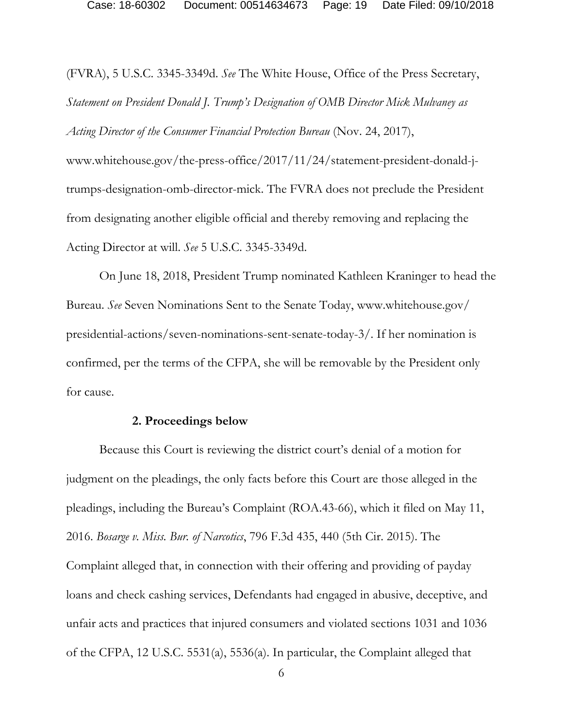(FVRA), 5 U.S.C. 3345-3349d. *See* The White House, Office of the Press Secretary, *Statement on President Donald J. Trump's Designation of OMB Director Mick Mulvaney as Acting Director of the Consumer Financial Protection Bureau* (Nov. 24, 2017), www.whitehouse.gov/the-press-office/2017/11/24/statement-president-donald-j-trumps-designation-omb-director-mick. The FVRA does not preclude the President from designating another eligible official and thereby removing and replacing the Acting Director at will. *See* 5 U.S.C. 3345-3349d.

On June 18, 2018, President Trump nominated Kathleen Kraninger to head the Bureau. *See* Seven Nominations Sent to the Senate Today, www.whitehouse.gov/presidential-actions/seven-nominations-sent-senate-today-3/. If her nomination is confirmed, per the terms of the CFPA, she will be removable by the President only for cause.

### 2. Proceedings below

Because this Court is reviewing the district court's denial of a motion for judgment on the pleadings, the only facts before this Court are those alleged in the pleadings, including the Bureau's Complaint (ROA.43-66), which it filed on May 11, 2016. *Bosarge v. Miss. Bur. of Narcotics*, 796 F.3d 435, 440 (5th Cir. 2015). The Complaint alleged that, in connection with their offering and providing of payday loans and check cashing services, Defendants had engaged in abusive, deceptive, and unfair acts and practices that injured consumers and violated sections 1031 and 1036 of the CFPA, 12 U.S.C. 5531(a), 5536(a). In particular, the Complaint alleged that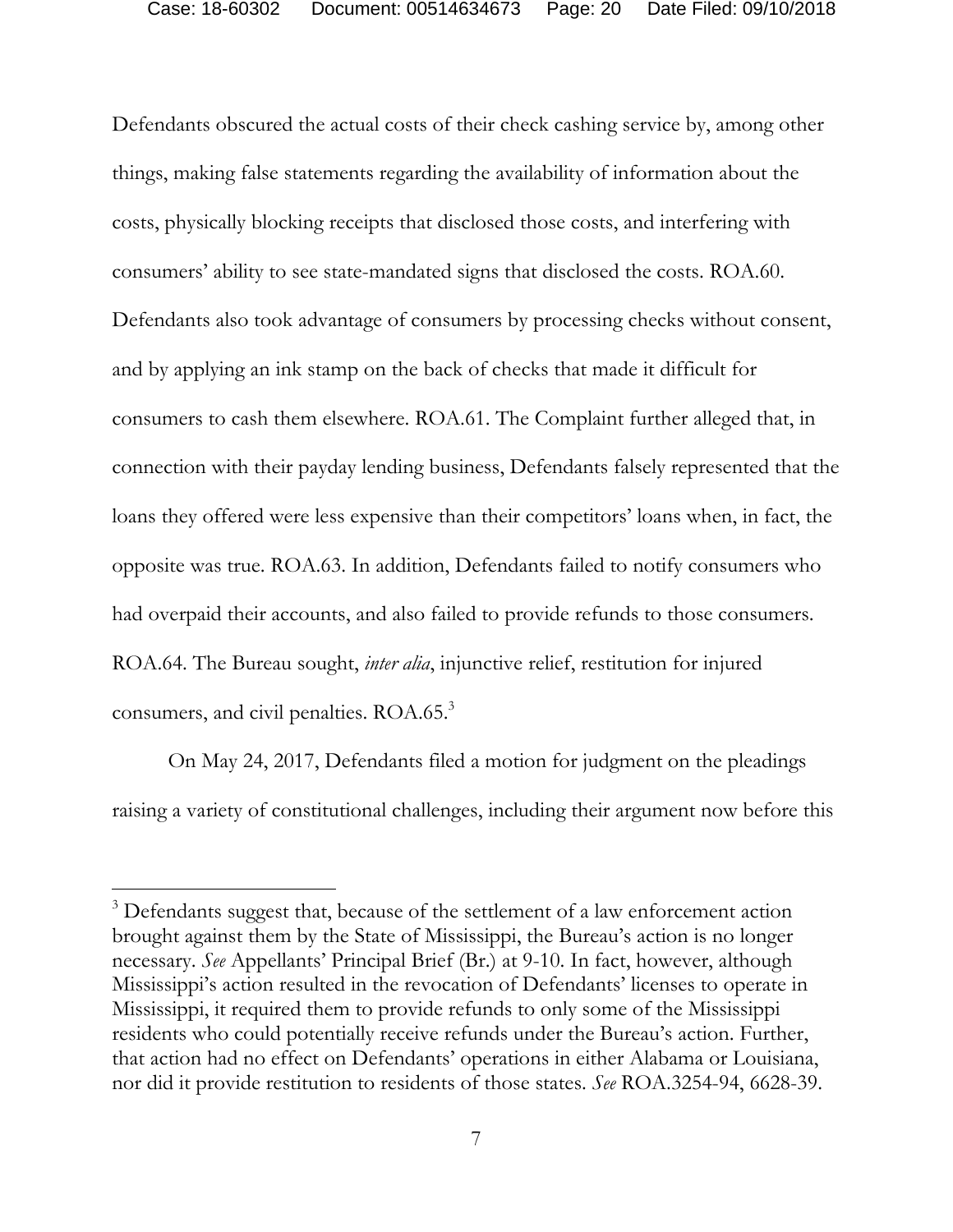Defendants obscured the actual costs of their check cashing service by, among other things, making false statements regarding the availability of information about the costs, physically blocking receipts that disclosed those costs, and interfering with consumers' ability to see state-mandated signs that disclosed the costs. ROA.60. Defendants also took advantage of consumers by processing checks without consent, and by applying an ink stamp on the back of checks that made it difficult for consumers to cash them elsewhere. ROA.61. The Complaint further alleged that, in connection with their payday lending business, Defendants falsely represented that the loans they offered were less expensive than their competitors' loans when, in fact, the opposite was true. ROA.63. In addition, Defendants failed to notify consumers who had overpaid their accounts, and also failed to provide refunds to those consumers. ROA.64. The Bureau sought, *inter alia*, injunctive relief, restitution for injured consumers, and civil penalties. ROA.65.[3]

On May 24, 2017, Defendants filed a motion for judgment on the pleadings raising a variety of constitutional challenges, including their argument now before this

[3] Defendants suggest that, because of the settlement of a law enforcement action brought against them by the State of Mississippi, the Bureau's action is no longer necessary. *See* Appellants' Principal Brief (Br.) at 9-10. In fact, however, although Mississippi's action resulted in the revocation of Defendants' licenses to operate in Mississippi, it required them to provide refunds to only some of the Mississippi residents who could potentially receive refunds under the Bureau's action. Further, that action had no effect on Defendants' operations in either Alabama or Louisiana, nor did it provide restitution to residents of those states. *See* ROA.3254-94, 6628-39.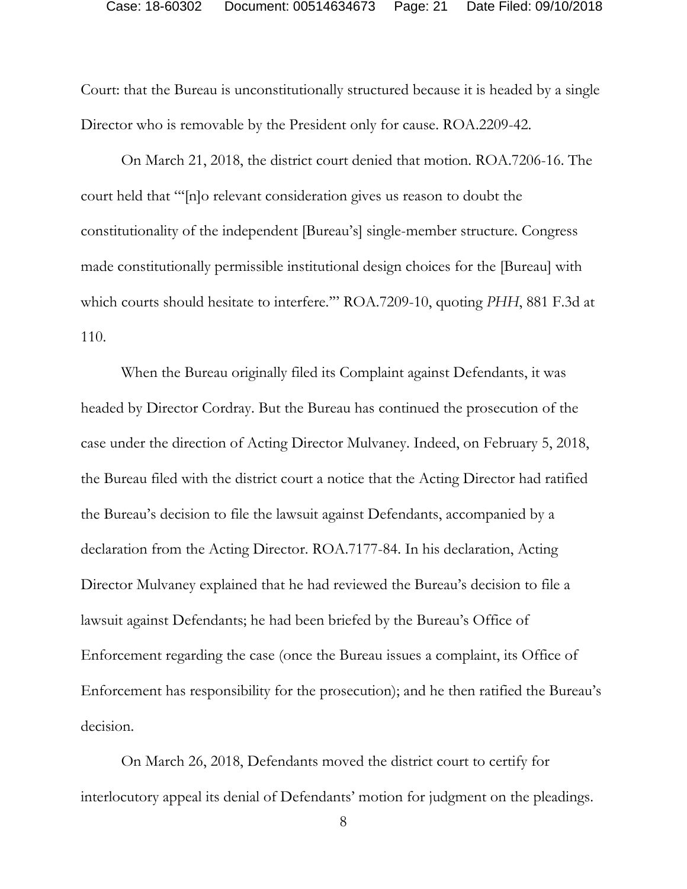Court: that the Bureau is unconstitutionally structured because it is headed by a single Director who is removable by the President only for cause. ROA.2209-42.

On March 21, 2018, the district court denied that motion. ROA.7206-16. The court held that "'[n]o relevant consideration gives us reason to doubt the constitutionality of the independent [Bureau's] single-member structure. Congress made constitutionally permissible institutional design choices for the [Bureau] with which courts should hesitate to interfere.'" ROA.7209-10, quoting *PHH*, 881 F.3d at 110.

When the Bureau originally filed its Complaint against Defendants, it was headed by Director Cordray. But the Bureau has continued the prosecution of the case under the direction of Acting Director Mulvaney. Indeed, on February 5, 2018, the Bureau filed with the district court a notice that the Acting Director had ratified the Bureau's decision to file the lawsuit against Defendants, accompanied by a declaration from the Acting Director. ROA.7177-84. In his declaration, Acting Director Mulvaney explained that he had reviewed the Bureau's decision to file a lawsuit against Defendants; he had been briefed by the Bureau's Office of Enforcement regarding the case (once the Bureau issues a complaint, its Office of Enforcement has responsibility for the prosecution); and he then ratified the Bureau's decision.

On March 26, 2018, Defendants moved the district court to certify for interlocutory appeal its denial of Defendants' motion for judgment on the pleadings.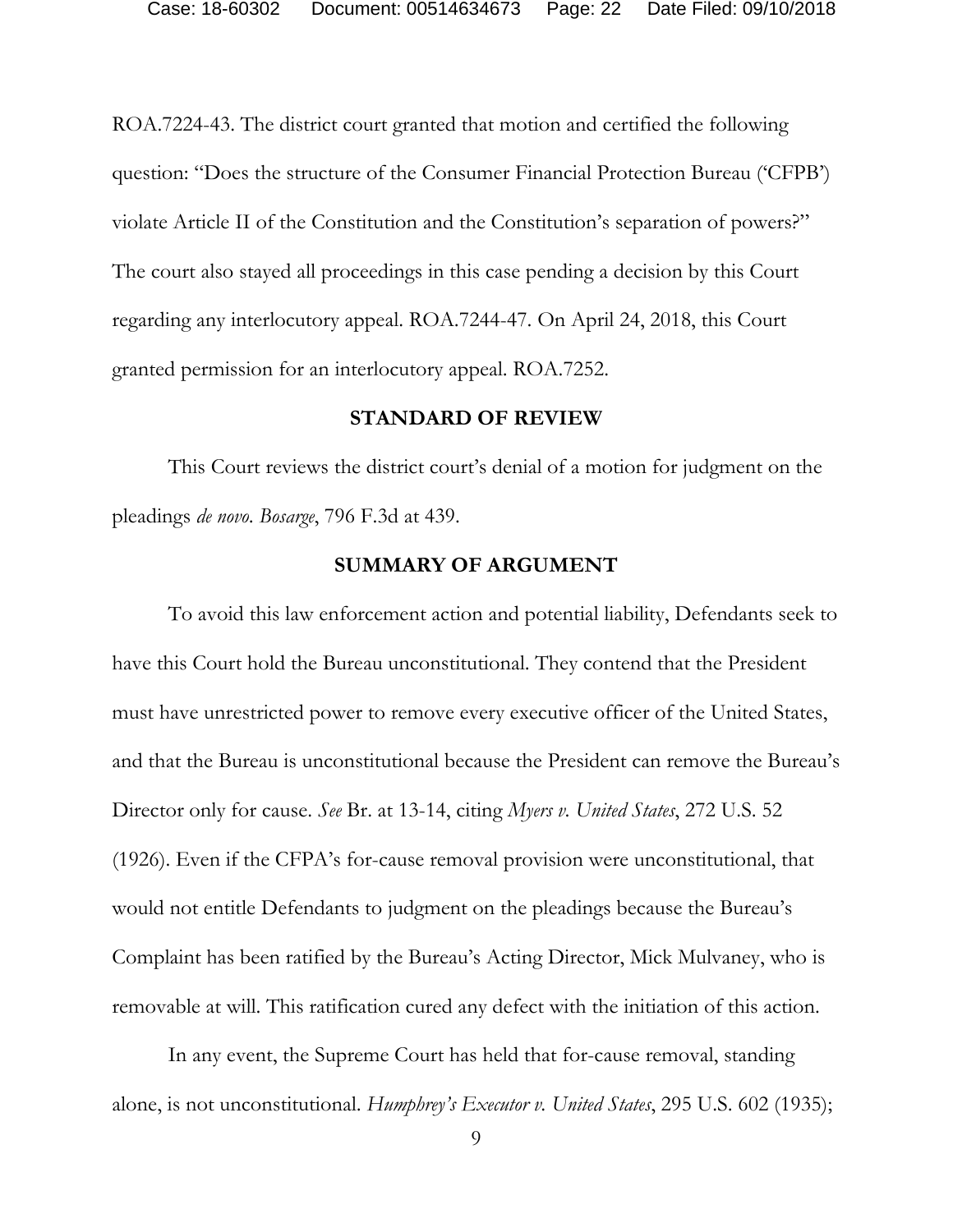ROA.7224-43. The district court granted that motion and certified the following question: "Does the structure of the Consumer Financial Protection Bureau ('CFPB') violate Article II of the Constitution and the Constitution's separation of powers?" The court also stayed all proceedings in this case pending a decision by this Court regarding any interlocutory appeal. ROA.7244-47. On April 24, 2018, this Court granted permission for an interlocutory appeal. ROA.7252.

## STANDARD OF REVIEW

This Court reviews the district court's denial of a motion for judgment on the pleadings *de novo*. *Bosarge*, 796 F.3d at 439.

## SUMMARY OF ARGUMENT

To avoid this law enforcement action and potential liability, Defendants seek to have this Court hold the Bureau unconstitutional. They contend that the President must have unrestricted power to remove every executive officer of the United States, and that the Bureau is unconstitutional because the President can remove the Bureau's Director only for cause. *See* Br. at 13-14, citing *Myers v. United States*, 272 U.S. 52 (1926). Even if the CFPA's for-cause removal provision were unconstitutional, that would not entitle Defendants to judgment on the pleadings because the Bureau's Complaint has been ratified by the Bureau's Acting Director, Mick Mulvaney, who is removable at will. This ratification cured any defect with the initiation of this action.

In any event, the Supreme Court has held that for-cause removal, standing alone, is not unconstitutional. *Humphrey's Executor v. United States*, 295 U.S. 602 (1935);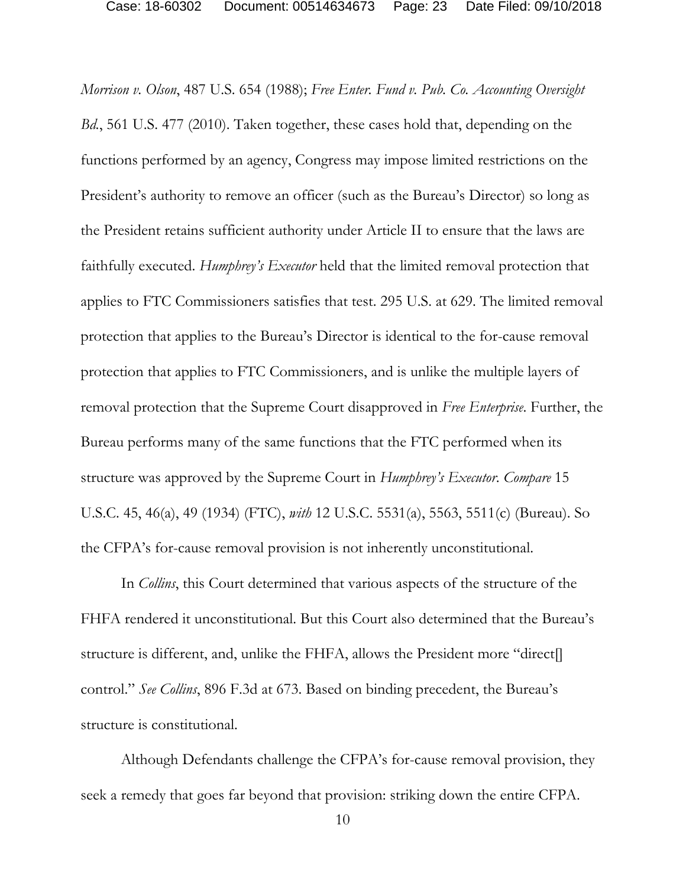*Morrison v. Olson*, 487 U.S. 654 (1988); *Free Enter. Fund v. Pub. Co. Accounting Oversight Bd.*, 561 U.S. 477 (2010). Taken together, these cases hold that, depending on the functions performed by an agency, Congress may impose limited restrictions on the President's authority to remove an officer (such as the Bureau's Director) so long as the President retains sufficient authority under Article II to ensure that the laws are faithfully executed. *Humphrey's Executor* held that the limited removal protection that applies to FTC Commissioners satisfies that test. 295 U.S. at 629. The limited removal protection that applies to the Bureau's Director is identical to the for-cause removal protection that applies to FTC Commissioners, and is unlike the multiple layers of removal protection that the Supreme Court disapproved in *Free Enterprise*. Further, the Bureau performs many of the same functions that the FTC performed when its structure was approved by the Supreme Court in *Humphrey's Executor*. *Compare* 15 U.S.C. 45, 46(a), 49 (1934) (FTC), *with* 12 U.S.C. 5531(a), 5563, 5511(c) (Bureau). So the CFPA's for-cause removal provision is not inherently unconstitutional.

In *Collins*, this Court determined that various aspects of the structure of the FHFA rendered it unconstitutional. But this Court also determined that the Bureau's structure is different, and, unlike the FHFA, allows the President more "direct[] control." *See Collins*, 896 F.3d at 673. Based on binding precedent, the Bureau's structure is constitutional.

Although Defendants challenge the CFPA's for-cause removal provision, they seek a remedy that goes far beyond that provision: striking down the entire CFPA.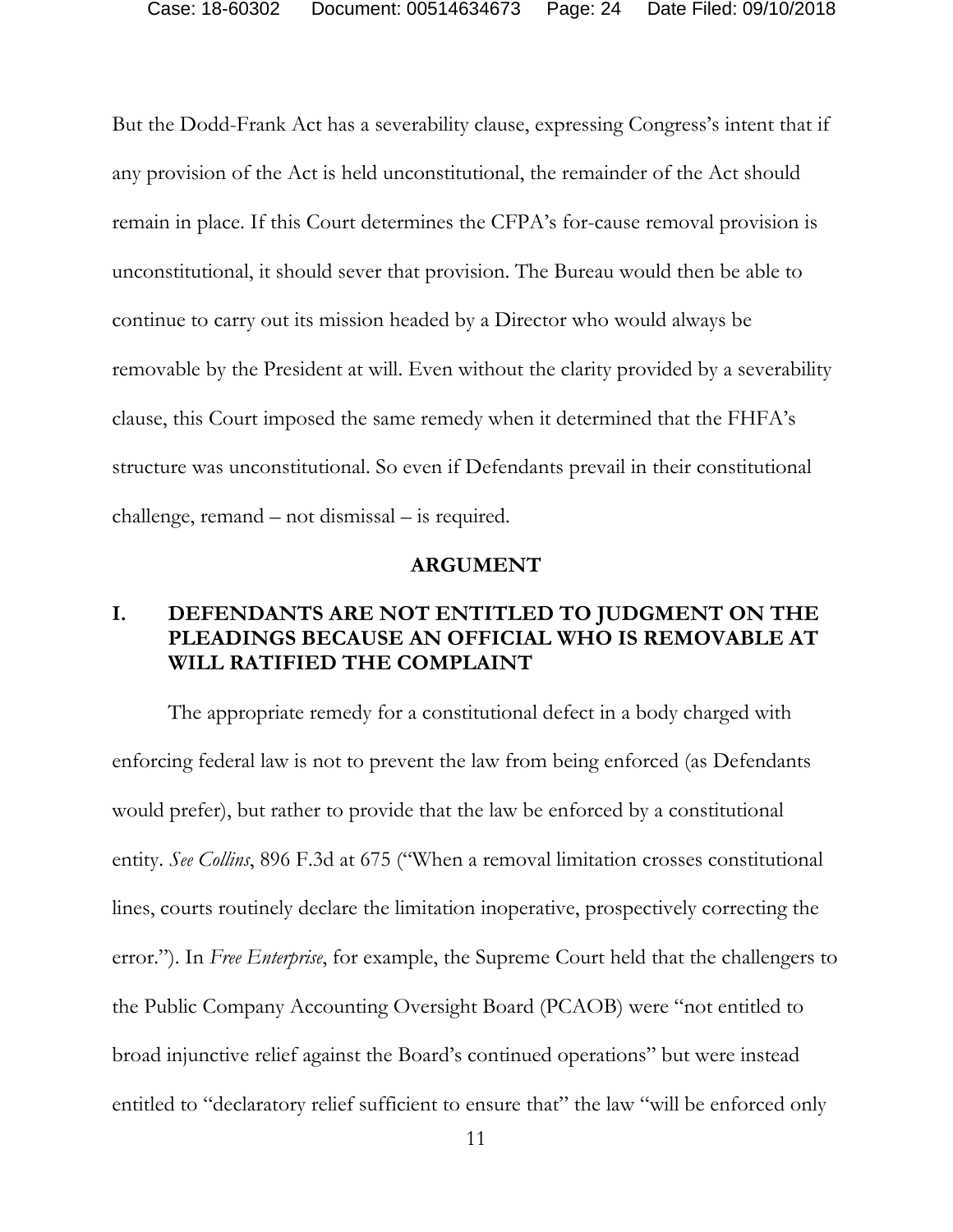But the Dodd-Frank Act has a severability clause, expressing Congress's intent that if any provision of the Act is held unconstitutional, the remainder of the Act should remain in place. If this Court determines the CFPA's for-cause removal provision is unconstitutional, it should sever that provision. The Bureau would then be able to continue to carry out its mission headed by a Director who would always be removable by the President at will. Even without the clarity provided by a severability clause, this Court imposed the same remedy when it determined that the FHFA's structure was unconstitutional. So even if Defendants prevail in their constitutional challenge, remand – not dismissal – is required.

## ARGUMENT

### I. DEFENDANTS ARE NOT ENTITLED TO JUDGMENT ON THE PLEADINGS BECAUSE AN OFFICIAL WHO IS REMOVABLE AT WILL RATIFIED THE COMPLAINT

The appropriate remedy for a constitutional defect in a body charged with enforcing federal law is not to prevent the law from being enforced (as Defendants would prefer), but rather to provide that the law be enforced by a constitutional entity. *See Collins*, 896 F.3d at 675 ("When a removal limitation crosses constitutional lines, courts routinely declare the limitation inoperative, prospectively correcting the error."). In *Free Enterprise*, for example, the Supreme Court held that the challengers to the Public Company Accounting Oversight Board (PCAOB) were "not entitled to broad injunctive relief against the Board's continued operations" but were instead entitled to "declaratory relief sufficient to ensure that" the law "will be enforced only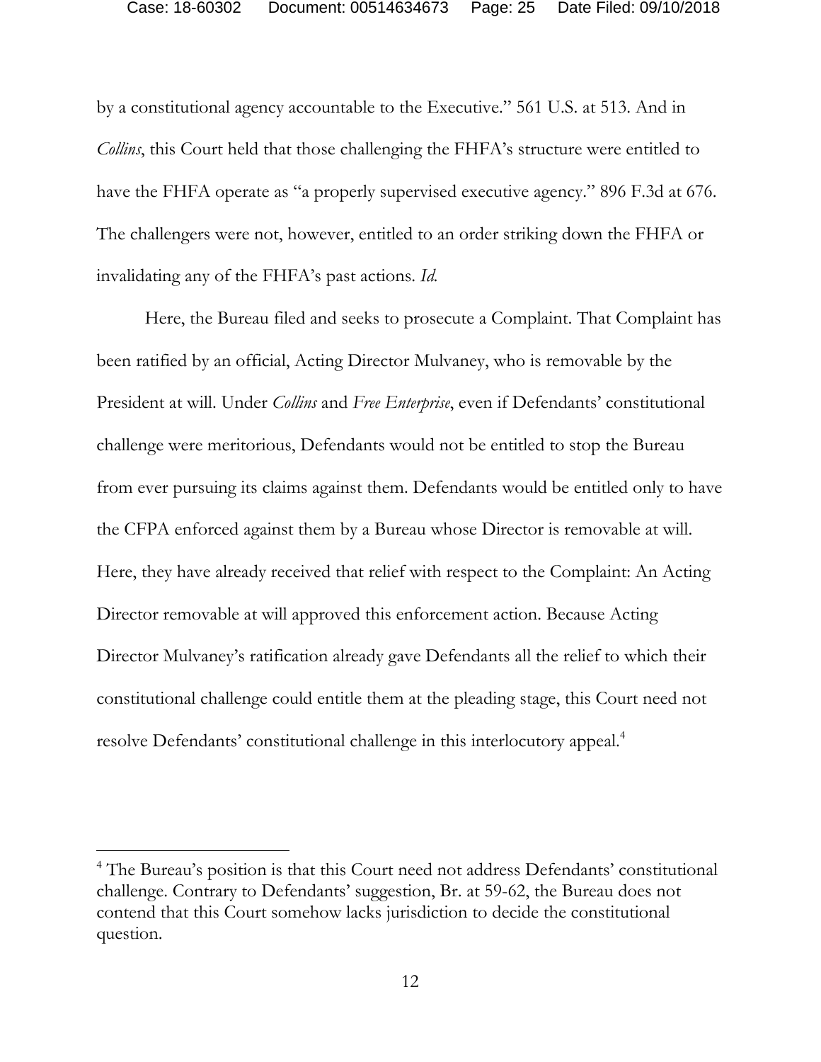by a constitutional agency accountable to the Executive." 561 U.S. at 513. And in *Collins*, this Court held that those challenging the FHFA's structure were entitled to have the FHFA operate as "a properly supervised executive agency." 896 F.3d at 676. The challengers were not, however, entitled to an order striking down the FHFA or invalidating any of the FHFA's past actions. *Id.*

Here, the Bureau filed and seeks to prosecute a Complaint. That Complaint has been ratified by an official, Acting Director Mulvaney, who is removable by the President at will. Under *Collins* and *Free Enterprise*, even if Defendants' constitutional challenge were meritorious, Defendants would not be entitled to stop the Bureau from ever pursuing its claims against them. Defendants would be entitled only to have the CFPA enforced against them by a Bureau whose Director is removable at will. Here, they have already received that relief with respect to the Complaint: An Acting Director removable at will approved this enforcement action. Because Acting Director Mulvaney's ratification already gave Defendants all the relief to which their constitutional challenge could entitle them at the pleading stage, this Court need not resolve Defendants' constitutional challenge in this interlocutory appeal.[4]

[4] The Bureau's position is that this Court need not address Defendants' constitutional challenge. Contrary to Defendants' suggestion, Br. at 59-62, the Bureau does not contend that this Court somehow lacks jurisdiction to decide the constitutional question.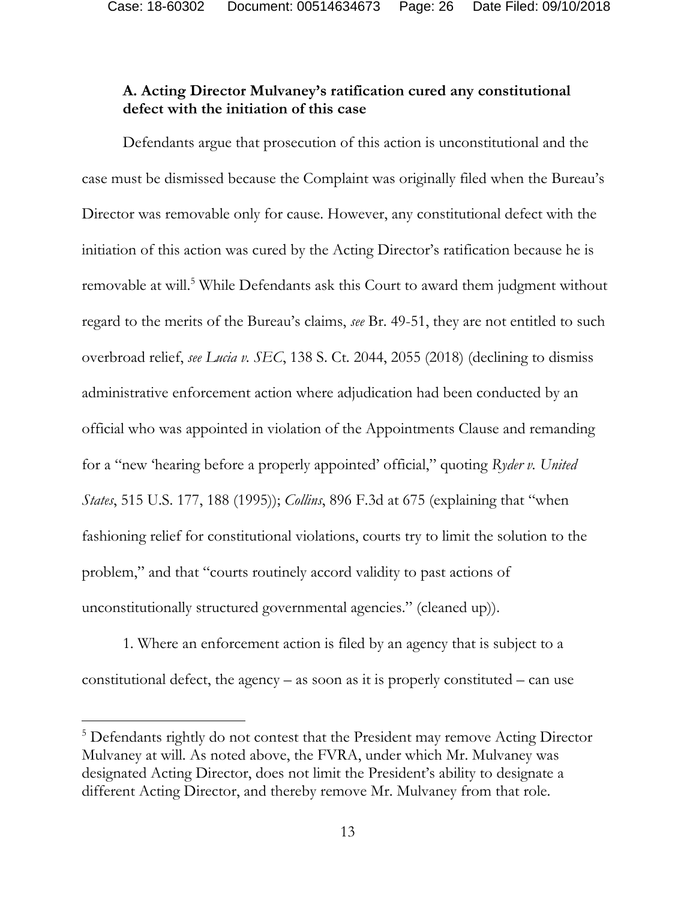### A. Acting Director Mulvaney's ratification cured any constitutional defect with the initiation of this case

Defendants argue that prosecution of this action is unconstitutional and the case must be dismissed because the Complaint was originally filed when the Bureau's Director was removable only for cause. However, any constitutional defect with the initiation of this action was cured by the Acting Director's ratification because he is removable at will.[5] While Defendants ask this Court to award them judgment without regard to the merits of the Bureau's claims, *see* Br. 49-51, they are not entitled to such overbroad relief, *see Lucia v. SEC*, 138 S. Ct. 2044, 2055 (2018) (declining to dismiss administrative enforcement action where adjudication had been conducted by an official who was appointed in violation of the Appointments Clause and remanding for a "new 'hearing before a properly appointed' official," quoting *Ryder v. United States*, 515 U.S. 177, 188 (1995)); *Collins*, 896 F.3d at 675 (explaining that "when fashioning relief for constitutional violations, courts try to limit the solution to the problem," and that "courts routinely accord validity to past actions of unconstitutionally structured governmental agencies." (cleaned up)).

1. Where an enforcement action is filed by an agency that is subject to a constitutional defect, the agency – as soon as it is properly constituted – can use

[5] Defendants rightly do not contest that the President may remove Acting Director Mulvaney at will. As noted above, the FVRA, under which Mr. Mulvaney was designated Acting Director, does not limit the President's ability to designate a different Acting Director, and thereby remove Mr. Mulvaney from that role.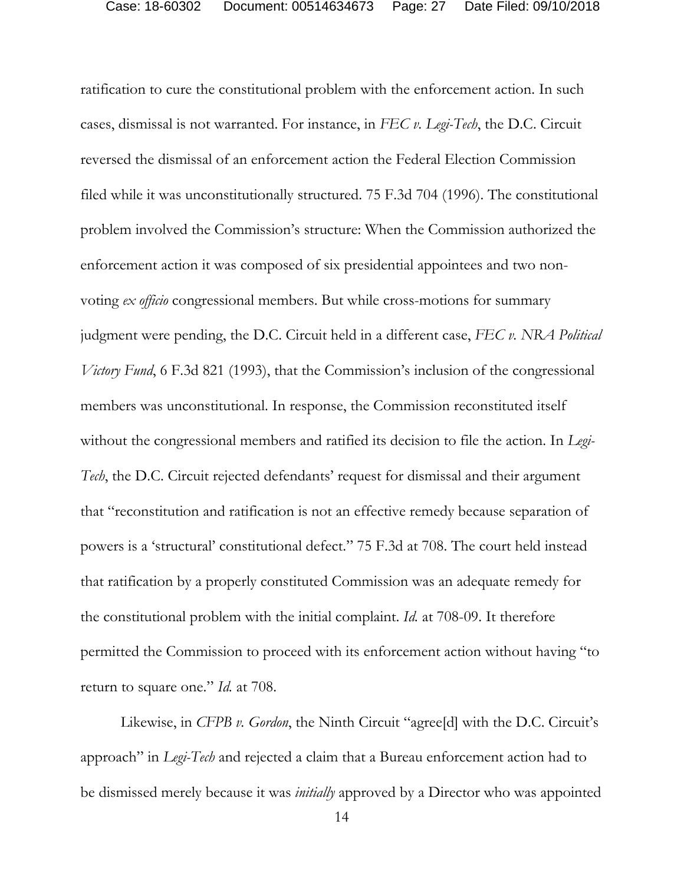ratification to cure the constitutional problem with the enforcement action. In such cases, dismissal is not warranted. For instance, in *FEC v. Legi-Tech*, the D.C. Circuit reversed the dismissal of an enforcement action the Federal Election Commission filed while it was unconstitutionally structured. 75 F.3d 704 (1996). The constitutional problem involved the Commission's structure: When the Commission authorized the enforcement action it was composed of six presidential appointees and two non-voting *ex officio* congressional members. But while cross-motions for summary judgment were pending, the D.C. Circuit held in a different case, *FEC v. NRA Political Victory Fund*, 6 F.3d 821 (1993), that the Commission's inclusion of the congressional members was unconstitutional. In response, the Commission reconstituted itself without the congressional members and ratified its decision to file the action. In *Legi-Tech*, the D.C. Circuit rejected defendants' request for dismissal and their argument that "reconstitution and ratification is not an effective remedy because separation of powers is a 'structural' constitutional defect." 75 F.3d at 708. The court held instead that ratification by a properly constituted Commission was an adequate remedy for the constitutional problem with the initial complaint. *Id.* at 708-09. It therefore permitted the Commission to proceed with its enforcement action without having "to return to square one." *Id.* at 708.

Likewise, in *CFPB v. Gordon*, the Ninth Circuit "agree[d] with the D.C. Circuit's approach" in *Legi-Tech* and rejected a claim that a Bureau enforcement action had to be dismissed merely because it was *initially* approved by a Director who was appointed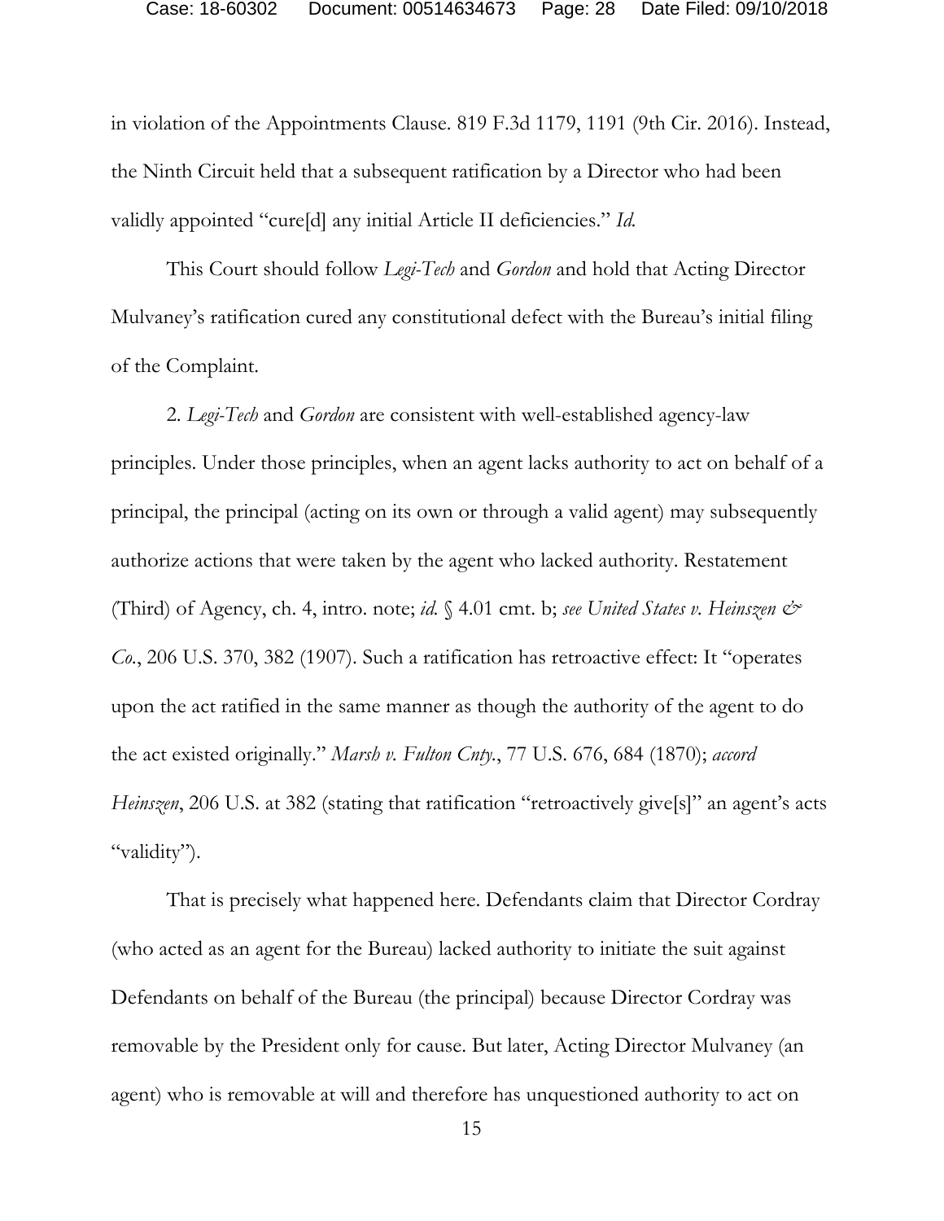in violation of the Appointments Clause. 819 F.3d 1179, 1191 (9th Cir. 2016). Instead, the Ninth Circuit held that a subsequent ratification by a Director who had been validly appointed "cure[d] any initial Article II deficiencies." *Id.*

This Court should follow *Legi-Tech* and *Gordon* and hold that Acting Director Mulvaney's ratification cured any constitutional defect with the Bureau's initial filing of the Complaint.

2. *Legi-Tech* and *Gordon* are consistent with well-established agency-law principles. Under those principles, when an agent lacks authority to act on behalf of a principal, the principal (acting on its own or through a valid agent) may subsequently authorize actions that were taken by the agent who lacked authority. Restatement (Third) of Agency, ch. 4, intro. note; *id.* § 4.01 cmt. b; *see United States v. Heinszen & Co.*, 206 U.S. 370, 382 (1907). Such a ratification has retroactive effect: It "operates upon the act ratified in the same manner as though the authority of the agent to do the act existed originally." *Marsh v. Fulton Cnty.*, 77 U.S. 676, 684 (1870); *accord Heinszen*, 206 U.S. at 382 (stating that ratification "retroactively give[s]" an agent's acts "validity").

That is precisely what happened here. Defendants claim that Director Cordray (who acted as an agent for the Bureau) lacked authority to initiate the suit against Defendants on behalf of the Bureau (the principal) because Director Cordray was removable by the President only for cause. But later, Acting Director Mulvaney (an agent) who is removable at will and therefore has unquestioned authority to act on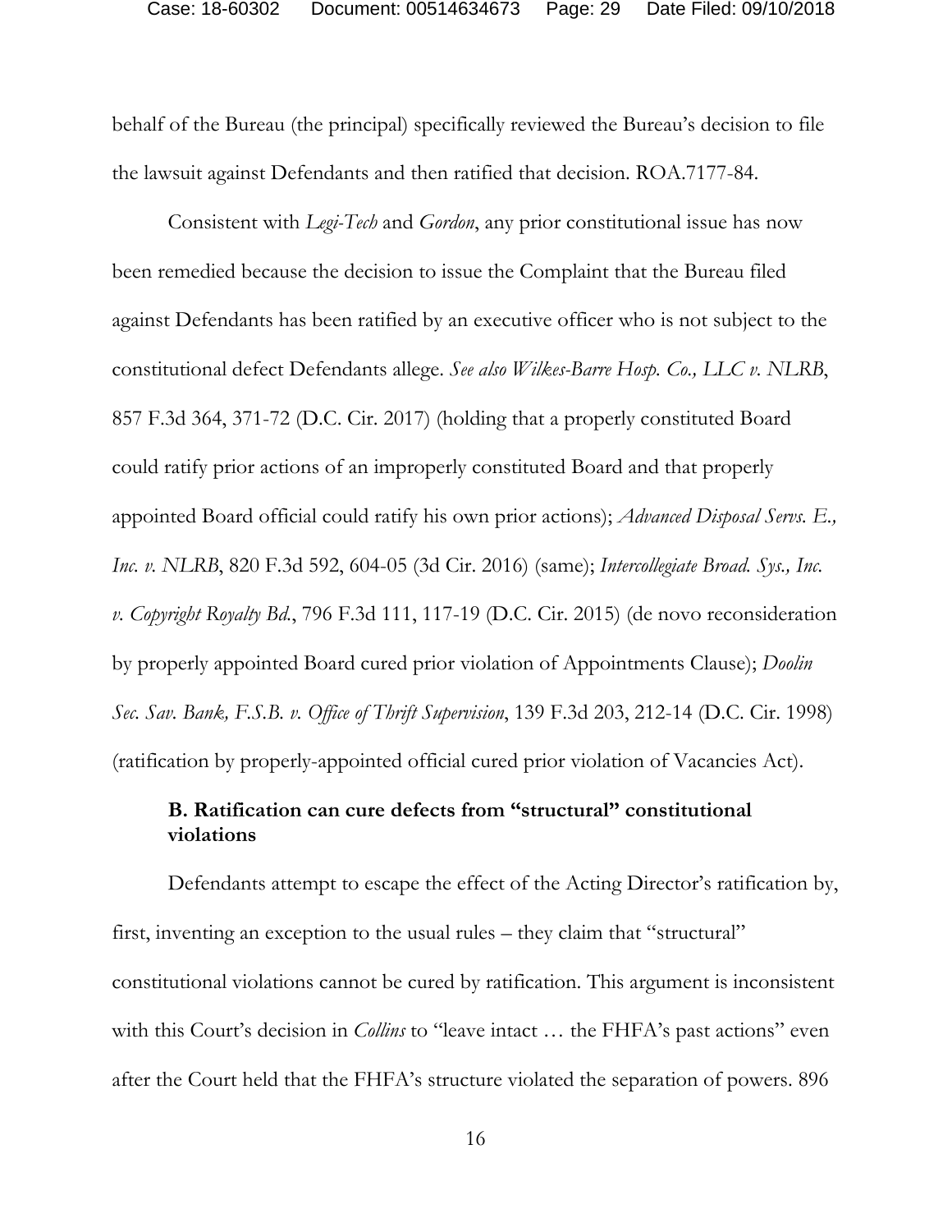behalf of the Bureau (the principal) specifically reviewed the Bureau's decision to file the lawsuit against Defendants and then ratified that decision. ROA.7177-84.

Consistent with *Legi-Tech* and *Gordon*, any prior constitutional issue has now been remedied because the decision to issue the Complaint that the Bureau filed against Defendants has been ratified by an executive officer who is not subject to the constitutional defect Defendants allege. *See also Wilkes-Barre Hosp. Co., LLC v. NLRB*, 857 F.3d 364, 371-72 (D.C. Cir. 2017) (holding that a properly constituted Board could ratify prior actions of an improperly constituted Board and that properly appointed Board official could ratify his own prior actions); *Advanced Disposal Servs. E., Inc. v. NLRB*, 820 F.3d 592, 604-05 (3d Cir. 2016) (same); *Intercollegiate Broad. Sys., Inc. v. Copyright Royalty Bd.*, 796 F.3d 111, 117-19 (D.C. Cir. 2015) (de novo reconsideration by properly appointed Board cured prior violation of Appointments Clause); *Doolin Sec. Sav. Bank, F.S.B. v. Office of Thrift Supervision*, 139 F.3d 203, 212-14 (D.C. Cir. 1998) (ratification by properly-appointed official cured prior violation of Vacancies Act).

### B. Ratification can cure defects from "structural" constitutional violations

Defendants attempt to escape the effect of the Acting Director's ratification by, first, inventing an exception to the usual rules – they claim that "structural" constitutional violations cannot be cured by ratification. This argument is inconsistent with this Court's decision in *Collins* to "leave intact … the FHFA's past actions" even after the Court held that the FHFA's structure violated the separation of powers. 896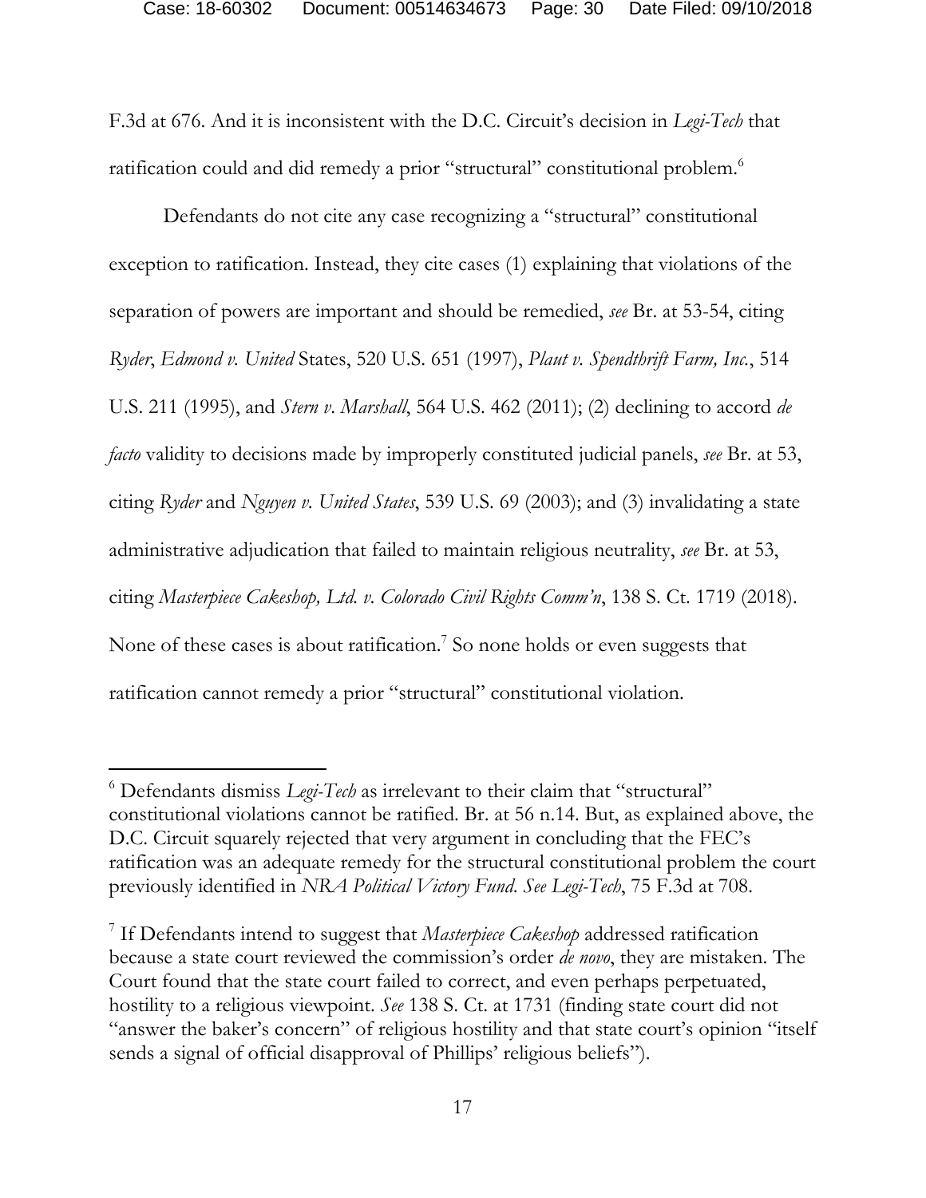F.3d at 676. And it is inconsistent with the D.C. Circuit's decision in *Legi-Tech* that ratification could and did remedy a prior "structural" constitutional problem.[6]

Defendants do not cite any case recognizing a "structural" constitutional exception to ratification. Instead, they cite cases (1) explaining that violations of the separation of powers are important and should be remedied, *see* Br. at 53-54, citing *Ryder*, *Edmond v. United* States, 520 U.S. 651 (1997), *Plaut v. Spendthrift Farm, Inc.*, 514 U.S. 211 (1995), and *Stern v. Marshall*, 564 U.S. 462 (2011); (2) declining to accord *de facto* validity to decisions made by improperly constituted judicial panels, *see* Br. at 53, citing *Ryder* and *Nguyen v. United States*, 539 U.S. 69 (2003); and (3) invalidating a state administrative adjudication that failed to maintain religious neutrality, *see* Br. at 53, citing *Masterpiece Cakeshop, Ltd. v. Colorado Civil Rights Comm'n*, 138 S. Ct. 1719 (2018). None of these cases is about ratification.[7] So none holds or even suggests that ratification cannot remedy a prior "structural" constitutional violation.

---

[6] Defendants dismiss *Legi-Tech* as irrelevant to their claim that "structural" constitutional violations cannot be ratified. Br. at 56 n.14. But, as explained above, the D.C. Circuit squarely rejected that very argument in concluding that the FEC's ratification was an adequate remedy for the structural constitutional problem the court previously identified in *NRA Political Victory Fund*. *See Legi-Tech*, 75 F.3d at 708.

[7] If Defendants intend to suggest that *Masterpiece Cakeshop* addressed ratification because a state court reviewed the commission's order *de novo*, they are mistaken. The Court found that the state court failed to correct, and even perhaps perpetuated, hostility to a religious viewpoint. *See* 138 S. Ct. at 1731 (finding state court did not "answer the baker's concern" of religious hostility and that state court's opinion "itself sends a signal of official disapproval of Phillips' religious beliefs").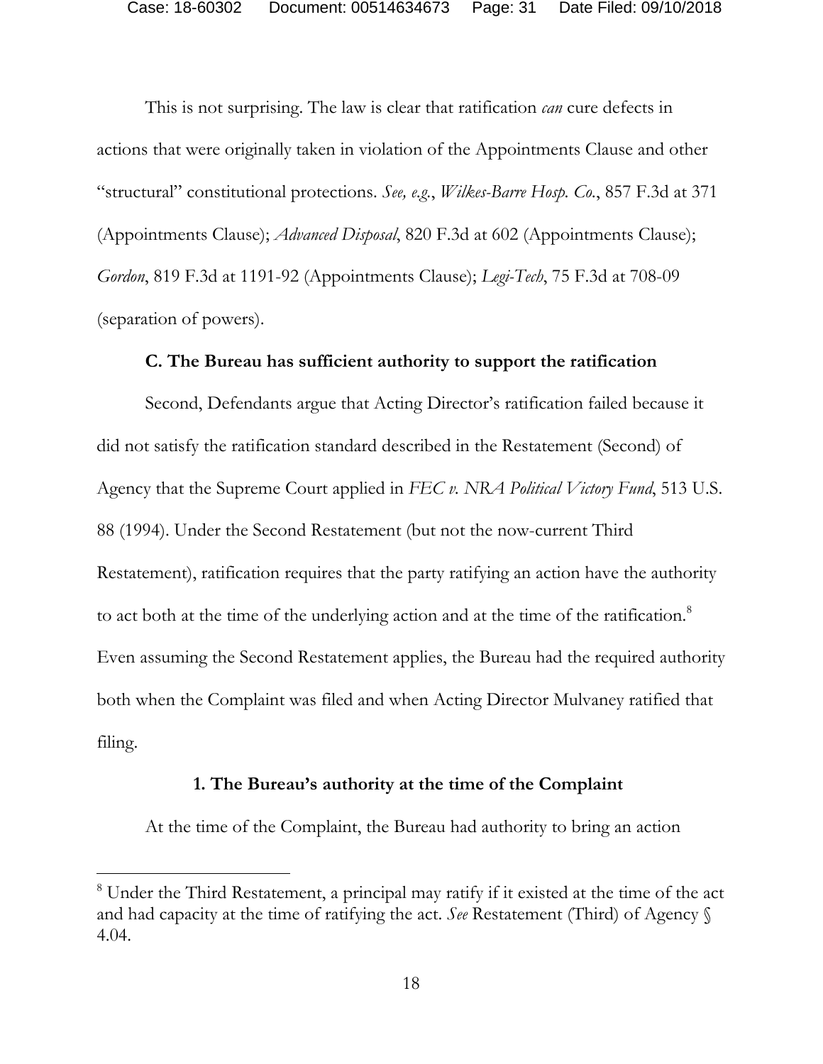This is not surprising. The law is clear that ratification *can* cure defects in actions that were originally taken in violation of the Appointments Clause and other "structural" constitutional protections. *See, e.g.*, *Wilkes-Barre Hosp. Co.*, 857 F.3d at 371 (Appointments Clause); *Advanced Disposal*, 820 F.3d at 602 (Appointments Clause); *Gordon*, 819 F.3d at 1191-92 (Appointments Clause); *Legi-Tech*, 75 F.3d at 708-09 (separation of powers).

### C. The Bureau has sufficient authority to support the ratification

Second, Defendants argue that Acting Director's ratification failed because it did not satisfy the ratification standard described in the Restatement (Second) of Agency that the Supreme Court applied in *FEC v. NRA Political Victory Fund*, 513 U.S. 88 (1994). Under the Second Restatement (but not the now-current Third Restatement), ratification requires that the party ratifying an action have the authority to act both at the time of the underlying action and at the time of the ratification.[8] Even assuming the Second Restatement applies, the Bureau had the required authority both when the Complaint was filed and when Acting Director Mulvaney ratified that filing.

#### 1. The Bureau's authority at the time of the Complaint

At the time of the Complaint, the Bureau had authority to bring an action

[8] Under the Third Restatement, a principal may ratify if it existed at the time of the act and had capacity at the time of ratifying the act. *See* Restatement (Third) of Agency § 4.04.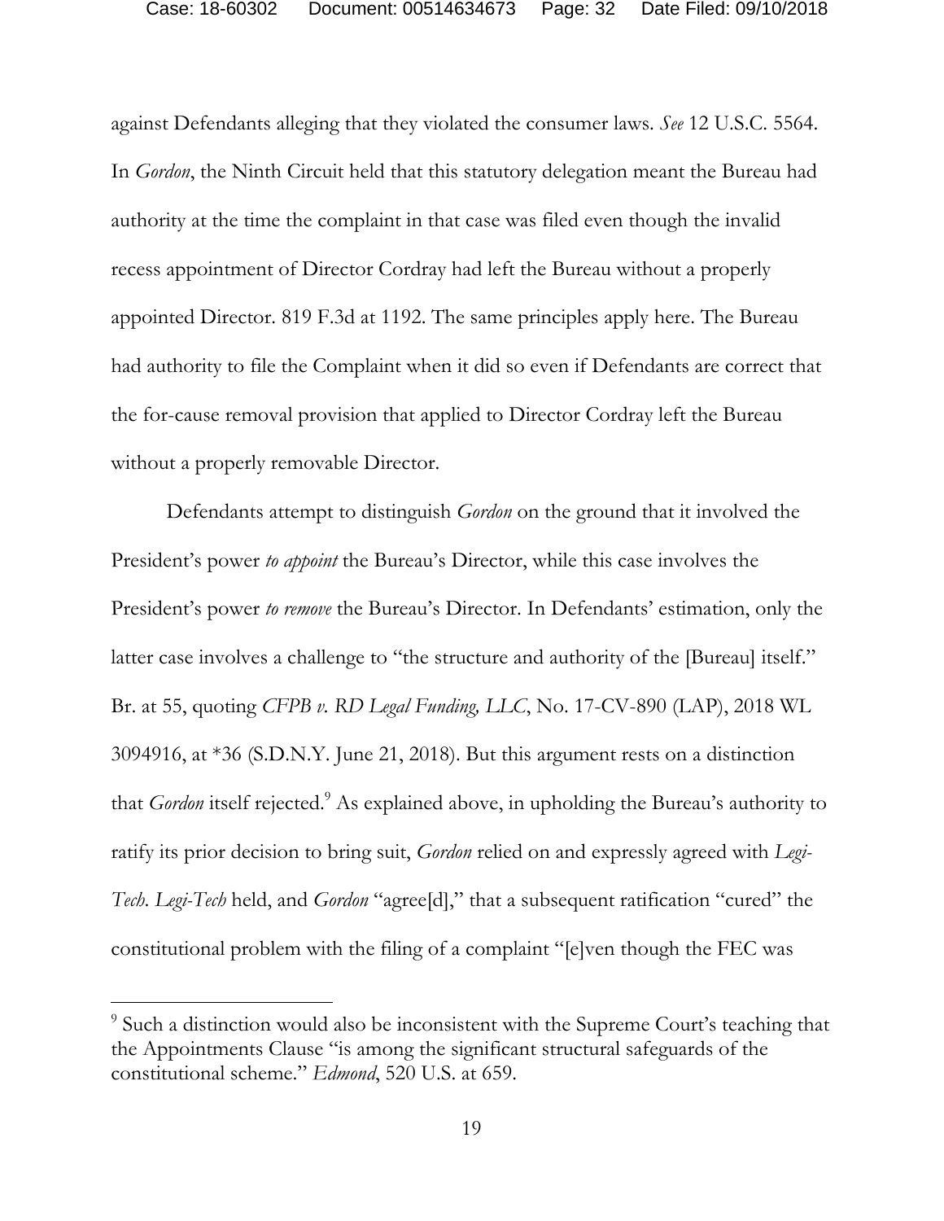against Defendants alleging that they violated the consumer laws. *See* 12 U.S.C. 5564. In *Gordon*, the Ninth Circuit held that this statutory delegation meant the Bureau had authority at the time the complaint in that case was filed even though the invalid recess appointment of Director Cordray had left the Bureau without a properly appointed Director. 819 F.3d at 1192. The same principles apply here. The Bureau had authority to file the Complaint when it did so even if Defendants are correct that the for-cause removal provision that applied to Director Cordray left the Bureau without a properly removable Director.

Defendants attempt to distinguish *Gordon* on the ground that it involved the President's power *to appoint* the Bureau's Director, while this case involves the President's power *to remove* the Bureau's Director. In Defendants' estimation, only the latter case involves a challenge to "the structure and authority of the [Bureau] itself." Br. at 55, quoting *CFPB v. RD Legal Funding, LLC*, No. 17-CV-890 (LAP), 2018 WL 3094916, at *36 (S.D.N.Y. June 21, 2018). But this argument rests on a distinction that *Gordon* itself rejected.[9] As explained above, in upholding the Bureau's authority to ratify its prior decision to bring suit, *Gordon* relied on and expressly agreed with *Legi-Tech*. *Legi-Tech* held, and *Gordon* "agree[d]," that a subsequent ratification "cured" the constitutional problem with the filing of a complaint "[e]ven though the FEC was

[9] Such a distinction would also be inconsistent with the Supreme Court's teaching that the Appointments Clause "is among the significant structural safeguards of the constitutional scheme." *Edmond*, 520 U.S. at 659.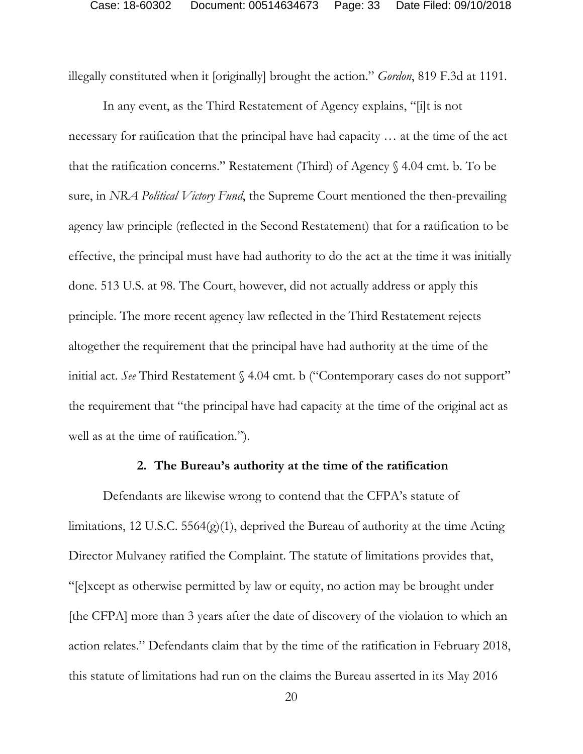illegally constituted when it [originally] brought the action." *Gordon*, 819 F.3d at 1191.

In any event, as the Third Restatement of Agency explains, "[i]t is not necessary for ratification that the principal have had capacity … at the time of the act that the ratification concerns." Restatement (Third) of Agency § 4.04 cmt. b. To be sure, in *NRA Political Victory Fund*, the Supreme Court mentioned the then-prevailing agency law principle (reflected in the Second Restatement) that for a ratification to be effective, the principal must have had authority to do the act at the time it was initially done. 513 U.S. at 98. The Court, however, did not actually address or apply this principle. The more recent agency law reflected in the Third Restatement rejects altogether the requirement that the principal have had authority at the time of the initial act. *See* Third Restatement § 4.04 cmt. b ("Contemporary cases do not support" the requirement that "the principal have had capacity at the time of the original act as well as at the time of ratification.").

### 2. The Bureau's authority at the time of the ratification

Defendants are likewise wrong to contend that the CFPA's statute of limitations, 12 U.S.C. 5564(g)(1), deprived the Bureau of authority at the time Acting Director Mulvaney ratified the Complaint. The statute of limitations provides that, "[e]xcept as otherwise permitted by law or equity, no action may be brought under [the CFPA] more than 3 years after the date of discovery of the violation to which an action relates." Defendants claim that by the time of the ratification in February 2018, this statute of limitations had run on the claims the Bureau asserted in its May 2016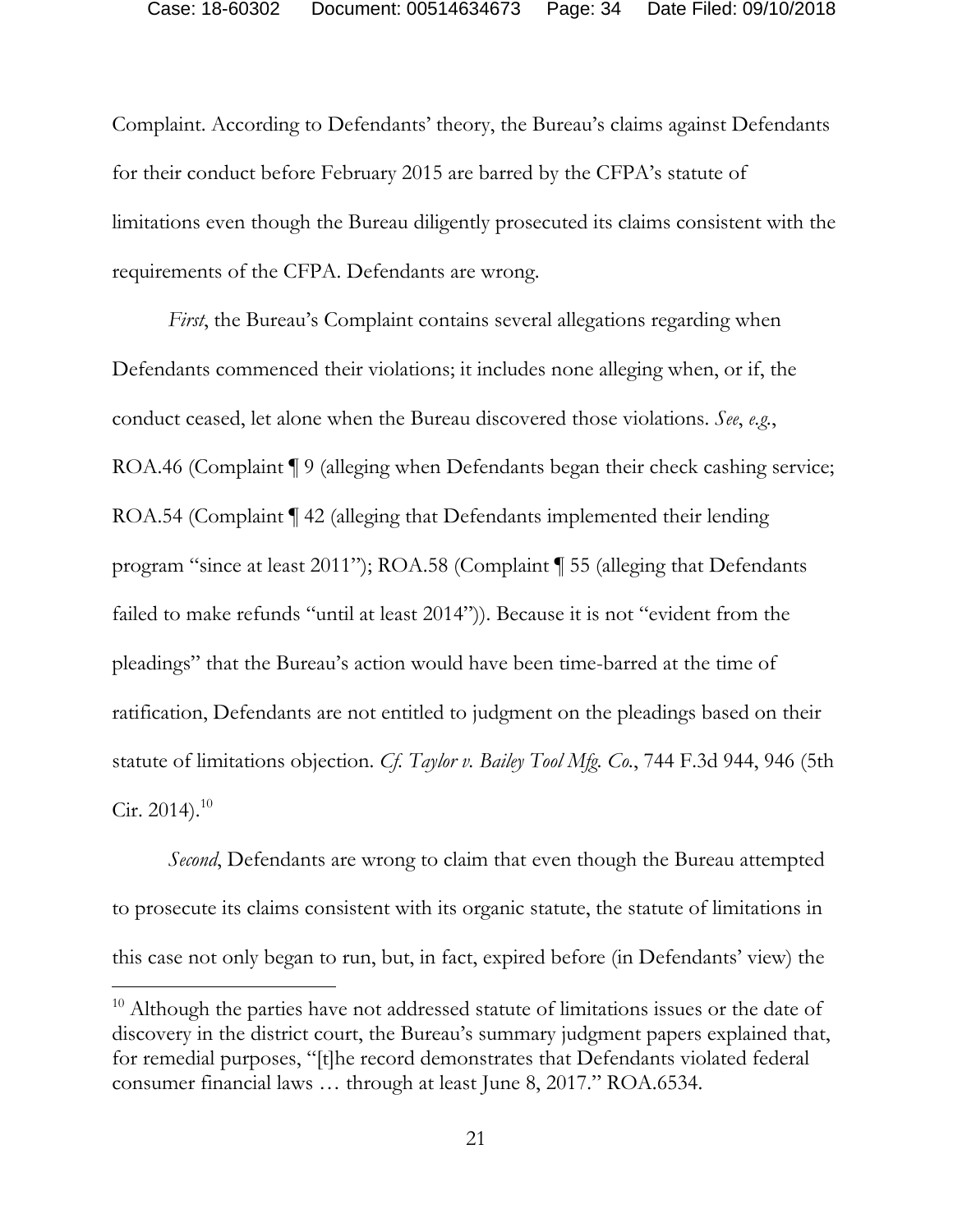Complaint. According to Defendants' theory, the Bureau's claims against Defendants for their conduct before February 2015 are barred by the CFPA's statute of limitations even though the Bureau diligently prosecuted its claims consistent with the requirements of the CFPA. Defendants are wrong.

*First*, the Bureau's Complaint contains several allegations regarding when Defendants commenced their violations; it includes none alleging when, or if, the conduct ceased, let alone when the Bureau discovered those violations. *See*, *e.g.*, ROA.46 (Complaint ¶ 9 (alleging when Defendants began their check cashing service; ROA.54 (Complaint ¶ 42 (alleging that Defendants implemented their lending program "since at least 2011"); ROA.58 (Complaint ¶ 55 (alleging that Defendants failed to make refunds "until at least 2014")). Because it is not "evident from the pleadings" that the Bureau's action would have been time-barred at the time of ratification, Defendants are not entitled to judgment on the pleadings based on their statute of limitations objection. *Cf. Taylor v. Bailey Tool Mfg. Co.*, 744 F.3d 944, 946 (5th Cir. 2014).[10]

*Second*, Defendants are wrong to claim that even though the Bureau attempted to prosecute its claims consistent with its organic statute, the statute of limitations in this case not only began to run, but, in fact, expired before (in Defendants' view) the

[10] Although the parties have not addressed statute of limitations issues or the date of discovery in the district court, the Bureau's summary judgment papers explained that, for remedial purposes, "[t]he record demonstrates that Defendants violated federal consumer financial laws … through at least June 8, 2017." ROA.6534.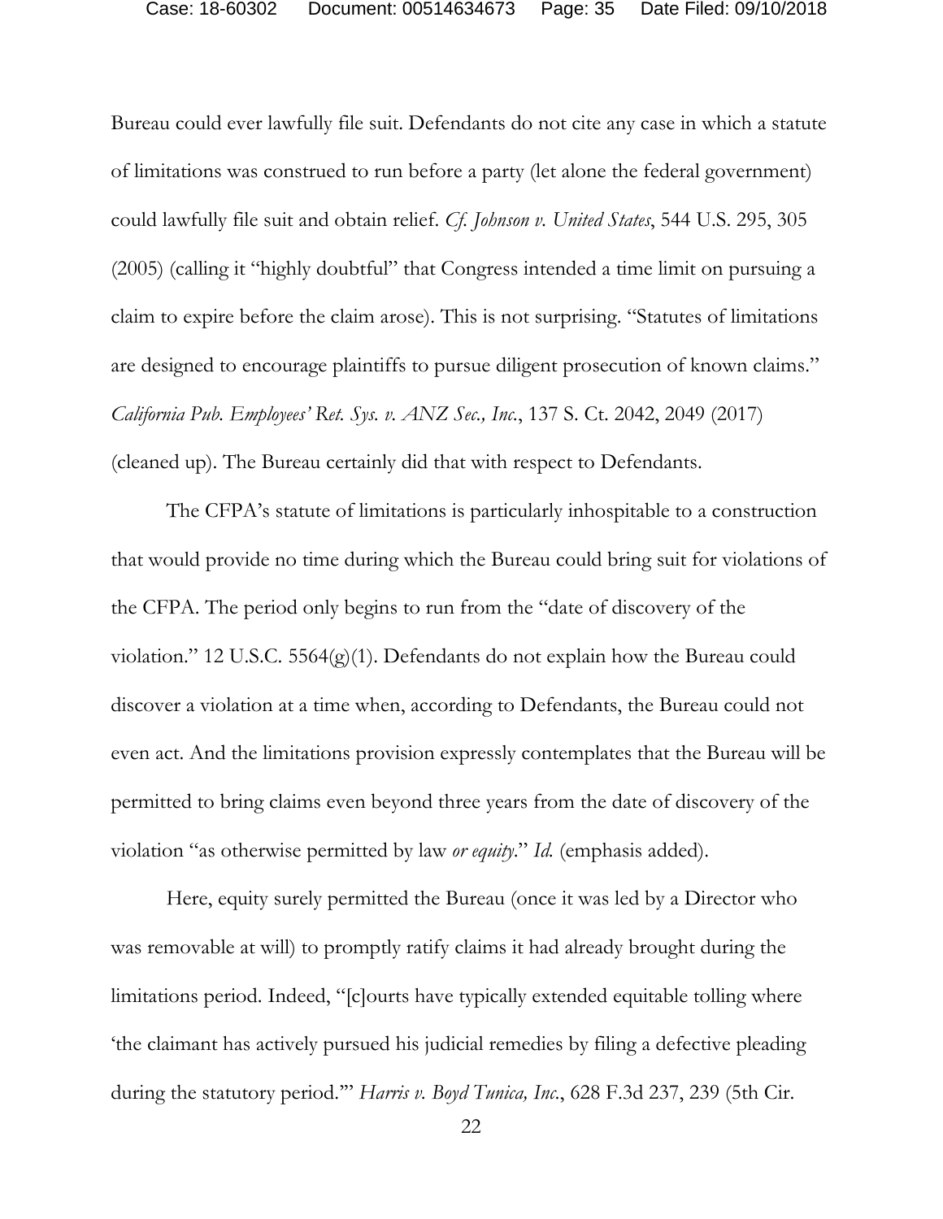Bureau could ever lawfully file suit. Defendants do not cite any case in which a statute of limitations was construed to run before a party (let alone the federal government) could lawfully file suit and obtain relief. *Cf. Johnson v. United States*, 544 U.S. 295, 305 (2005) (calling it "highly doubtful" that Congress intended a time limit on pursuing a claim to expire before the claim arose). This is not surprising. "Statutes of limitations are designed to encourage plaintiffs to pursue diligent prosecution of known claims." *California Pub. Employees' Ret. Sys. v. ANZ Sec., Inc.*, 137 S. Ct. 2042, 2049 (2017) (cleaned up). The Bureau certainly did that with respect to Defendants.

The CFPA's statute of limitations is particularly inhospitable to a construction that would provide no time during which the Bureau could bring suit for violations of the CFPA. The period only begins to run from the "date of discovery of the violation." 12 U.S.C. 5564(g)(1). Defendants do not explain how the Bureau could discover a violation at a time when, according to Defendants, the Bureau could not even act. And the limitations provision expressly contemplates that the Bureau will be permitted to bring claims even beyond three years from the date of discovery of the violation "as otherwise permitted by law *or equity*." *Id.* (emphasis added).

Here, equity surely permitted the Bureau (once it was led by a Director who was removable at will) to promptly ratify claims it had already brought during the limitations period. Indeed, "[c]ourts have typically extended equitable tolling where 'the claimant has actively pursued his judicial remedies by filing a defective pleading during the statutory period.'" *Harris v. Boyd Tunica, Inc.*, 628 F.3d 237, 239 (5th Cir.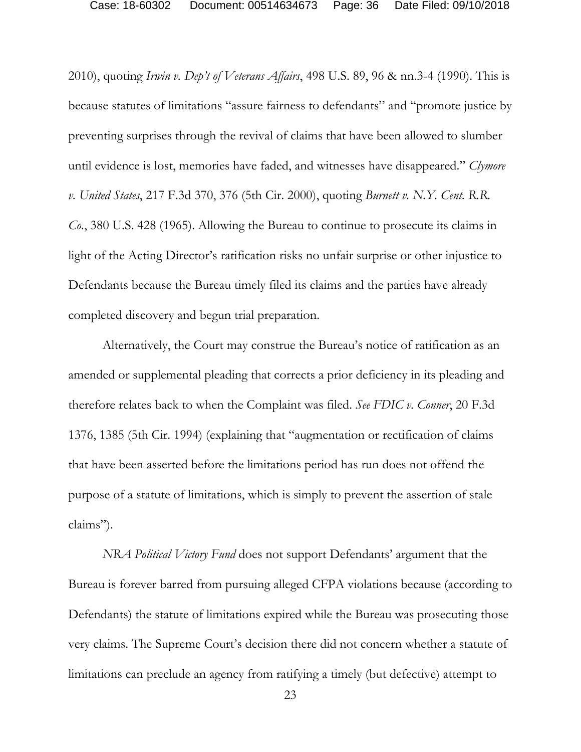2010), quoting *Irwin v. Dep't of Veterans Affairs*, 498 U.S. 89, 96 & nn.3-4 (1990). This is because statutes of limitations "assure fairness to defendants" and "promote justice by preventing surprises through the revival of claims that have been allowed to slumber until evidence is lost, memories have faded, and witnesses have disappeared." *Clymore v. United States*, 217 F.3d 370, 376 (5th Cir. 2000), quoting *Burnett v. N.Y. Cent. R.R. Co.*, 380 U.S. 428 (1965). Allowing the Bureau to continue to prosecute its claims in light of the Acting Director's ratification risks no unfair surprise or other injustice to Defendants because the Bureau timely filed its claims and the parties have already completed discovery and begun trial preparation.

Alternatively, the Court may construe the Bureau's notice of ratification as an amended or supplemental pleading that corrects a prior deficiency in its pleading and therefore relates back to when the Complaint was filed. *See FDIC v. Conner*, 20 F.3d 1376, 1385 (5th Cir. 1994) (explaining that "augmentation or rectification of claims that have been asserted before the limitations period has run does not offend the purpose of a statute of limitations, which is simply to prevent the assertion of stale claims").

*NRA Political Victory Fund* does not support Defendants' argument that the Bureau is forever barred from pursuing alleged CFPA violations because (according to Defendants) the statute of limitations expired while the Bureau was prosecuting those very claims. The Supreme Court's decision there did not concern whether a statute of limitations can preclude an agency from ratifying a timely (but defective) attempt to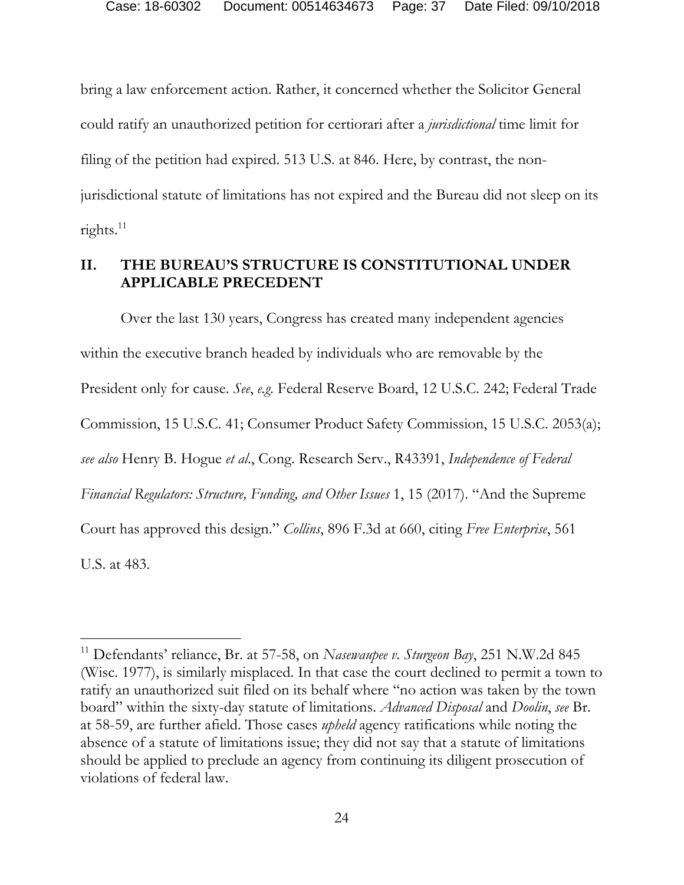bring a law enforcement action. Rather, it concerned whether the Solicitor General could ratify an unauthorized petition for certiorari after a *jurisdictional* time limit for filing of the petition had expired. 513 U.S. at 846. Here, by contrast, the non-jurisdictional statute of limitations has not expired and the Bureau did not sleep on its rights.[11]

## II. THE BUREAU'S STRUCTURE IS CONSTITUTIONAL UNDER APPLICABLE PRECEDENT

Over the last 130 years, Congress has created many independent agencies within the executive branch headed by individuals who are removable by the President only for cause. *See*, *e.g.* Federal Reserve Board, 12 U.S.C. 242; Federal Trade Commission, 15 U.S.C. 41; Consumer Product Safety Commission, 15 U.S.C. 2053(a); *see also* Henry B. Hogue *et al*., Cong. Research Serv., R43391, *Independence of Federal Financial Regulators: Structure, Funding, and Other Issues* 1, 15 (2017). "And the Supreme Court has approved this design." *Collins*, 896 F.3d at 660, citing *Free Enterprise*, 561 U.S. at 483.

---

[11] Defendants' reliance, Br. at 57-58, on *Nasewaupee v. Sturgeon Bay*, 251 N.W.2d 845 (Wisc. 1977), is similarly misplaced. In that case the court declined to permit a town to ratify an unauthorized suit filed on its behalf where "no action was taken by the town board" within the sixty-day statute of limitations. *Advanced Disposal* and *Doolin*, *see* Br. at 58-59, are further afield. Those cases *upheld* agency ratifications while noting the absence of a statute of limitations issue; they did not say that a statute of limitations should be applied to preclude an agency from continuing its diligent prosecution of violations of federal law.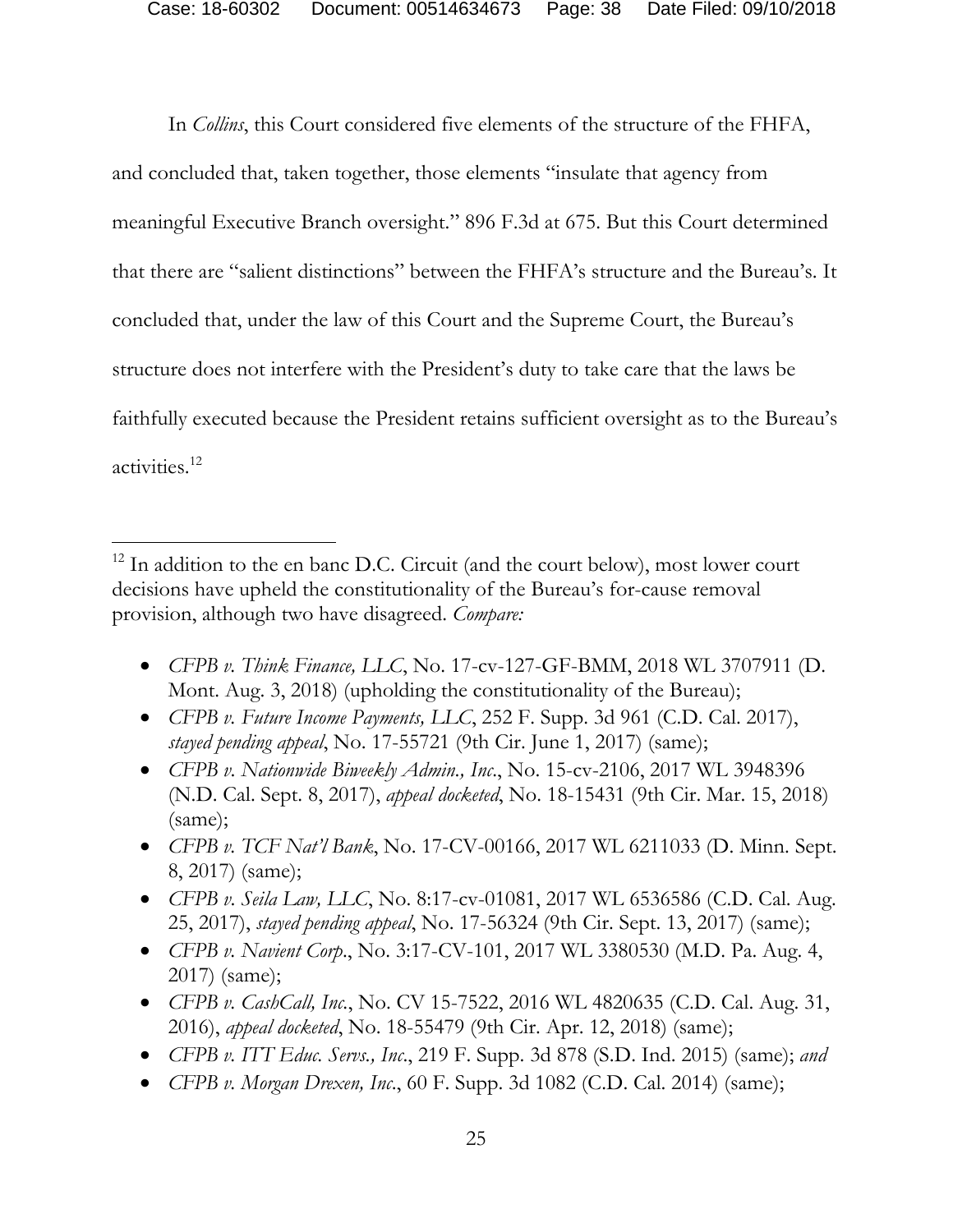In *Collins*, this Court considered five elements of the structure of the FHFA, and concluded that, taken together, those elements "insulate that agency from meaningful Executive Branch oversight." 896 F.3d at 675. But this Court determined that there are "salient distinctions" between the FHFA's structure and the Bureau's. It concluded that, under the law of this Court and the Supreme Court, the Bureau's structure does not interfere with the President's duty to take care that the laws be faithfully executed because the President retains sufficient oversight as to the Bureau's activities.[12]

---

[12] In addition to the en banc D.C. Circuit (and the court below), most lower court decisions have upheld the constitutionality of the Bureau's for-cause removal provision, although two have disagreed. *Compare:*

- *CFPB v. Think Finance, LLC*, No. 17-cv-127-GF-BMM, 2018 WL 3707911 (D. Mont. Aug. 3, 2018) (upholding the constitutionality of the Bureau);
- *CFPB v. Future Income Payments, LLC*, 252 F. Supp. 3d 961 (C.D. Cal. 2017), *stayed pending appeal*, No. 17-55721 (9th Cir. June 1, 2017) (same);
- *CFPB v. Nationwide Biweekly Admin., Inc.*, No. 15-cv-2106, 2017 WL 3948396 (N.D. Cal. Sept. 8, 2017), *appeal docketed*, No. 18-15431 (9th Cir. Mar. 15, 2018) (same);
- *CFPB v. TCF Nat'l Bank*, No. 17-CV-00166, 2017 WL 6211033 (D. Minn. Sept. 8, 2017) (same);
- *CFPB v. Seila Law, LLC*, No. 8:17-cv-01081, 2017 WL 6536586 (C.D. Cal. Aug. 25, 2017), *stayed pending appeal*, No. 17-56324 (9th Cir. Sept. 13, 2017) (same);
- *CFPB v. Navient Corp.*, No. 3:17-CV-101, 2017 WL 3380530 (M.D. Pa. Aug. 4, 2017) (same);
- *CFPB v. CashCall, Inc.*, No. CV 15-7522, 2016 WL 4820635 (C.D. Cal. Aug. 31, 2016), *appeal docketed*, No. 18-55479 (9th Cir. Apr. 12, 2018) (same);
- *CFPB v. ITT Educ. Servs., Inc.*, 219 F. Supp. 3d 878 (S.D. Ind. 2015) (same); *and*
- *CFPB v. Morgan Drexen, Inc.*, 60 F. Supp. 3d 1082 (C.D. Cal. 2014) (same);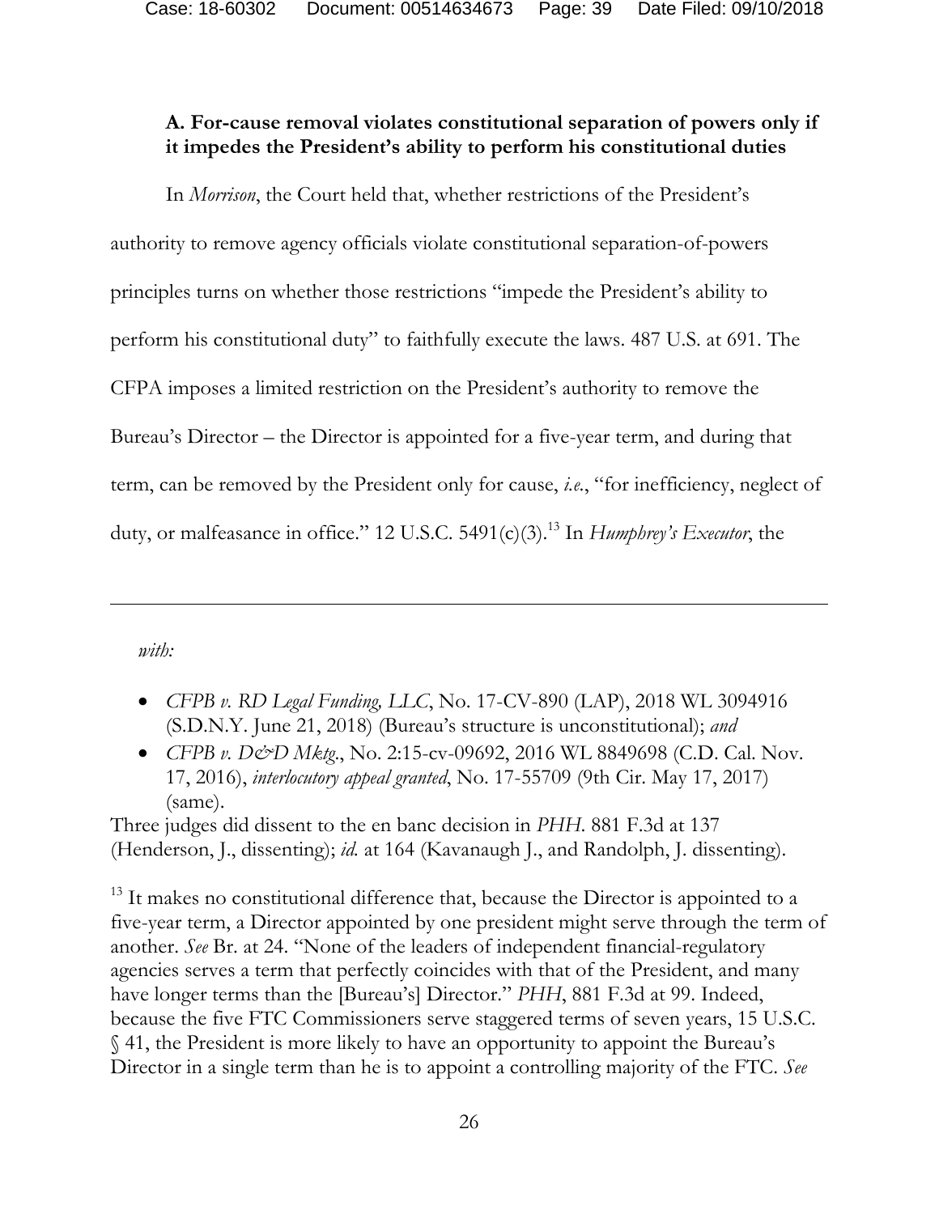### A. For-cause removal violates constitutional separation of powers only if it impedes the President's ability to perform his constitutional duties

In *Morrison*, the Court held that, whether restrictions of the President's authority to remove agency officials violate constitutional separation-of-powers principles turns on whether those restrictions "impede the President's ability to perform his constitutional duty" to faithfully execute the laws. 487 U.S. at 691. The CFPA imposes a limited restriction on the President's authority to remove the Bureau's Director – the Director is appointed for a five-year term, and during that term, can be removed by the President only for cause, *i.e.*, "for inefficiency, neglect of duty, or malfeasance in office." 12 U.S.C. 5491(c)(3).[13] In *Humphrey's Executor*, the

---

*with:*

- *CFPB v. RD Legal Funding, LLC*, No. 17-CV-890 (LAP), 2018 WL 3094916 (S.D.N.Y. June 21, 2018) (Bureau's structure is unconstitutional); *and*
- *CFPB v. D&D Mktg.*, No. 2:15-cv-09692, 2016 WL 8849698 (C.D. Cal. Nov. 17, 2016), *interlocutory appeal granted*, No. 17-55709 (9th Cir. May 17, 2017) (same).

Three judges did dissent to the en banc decision in *PHH*. 881 F.3d at 137 (Henderson, J., dissenting); *id.* at 164 (Kavanaugh J., and Randolph, J. dissenting).

[13] It makes no constitutional difference that, because the Director is appointed to a five-year term, a Director appointed by one president might serve through the term of another. *See* Br. at 24. "None of the leaders of independent financial-regulatory agencies serves a term that perfectly coincides with that of the President, and many have longer terms than the [Bureau's] Director." *PHH*, 881 F.3d at 99. Indeed, because the five FTC Commissioners serve staggered terms of seven years, 15 U.S.C. § 41, the President is more likely to have an opportunity to appoint the Bureau's Director in a single term than he is to appoint a controlling majority of the FTC. *See*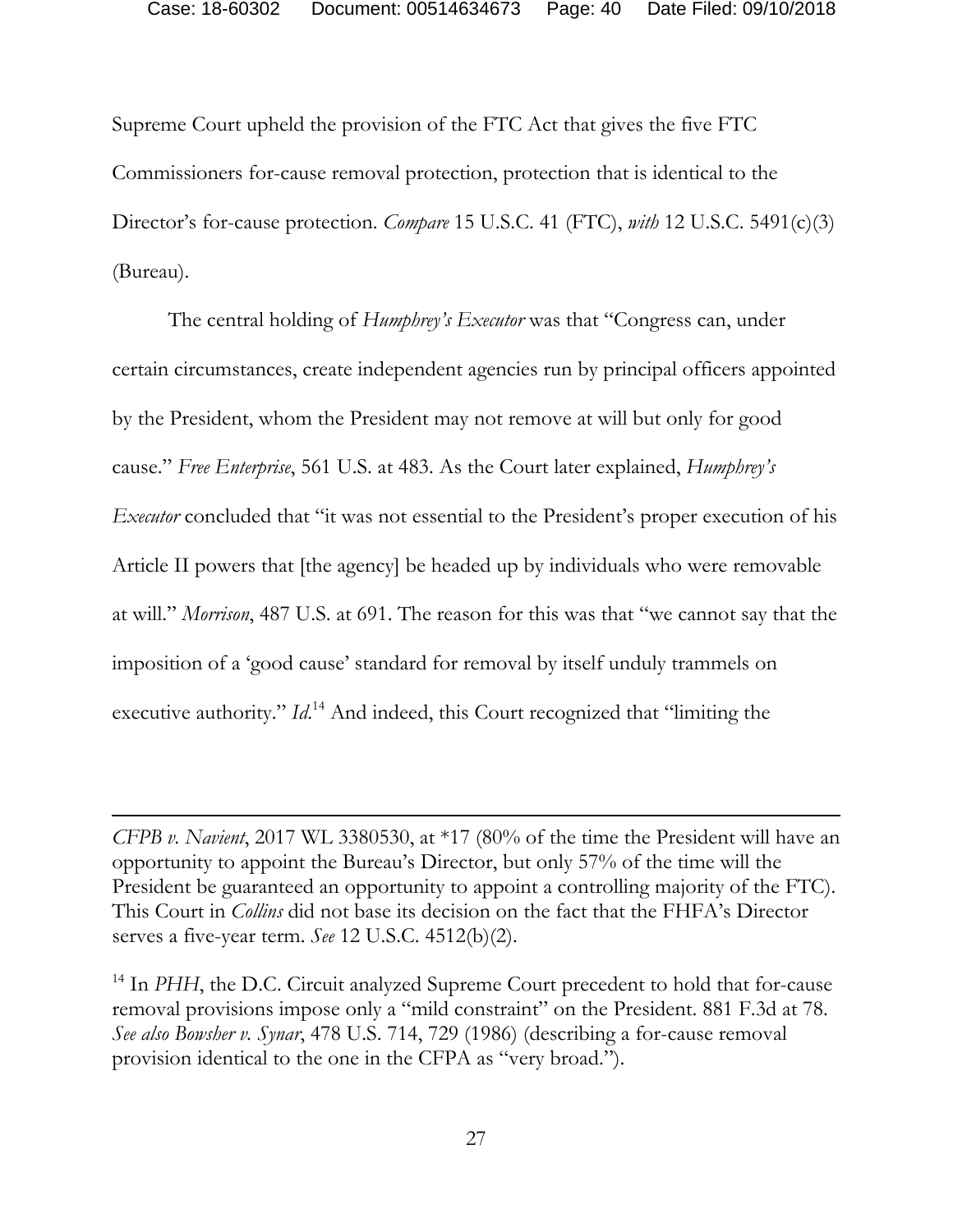Supreme Court upheld the provision of the FTC Act that gives the five FTC Commissioners for-cause removal protection, protection that is identical to the Director's for-cause protection. *Compare* 15 U.S.C. 41 (FTC), *with* 12 U.S.C. 5491(c)(3) (Bureau).

The central holding of *Humphrey's Executor* was that "Congress can, under certain circumstances, create independent agencies run by principal officers appointed by the President, whom the President may not remove at will but only for good cause." *Free Enterprise*, 561 U.S. at 483. As the Court later explained, *Humphrey's Executor* concluded that "it was not essential to the President's proper execution of his Article II powers that [the agency] be headed up by individuals who were removable at will." *Morrison*, 487 U.S. at 691. The reason for this was that "we cannot say that the imposition of a 'good cause' standard for removal by itself unduly trammels on executive authority." *Id.*[14] And indeed, this Court recognized that "limiting the

---

*CFPB v. Navient*, 2017 WL 3380530, at *17 (80% of the time the President will have an opportunity to appoint the Bureau's Director, but only 57% of the time will the President be guaranteed an opportunity to appoint a controlling majority of the FTC). This Court in *Collins* did not base its decision on the fact that the FHFA's Director serves a five-year term. *See* 12 U.S.C. 4512(b)(2).

[14] In *PHH*, the D.C. Circuit analyzed Supreme Court precedent to hold that for-cause removal provisions impose only a "mild constraint" on the President. 881 F.3d at 78. *See also Bowsher v. Synar*, 478 U.S. 714, 729 (1986) (describing a for-cause removal provision identical to the one in the CFPA as "very broad.").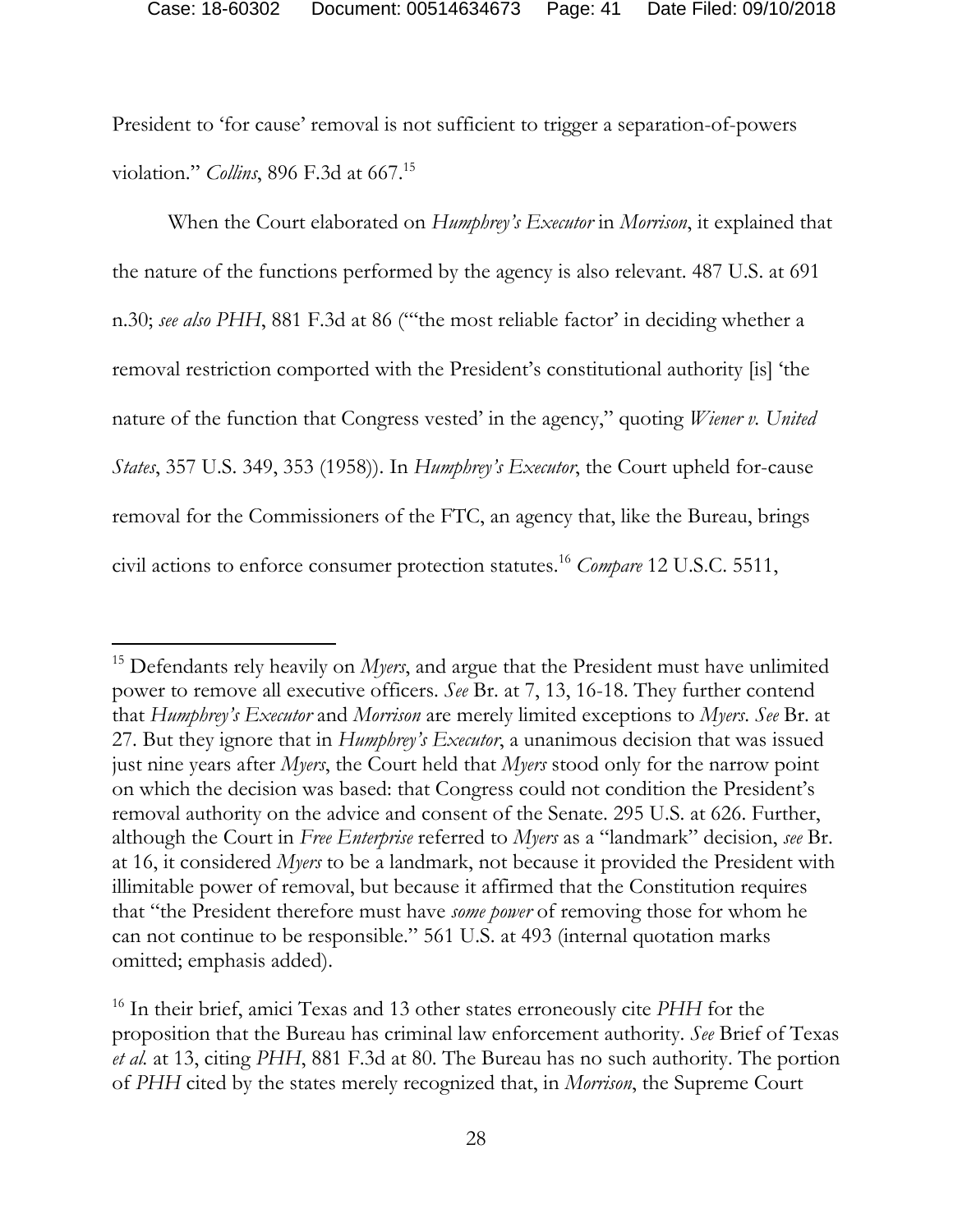President to 'for cause' removal is not sufficient to trigger a separation-of-powers violation." *Collins*, 896 F.3d at 667.[15]

When the Court elaborated on *Humphrey's Executor* in *Morrison*, it explained that the nature of the functions performed by the agency is also relevant. 487 U.S. at 691 n.30; *see also PHH*, 881 F.3d at 86 ("'the most reliable factor' in deciding whether a removal restriction comported with the President's constitutional authority [is] 'the nature of the function that Congress vested' in the agency," quoting *Wiener v. United States*, 357 U.S. 349, 353 (1958)). In *Humphrey's Executor*, the Court upheld for-cause removal for the Commissioners of the FTC, an agency that, like the Bureau, brings civil actions to enforce consumer protection statutes.[16] *Compare* 12 U.S.C. 5511,

---

[15] Defendants rely heavily on *Myers*, and argue that the President must have unlimited power to remove all executive officers. *See* Br. at 7, 13, 16-18. They further contend that *Humphrey's Executor* and *Morrison* are merely limited exceptions to *Myers*. *See* Br. at 27. But they ignore that in *Humphrey's Executor*, a unanimous decision that was issued just nine years after *Myers*, the Court held that *Myers* stood only for the narrow point on which the decision was based: that Congress could not condition the President's removal authority on the advice and consent of the Senate. 295 U.S. at 626. Further, although the Court in *Free Enterprise* referred to *Myers* as a "landmark" decision, *see* Br. at 16, it considered *Myers* to be a landmark, not because it provided the President with illimitable power of removal, but because it affirmed that the Constitution requires that "the President therefore must have *some power* of removing those for whom he can not continue to be responsible." 561 U.S. at 493 (internal quotation marks omitted; emphasis added).

[16] In their brief, amici Texas and 13 other states erroneously cite *PHH* for the proposition that the Bureau has criminal law enforcement authority. *See* Brief of Texas *et al.* at 13, citing *PHH*, 881 F.3d at 80. The Bureau has no such authority. The portion of *PHH* cited by the states merely recognized that, in *Morrison*, the Supreme Court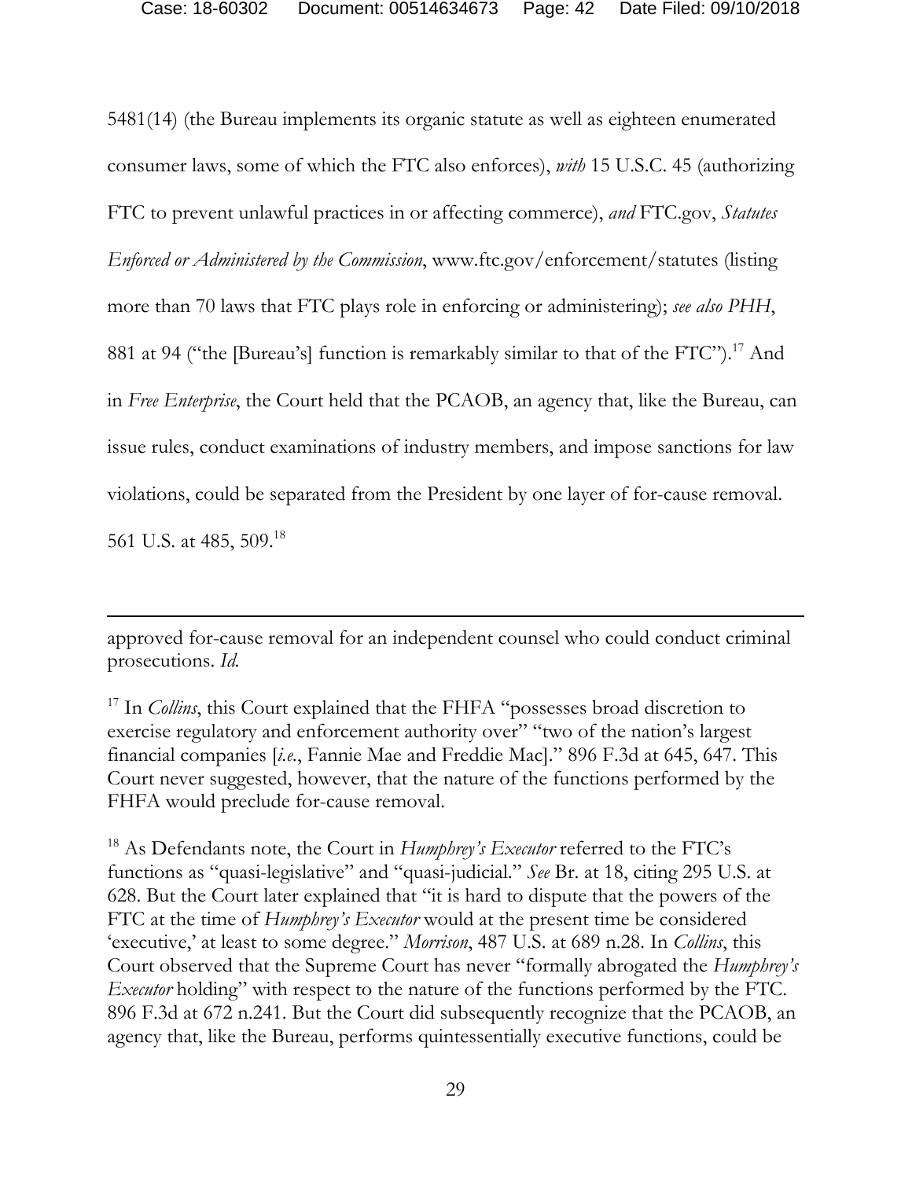5481(14) (the Bureau implements its organic statute as well as eighteen enumerated consumer laws, some of which the FTC also enforces), *with* 15 U.S.C. 45 (authorizing FTC to prevent unlawful practices in or affecting commerce), *and* FTC.gov, *Statutes Enforced or Administered by the Commission*, www.ftc.gov/enforcement/statutes (listing more than 70 laws that FTC plays role in enforcing or administering); *see also PHH*, 881 at 94 ("the [Bureau's] function is remarkably similar to that of the FTC").[17] And in *Free Enterprise*, the Court held that the PCAOB, an agency that, like the Bureau, can issue rules, conduct examinations of industry members, and impose sanctions for law violations, could be separated from the President by one layer of for-cause removal. 561 U.S. at 485, 509.[18]

---

approved for-cause removal for an independent counsel who could conduct criminal prosecutions. *Id.*

[17] In *Collins*, this Court explained that the FHFA "possesses broad discretion to exercise regulatory and enforcement authority over" "two of the nation's largest financial companies [*i.e.*, Fannie Mae and Freddie Mac]." 896 F.3d at 645, 647. This Court never suggested, however, that the nature of the functions performed by the FHFA would preclude for-cause removal.

[18] As Defendants note, the Court in *Humphrey's Executor* referred to the FTC's functions as "quasi-legislative" and "quasi-judicial." *See* Br. at 18, citing 295 U.S. at 628. But the Court later explained that "it is hard to dispute that the powers of the FTC at the time of *Humphrey's Executor* would at the present time be considered 'executive,' at least to some degree." *Morrison*, 487 U.S. at 689 n.28. In *Collins*, this Court observed that the Supreme Court has never "formally abrogated the *Humphrey's Executor* holding" with respect to the nature of the functions performed by the FTC. 896 F.3d at 672 n.241. But the Court did subsequently recognize that the PCAOB, an agency that, like the Bureau, performs quintessentially executive functions, could be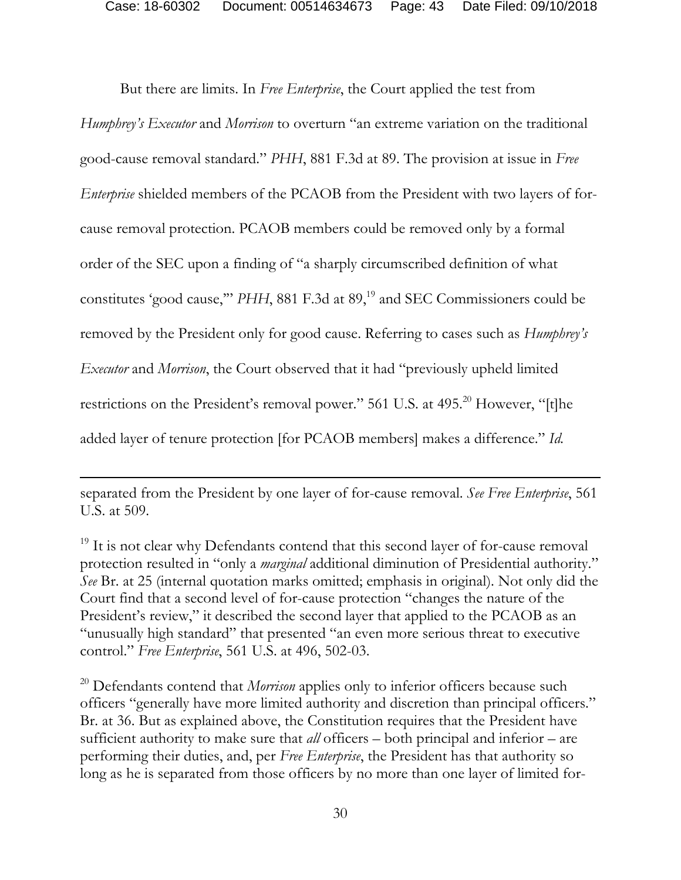But there are limits. In *Free Enterprise*, the Court applied the test from *Humphrey's Executor* and *Morrison* to overturn "an extreme variation on the traditional good-cause removal standard." *PHH*, 881 F.3d at 89. The provision at issue in *Free Enterprise* shielded members of the PCAOB from the President with two layers of for-cause removal protection. PCAOB members could be removed only by a formal order of the SEC upon a finding of "a sharply circumscribed definition of what constitutes 'good cause,'" *PHH*, 881 F.3d at 89,[19] and SEC Commissioners could be removed by the President only for good cause. Referring to cases such as *Humphrey's Executor* and *Morrison*, the Court observed that it had "previously upheld limited restrictions on the President's removal power." 561 U.S. at 495.[20] However, "[t]he added layer of tenure protection [for PCAOB members] makes a difference." *Id.*

---

separated from the President by one layer of for-cause removal. *See Free Enterprise*, 561 U.S. at 509.

[19] It is not clear why Defendants contend that this second layer of for-cause removal protection resulted in "only a *marginal* additional diminution of Presidential authority." *See* Br. at 25 (internal quotation marks omitted; emphasis in original). Not only did the Court find that a second level of for-cause protection "changes the nature of the President's review," it described the second layer that applied to the PCAOB as an "unusually high standard" that presented "an even more serious threat to executive control." *Free Enterprise*, 561 U.S. at 496, 502-03.

[20] Defendants contend that *Morrison* applies only to inferior officers because such officers "generally have more limited authority and discretion than principal officers." Br. at 36. But as explained above, the Constitution requires that the President have sufficient authority to make sure that *all* officers – both principal and inferior – are performing their duties, and, per *Free Enterprise*, the President has that authority so long as he is separated from those officers by no more than one layer of limited for-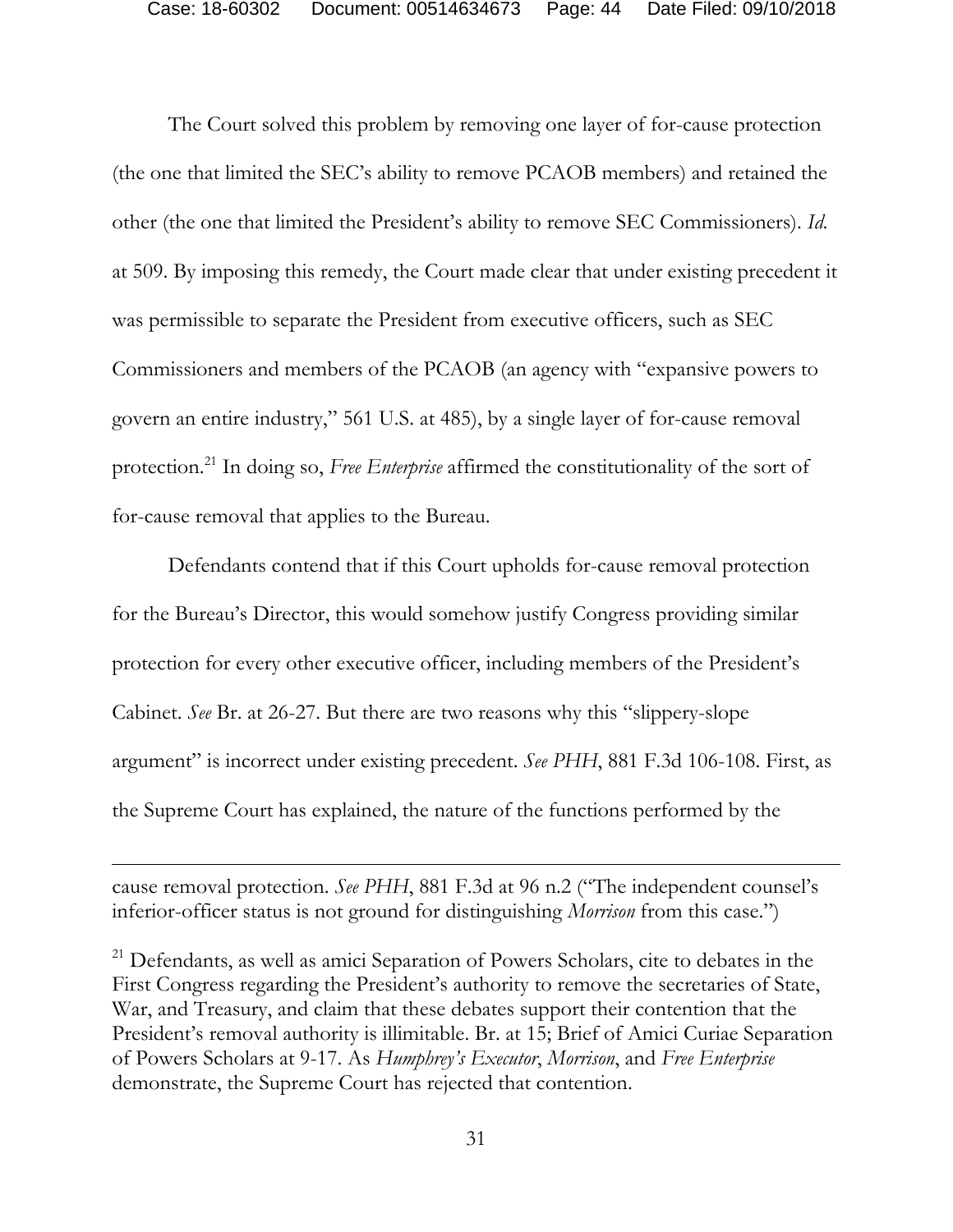The Court solved this problem by removing one layer of for-cause protection (the one that limited the SEC's ability to remove PCAOB members) and retained the other (the one that limited the President's ability to remove SEC Commissioners). *Id.* at 509. By imposing this remedy, the Court made clear that under existing precedent it was permissible to separate the President from executive officers, such as SEC Commissioners and members of the PCAOB (an agency with "expansive powers to govern an entire industry," 561 U.S. at 485), by a single layer of for-cause removal protection.[21] In doing so, *Free Enterprise* affirmed the constitutionality of the sort of for-cause removal that applies to the Bureau.

Defendants contend that if this Court upholds for-cause removal protection for the Bureau's Director, this would somehow justify Congress providing similar protection for every other executive officer, including members of the President's Cabinet. *See* Br. at 26-27. But there are two reasons why this "slippery-slope argument" is incorrect under existing precedent. *See PHH*, 881 F.3d 106-108. First, as the Supreme Court has explained, the nature of the functions performed by the

---

cause removal protection. *See PHH*, 881 F.3d at 96 n.2 ("The independent counsel's inferior-officer status is not ground for distinguishing *Morrison* from this case.")

[21] Defendants, as well as amici Separation of Powers Scholars, cite to debates in the First Congress regarding the President's authority to remove the secretaries of State, War, and Treasury, and claim that these debates support their contention that the President's removal authority is illimitable. Br. at 15; Brief of Amici Curiae Separation of Powers Scholars at 9-17. As *Humphrey's Executor*, *Morrison*, and *Free Enterprise* demonstrate, the Supreme Court has rejected that contention.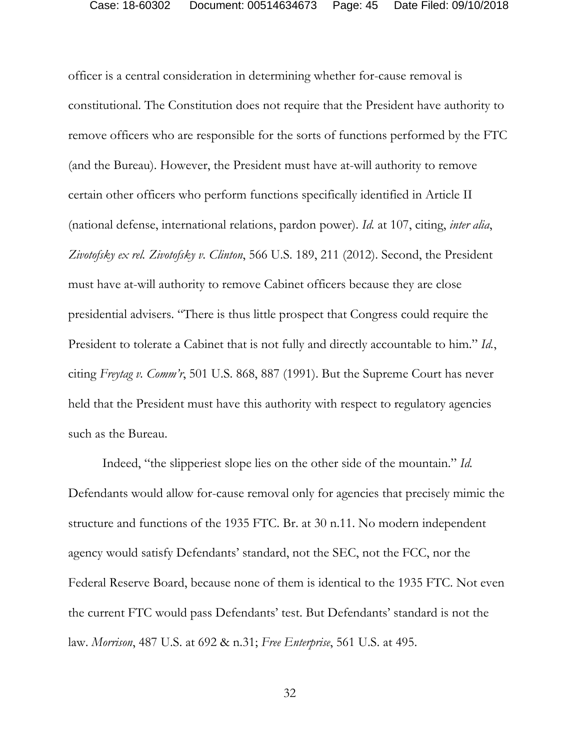officer is a central consideration in determining whether for-cause removal is constitutional. The Constitution does not require that the President have authority to remove officers who are responsible for the sorts of functions performed by the FTC (and the Bureau). However, the President must have at-will authority to remove certain other officers who perform functions specifically identified in Article II (national defense, international relations, pardon power). *Id.* at 107, citing, *inter alia*, *Zivotofsky ex rel. Zivotofsky v. Clinton*, 566 U.S. 189, 211 (2012). Second, the President must have at-will authority to remove Cabinet officers because they are close presidential advisers. "There is thus little prospect that Congress could require the President to tolerate a Cabinet that is not fully and directly accountable to him." *Id.*, citing *Freytag v. Comm'r*, 501 U.S. 868, 887 (1991). But the Supreme Court has never held that the President must have this authority with respect to regulatory agencies such as the Bureau.

Indeed, "the slipperiest slope lies on the other side of the mountain." *Id.* Defendants would allow for-cause removal only for agencies that precisely mimic the structure and functions of the 1935 FTC. Br. at 30 n.11. No modern independent agency would satisfy Defendants' standard, not the SEC, not the FCC, nor the Federal Reserve Board, because none of them is identical to the 1935 FTC. Not even the current FTC would pass Defendants' test. But Defendants' standard is not the law. *Morrison*, 487 U.S. at 692 & n.31; *Free Enterprise*, 561 U.S. at 495.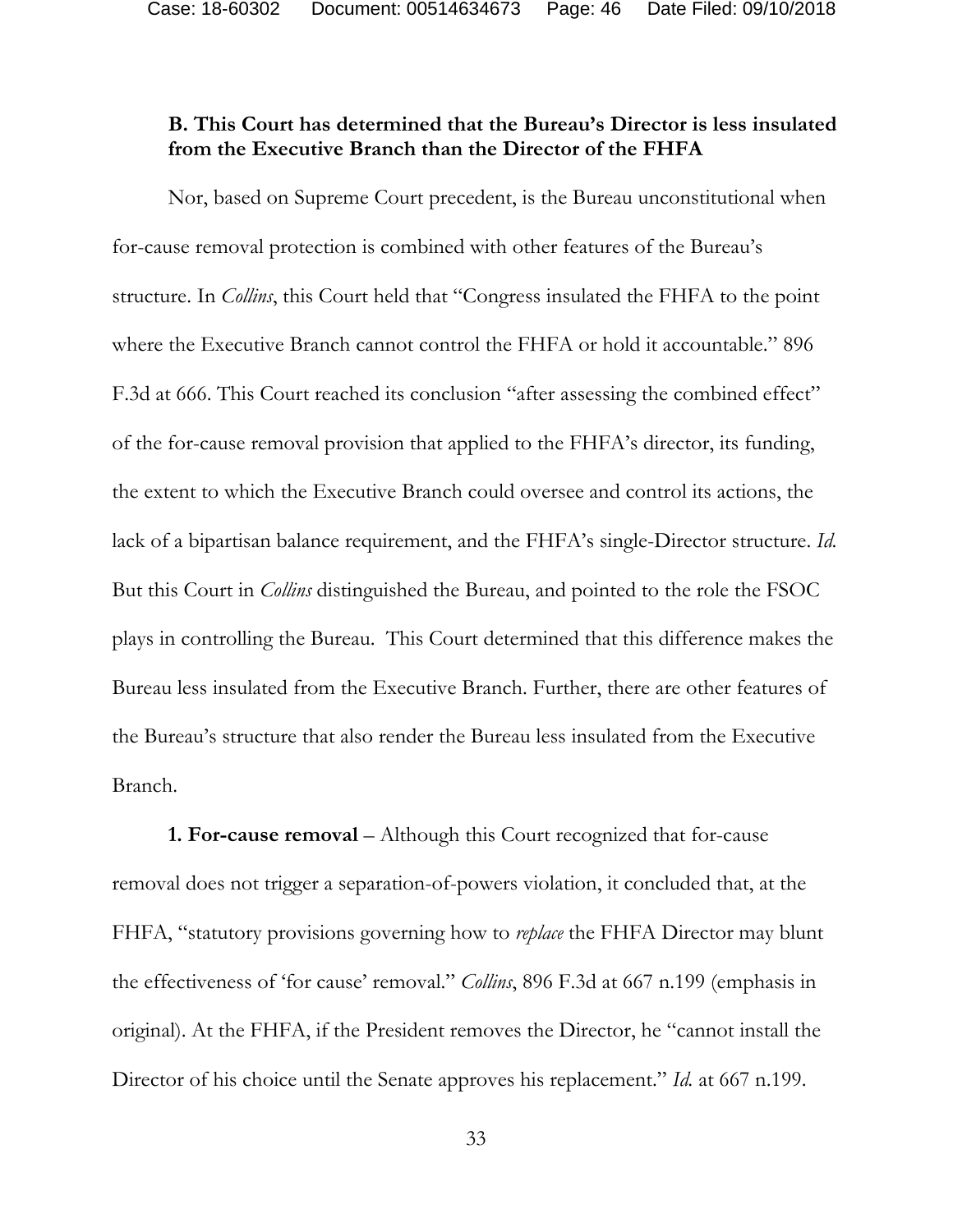**B. This Court has determined that the Bureau's Director is less insulated from the Executive Branch than the Director of the FHFA**

Nor, based on Supreme Court precedent, is the Bureau unconstitutional when for-cause removal protection is combined with other features of the Bureau's structure. In *Collins*, this Court held that "Congress insulated the FHFA to the point where the Executive Branch cannot control the FHFA or hold it accountable." 896 F.3d at 666. This Court reached its conclusion "after assessing the combined effect" of the for-cause removal provision that applied to the FHFA's director, its funding, the extent to which the Executive Branch could oversee and control its actions, the lack of a bipartisan balance requirement, and the FHFA's single-Director structure. *Id.* But this Court in *Collins* distinguished the Bureau, and pointed to the role the FSOC plays in controlling the Bureau. This Court determined that this difference makes the Bureau less insulated from the Executive Branch. Further, there are other features of the Bureau's structure that also render the Bureau less insulated from the Executive Branch.

**1. For-cause removal** – Although this Court recognized that for-cause removal does not trigger a separation-of-powers violation, it concluded that, at the FHFA, "statutory provisions governing how to *replace* the FHFA Director may blunt the effectiveness of 'for cause' removal." *Collins*, 896 F.3d at 667 n.199 (emphasis in original). At the FHFA, if the President removes the Director, he "cannot install the Director of his choice until the Senate approves his replacement." *Id.* at 667 n.199.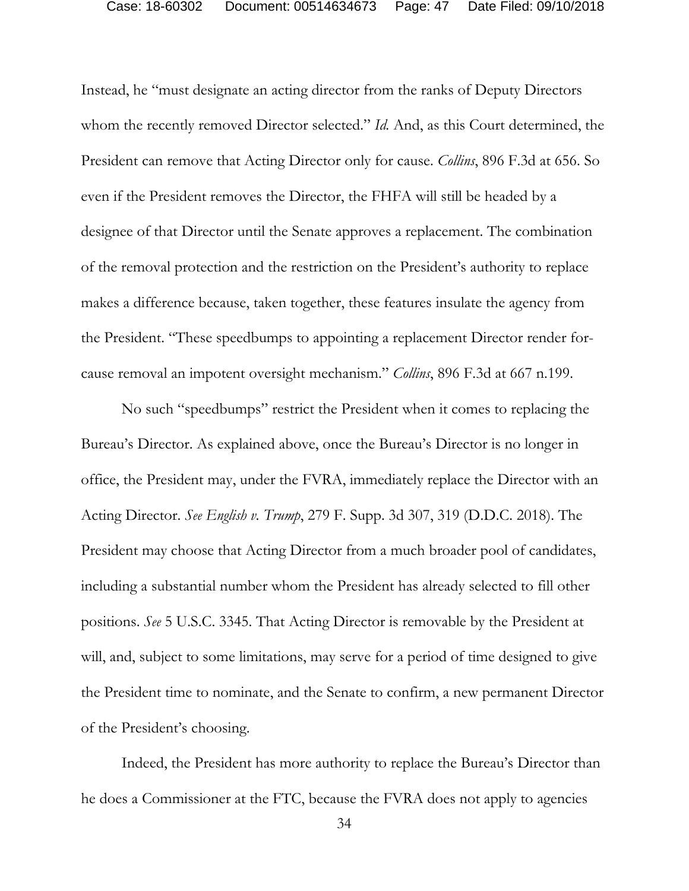Instead, he "must designate an acting director from the ranks of Deputy Directors whom the recently removed Director selected." *Id.* And, as this Court determined, the President can remove that Acting Director only for cause. *Collins*, 896 F.3d at 656. So even if the President removes the Director, the FHFA will still be headed by a designee of that Director until the Senate approves a replacement. The combination of the removal protection and the restriction on the President's authority to replace makes a difference because, taken together, these features insulate the agency from the President. "These speedbumps to appointing a replacement Director render for-cause removal an impotent oversight mechanism." *Collins*, 896 F.3d at 667 n.199.

No such "speedbumps" restrict the President when it comes to replacing the Bureau's Director. As explained above, once the Bureau's Director is no longer in office, the President may, under the FVRA, immediately replace the Director with an Acting Director. *See English v. Trump*, 279 F. Supp. 3d 307, 319 (D.D.C. 2018). The President may choose that Acting Director from a much broader pool of candidates, including a substantial number whom the President has already selected to fill other positions. *See* 5 U.S.C. 3345. That Acting Director is removable by the President at will, and, subject to some limitations, may serve for a period of time designed to give the President time to nominate, and the Senate to confirm, a new permanent Director of the President's choosing.

Indeed, the President has more authority to replace the Bureau's Director than he does a Commissioner at the FTC, because the FVRA does not apply to agencies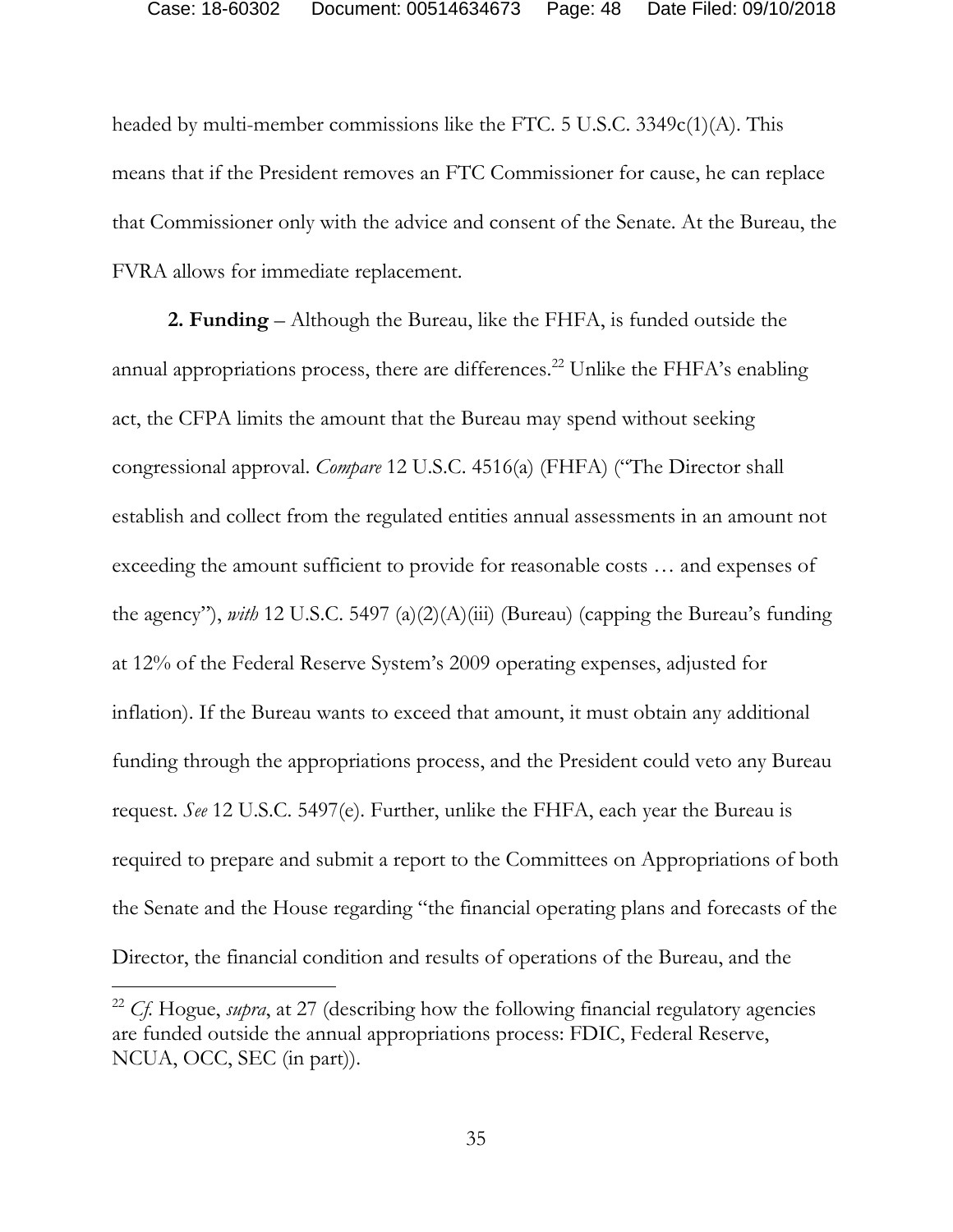headed by multi-member commissions like the FTC. 5 U.S.C. 3349c(1)(A). This means that if the President removes an FTC Commissioner for cause, he can replace that Commissioner only with the advice and consent of the Senate. At the Bureau, the FVRA allows for immediate replacement.

**2. Funding** – Although the Bureau, like the FHFA, is funded outside the annual appropriations process, there are differences.[22] Unlike the FHFA's enabling act, the CFPA limits the amount that the Bureau may spend without seeking congressional approval. *Compare* 12 U.S.C. 4516(a) (FHFA) ("The Director shall establish and collect from the regulated entities annual assessments in an amount not exceeding the amount sufficient to provide for reasonable costs … and expenses of the agency"), *with* 12 U.S.C. 5497 (a)(2)(A)(iii) (Bureau) (capping the Bureau's funding at 12% of the Federal Reserve System's 2009 operating expenses, adjusted for inflation). If the Bureau wants to exceed that amount, it must obtain any additional funding through the appropriations process, and the President could veto any Bureau request. *See* 12 U.S.C. 5497(e). Further, unlike the FHFA, each year the Bureau is required to prepare and submit a report to the Committees on Appropriations of both the Senate and the House regarding "the financial operating plans and forecasts of the Director, the financial condition and results of operations of the Bureau, and the

---

[22] *Cf.* Hogue, *supra*, at 27 (describing how the following financial regulatory agencies are funded outside the annual appropriations process: FDIC, Federal Reserve, NCUA, OCC, SEC (in part)).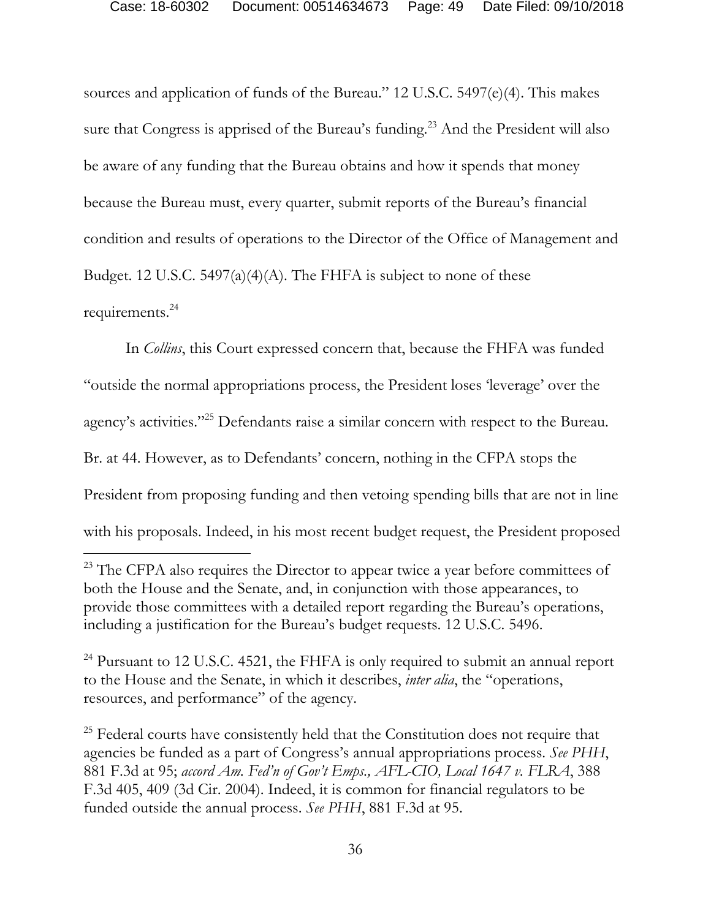sources and application of funds of the Bureau." 12 U.S.C. 5497(e)(4). This makes sure that Congress is apprised of the Bureau's funding.[23] And the President will also be aware of any funding that the Bureau obtains and how it spends that money because the Bureau must, every quarter, submit reports of the Bureau's financial condition and results of operations to the Director of the Office of Management and Budget. 12 U.S.C. 5497(a)(4)(A). The FHFA is subject to none of these requirements.[24]

In *Collins*, this Court expressed concern that, because the FHFA was funded "outside the normal appropriations process, the President loses 'leverage' over the agency's activities."[25] Defendants raise a similar concern with respect to the Bureau. Br. at 44. However, as to Defendants' concern, nothing in the CFPA stops the President from proposing funding and then vetoing spending bills that are not in line with his proposals. Indeed, in his most recent budget request, the President proposed

---

[23] The CFPA also requires the Director to appear twice a year before committees of both the House and the Senate, and, in conjunction with those appearances, to provide those committees with a detailed report regarding the Bureau's operations, including a justification for the Bureau's budget requests. 12 U.S.C. 5496.

[24] Pursuant to 12 U.S.C. 4521, the FHFA is only required to submit an annual report to the House and the Senate, in which it describes, *inter alia*, the "operations, resources, and performance" of the agency.

[25] Federal courts have consistently held that the Constitution does not require that agencies be funded as a part of Congress's annual appropriations process. *See PHH*, 881 F.3d at 95; *accord Am. Fed'n of Gov't Emps., AFL-CIO, Local 1647 v. FLRA*, 388 F.3d 405, 409 (3d Cir. 2004). Indeed, it is common for financial regulators to be funded outside the annual process. *See PHH*, 881 F.3d at 95.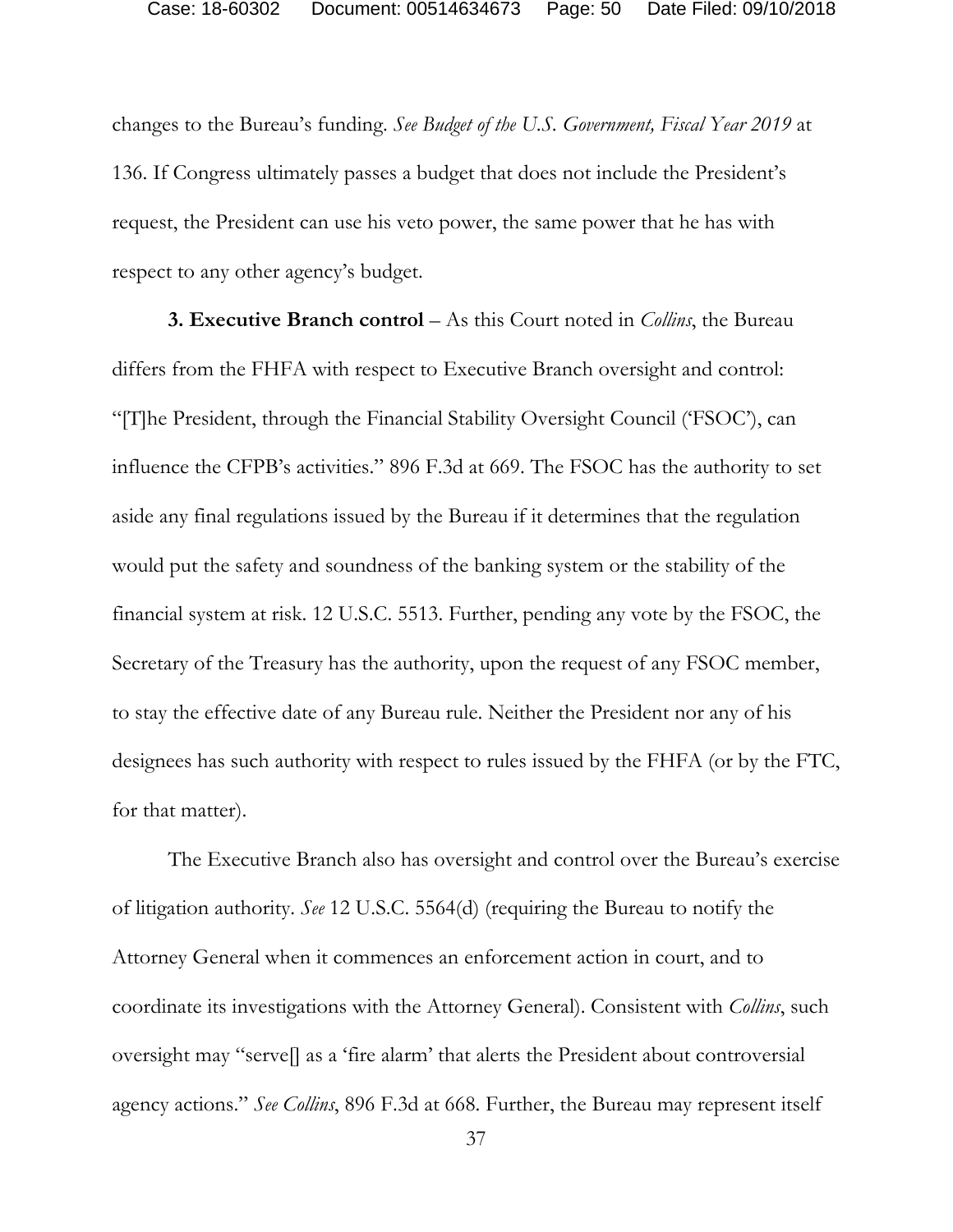changes to the Bureau's funding. *See Budget of the U.S. Government, Fiscal Year 2019* at 136. If Congress ultimately passes a budget that does not include the President's request, the President can use his veto power, the same power that he has with respect to any other agency's budget.

**3. Executive Branch control** – As this Court noted in *Collins*, the Bureau differs from the FHFA with respect to Executive Branch oversight and control: "[T]he President, through the Financial Stability Oversight Council ('FSOC'), can influence the CFPB's activities." 896 F.3d at 669. The FSOC has the authority to set aside any final regulations issued by the Bureau if it determines that the regulation would put the safety and soundness of the banking system or the stability of the financial system at risk. 12 U.S.C. 5513. Further, pending any vote by the FSOC, the Secretary of the Treasury has the authority, upon the request of any FSOC member, to stay the effective date of any Bureau rule. Neither the President nor any of his designees has such authority with respect to rules issued by the FHFA (or by the FTC, for that matter).

The Executive Branch also has oversight and control over the Bureau's exercise of litigation authority. *See* 12 U.S.C. 5564(d) (requiring the Bureau to notify the Attorney General when it commences an enforcement action in court, and to coordinate its investigations with the Attorney General). Consistent with *Collins*, such oversight may "serve[] as a 'fire alarm' that alerts the President about controversial agency actions." *See Collins*, 896 F.3d at 668. Further, the Bureau may represent itself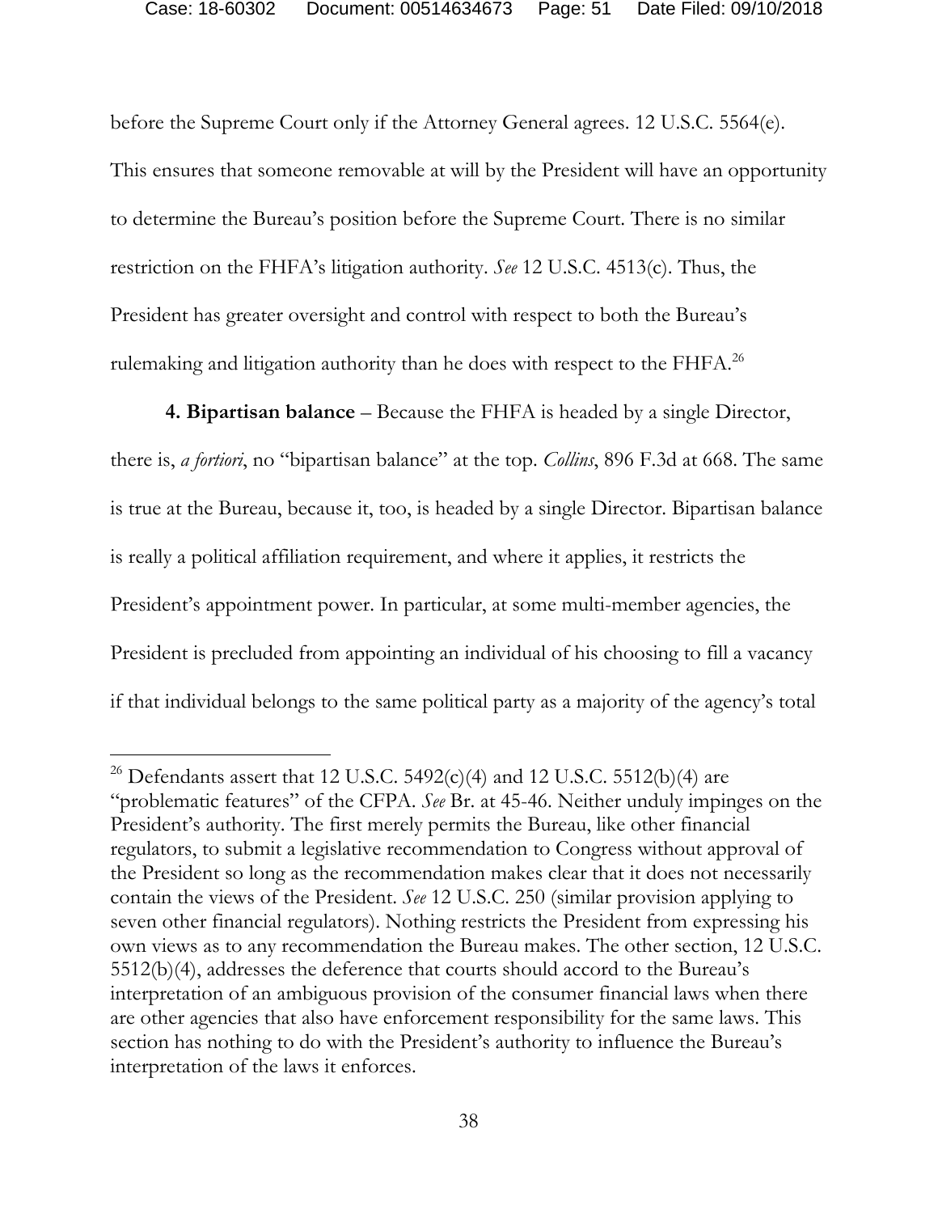before the Supreme Court only if the Attorney General agrees. 12 U.S.C. 5564(e). This ensures that someone removable at will by the President will have an opportunity to determine the Bureau's position before the Supreme Court. There is no similar restriction on the FHFA's litigation authority. *See* 12 U.S.C. 4513(c). Thus, the President has greater oversight and control with respect to both the Bureau's rulemaking and litigation authority than he does with respect to the FHFA.[26]

**4. Bipartisan balance** – Because the FHFA is headed by a single Director, there is, *a fortiori*, no "bipartisan balance" at the top. *Collins*, 896 F.3d at 668. The same is true at the Bureau, because it, too, is headed by a single Director. Bipartisan balance is really a political affiliation requirement, and where it applies, it restricts the President's appointment power. In particular, at some multi-member agencies, the President is precluded from appointing an individual of his choosing to fill a vacancy if that individual belongs to the same political party as a majority of the agency's total

---

[26] Defendants assert that 12 U.S.C. 5492(c)(4) and 12 U.S.C. 5512(b)(4) are "problematic features" of the CFPA. *See* Br. at 45-46. Neither unduly impinges on the President's authority. The first merely permits the Bureau, like other financial regulators, to submit a legislative recommendation to Congress without approval of the President so long as the recommendation makes clear that it does not necessarily contain the views of the President. *See* 12 U.S.C. 250 (similar provision applying to seven other financial regulators). Nothing restricts the President from expressing his own views as to any recommendation the Bureau makes. The other section, 12 U.S.C. 5512(b)(4), addresses the deference that courts should accord to the Bureau's interpretation of an ambiguous provision of the consumer financial laws when there are other agencies that also have enforcement responsibility for the same laws. This section has nothing to do with the President's authority to influence the Bureau's interpretation of the laws it enforces.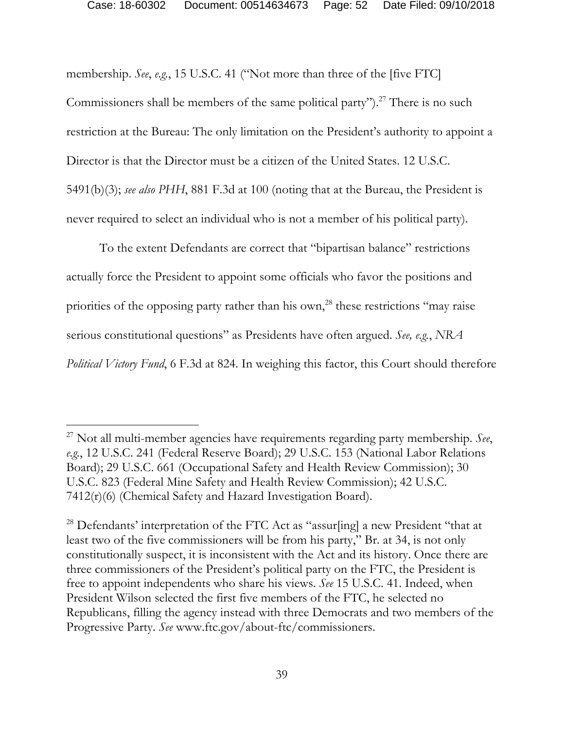membership. *See, e.g.*, 15 U.S.C. 41 ("Not more than three of the [five FTC] Commissioners shall be members of the same political party").[27] There is no such restriction at the Bureau: The only limitation on the President's authority to appoint a Director is that the Director must be a citizen of the United States. 12 U.S.C. 5491(b)(3); *see also PHH*, 881 F.3d at 100 (noting that at the Bureau, the President is never required to select an individual who is not a member of his political party).

To the extent Defendants are correct that "bipartisan balance" restrictions actually force the President to appoint some officials who favor the positions and priorities of the opposing party rather than his own,[28] these restrictions "may raise serious constitutional questions" as Presidents have often argued. *See, e.g.*, *NRA Political Victory Fund*, 6 F.3d at 824. In weighing this factor, this Court should therefore

---

[27] Not all multi-member agencies have requirements regarding party membership. *See*, *e.g.*, 12 U.S.C. 241 (Federal Reserve Board); 29 U.S.C. 153 (National Labor Relations Board); 29 U.S.C. 661 (Occupational Safety and Health Review Commission); 30 U.S.C. 823 (Federal Mine Safety and Health Review Commission); 42 U.S.C. 7412(r)(6) (Chemical Safety and Hazard Investigation Board).

[28] Defendants' interpretation of the FTC Act as "assur[ing] a new President "that at least two of the five commissioners will be from his party," Br. at 34, is not only constitutionally suspect, it is inconsistent with the Act and its history. Once there are three commissioners of the President's political party on the FTC, the President is free to appoint independents who share his views. *See* 15 U.S.C. 41. Indeed, when President Wilson selected the first five members of the FTC, he selected no Republicans, filling the agency instead with three Democrats and two members of the Progressive Party. *See* www.ftc.gov/about-ftc/commissioners.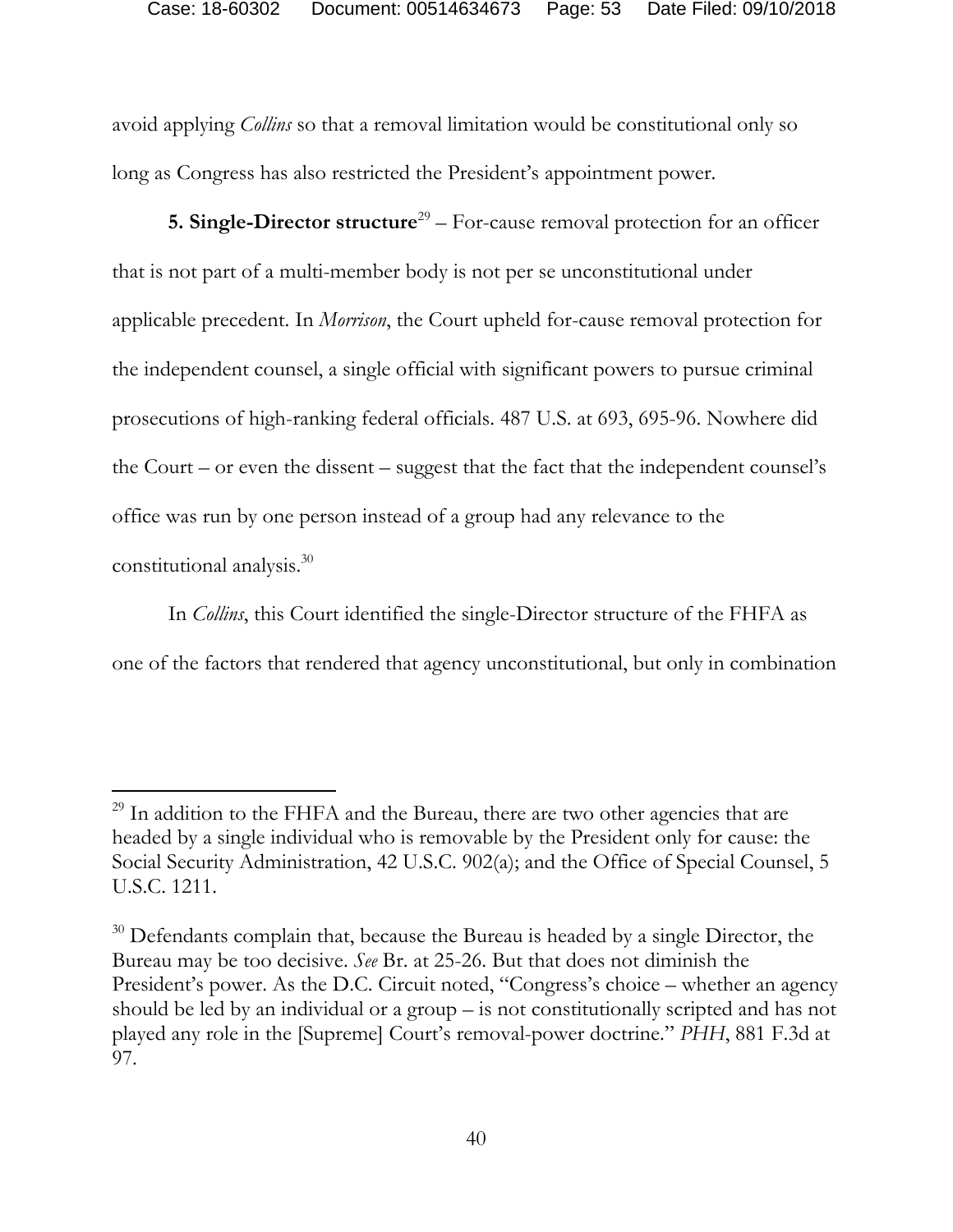avoid applying *Collins* so that a removal limitation would be constitutional only so long as Congress has also restricted the President's appointment power.

**5. Single-Director structure**[29] – For-cause removal protection for an officer that is not part of a multi-member body is not per se unconstitutional under applicable precedent. In *Morrison*, the Court upheld for-cause removal protection for the independent counsel, a single official with significant powers to pursue criminal prosecutions of high-ranking federal officials. 487 U.S. at 693, 695-96. Nowhere did the Court – or even the dissent – suggest that the fact that the independent counsel's office was run by one person instead of a group had any relevance to the constitutional analysis.[30]

In *Collins*, this Court identified the single-Director structure of the FHFA as one of the factors that rendered that agency unconstitutional, but only in combination

---

[29] In addition to the FHFA and the Bureau, there are two other agencies that are headed by a single individual who is removable by the President only for cause: the Social Security Administration, 42 U.S.C. 902(a); and the Office of Special Counsel, 5 U.S.C. 1211.

[30] Defendants complain that, because the Bureau is headed by a single Director, the Bureau may be too decisive. *See* Br. at 25-26. But that does not diminish the President's power. As the D.C. Circuit noted, "Congress's choice – whether an agency should be led by an individual or a group – is not constitutionally scripted and has not played any role in the [Supreme] Court's removal-power doctrine." *PHH*, 881 F.3d at 97.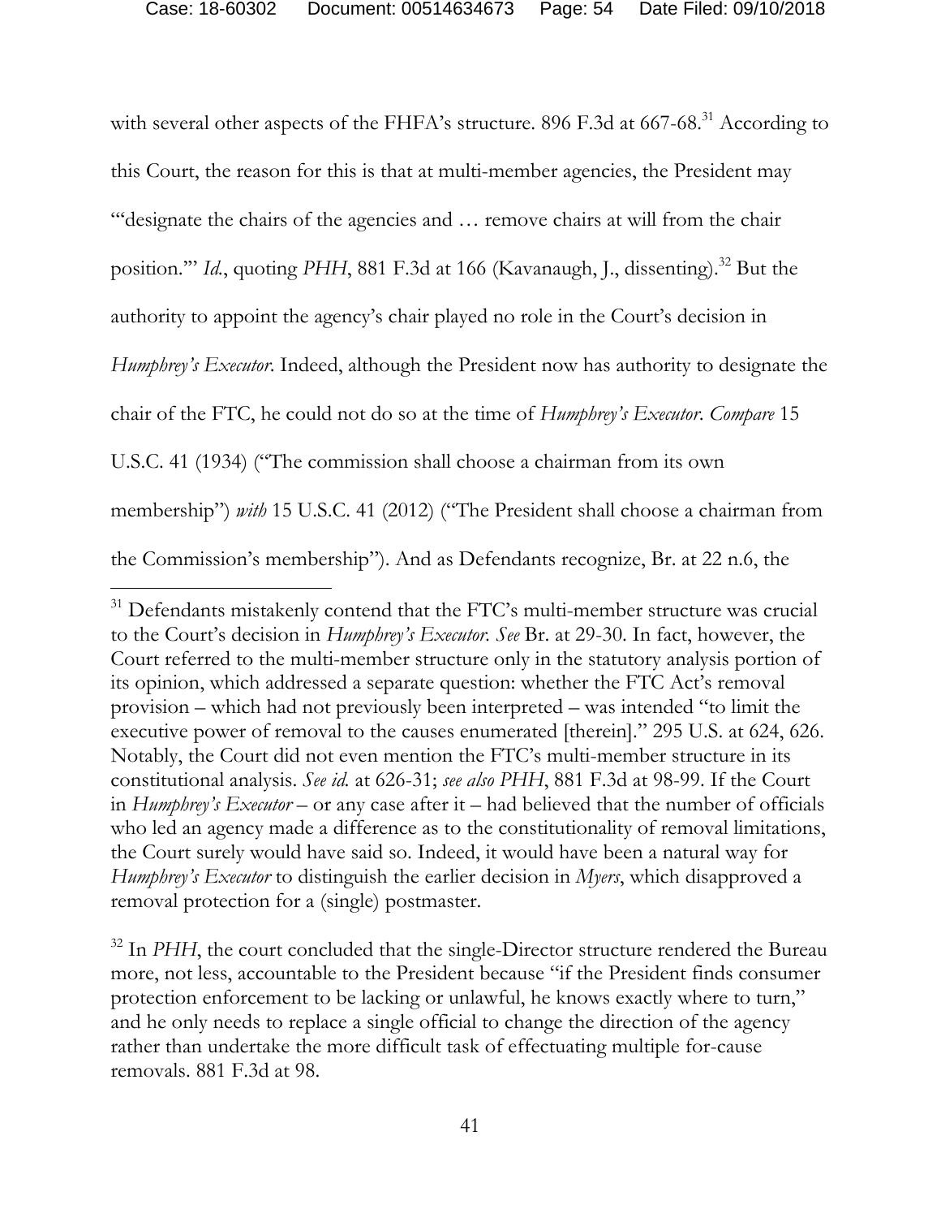with several other aspects of the FHFA's structure. 896 F.3d at 667-68.[31] According to this Court, the reason for this is that at multi-member agencies, the President may "'designate the chairs of the agencies and … remove chairs at will from the chair position.'" *Id.*, quoting *PHH*, 881 F.3d at 166 (Kavanaugh, J., dissenting).[32] But the authority to appoint the agency's chair played no role in the Court's decision in *Humphrey's Executor*. Indeed, although the President now has authority to designate the chair of the FTC, he could not do so at the time of *Humphrey's Executor*. *Compare* 15 U.S.C. 41 (1934) ("The commission shall choose a chairman from its own membership") *with* 15 U.S.C. 41 (2012) ("The President shall choose a chairman from the Commission's membership"). And as Defendants recognize, Br. at 22 n.6, the

---

[31] Defendants mistakenly contend that the FTC's multi-member structure was crucial to the Court's decision in *Humphrey's Executor*. *See* Br. at 29-30. In fact, however, the Court referred to the multi-member structure only in the statutory analysis portion of its opinion, which addressed a separate question: whether the FTC Act's removal provision – which had not previously been interpreted – was intended "to limit the executive power of removal to the causes enumerated [therein]." 295 U.S. at 624, 626. Notably, the Court did not even mention the FTC's multi-member structure in its constitutional analysis. *See id.* at 626-31; *see also PHH*, 881 F.3d at 98-99. If the Court in *Humphrey's Executor* – or any case after it – had believed that the number of officials who led an agency made a difference as to the constitutionality of removal limitations, the Court surely would have said so. Indeed, it would have been a natural way for *Humphrey's Executor* to distinguish the earlier decision in *Myers*, which disapproved a removal protection for a (single) postmaster.

[32] In *PHH*, the court concluded that the single-Director structure rendered the Bureau more, not less, accountable to the President because "if the President finds consumer protection enforcement to be lacking or unlawful, he knows exactly where to turn," and he only needs to replace a single official to change the direction of the agency rather than undertake the more difficult task of effectuating multiple for-cause removals. 881 F.3d at 98.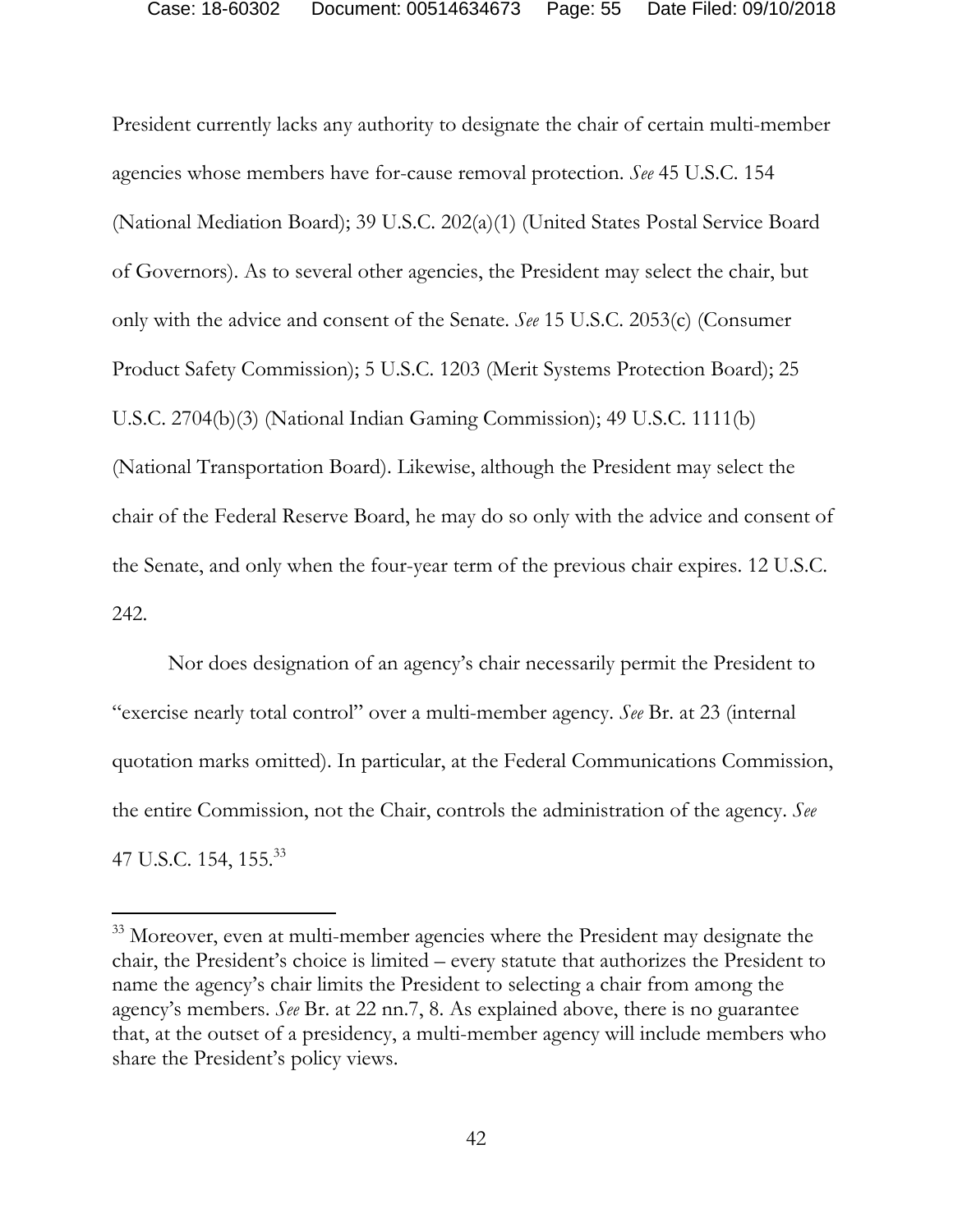President currently lacks any authority to designate the chair of certain multi-member agencies whose members have for-cause removal protection. *See* 45 U.S.C. 154 (National Mediation Board); 39 U.S.C. 202(a)(1) (United States Postal Service Board of Governors). As to several other agencies, the President may select the chair, but only with the advice and consent of the Senate. *See* 15 U.S.C. 2053(c) (Consumer Product Safety Commission); 5 U.S.C. 1203 (Merit Systems Protection Board); 25 U.S.C. 2704(b)(3) (National Indian Gaming Commission); 49 U.S.C. 1111(b) (National Transportation Board). Likewise, although the President may select the chair of the Federal Reserve Board, he may do so only with the advice and consent of the Senate, and only when the four-year term of the previous chair expires. 12 U.S.C. 242.

Nor does designation of an agency's chair necessarily permit the President to "exercise nearly total control" over a multi-member agency. *See* Br. at 23 (internal quotation marks omitted). In particular, at the Federal Communications Commission, the entire Commission, not the Chair, controls the administration of the agency. *See* 47 U.S.C. 154, 155.[33]

---

[33] Moreover, even at multi-member agencies where the President may designate the chair, the President's choice is limited – every statute that authorizes the President to name the agency's chair limits the President to selecting a chair from among the agency's members. *See* Br. at 22 nn.7, 8. As explained above, there is no guarantee that, at the outset of a presidency, a multi-member agency will include members who share the President's policy views.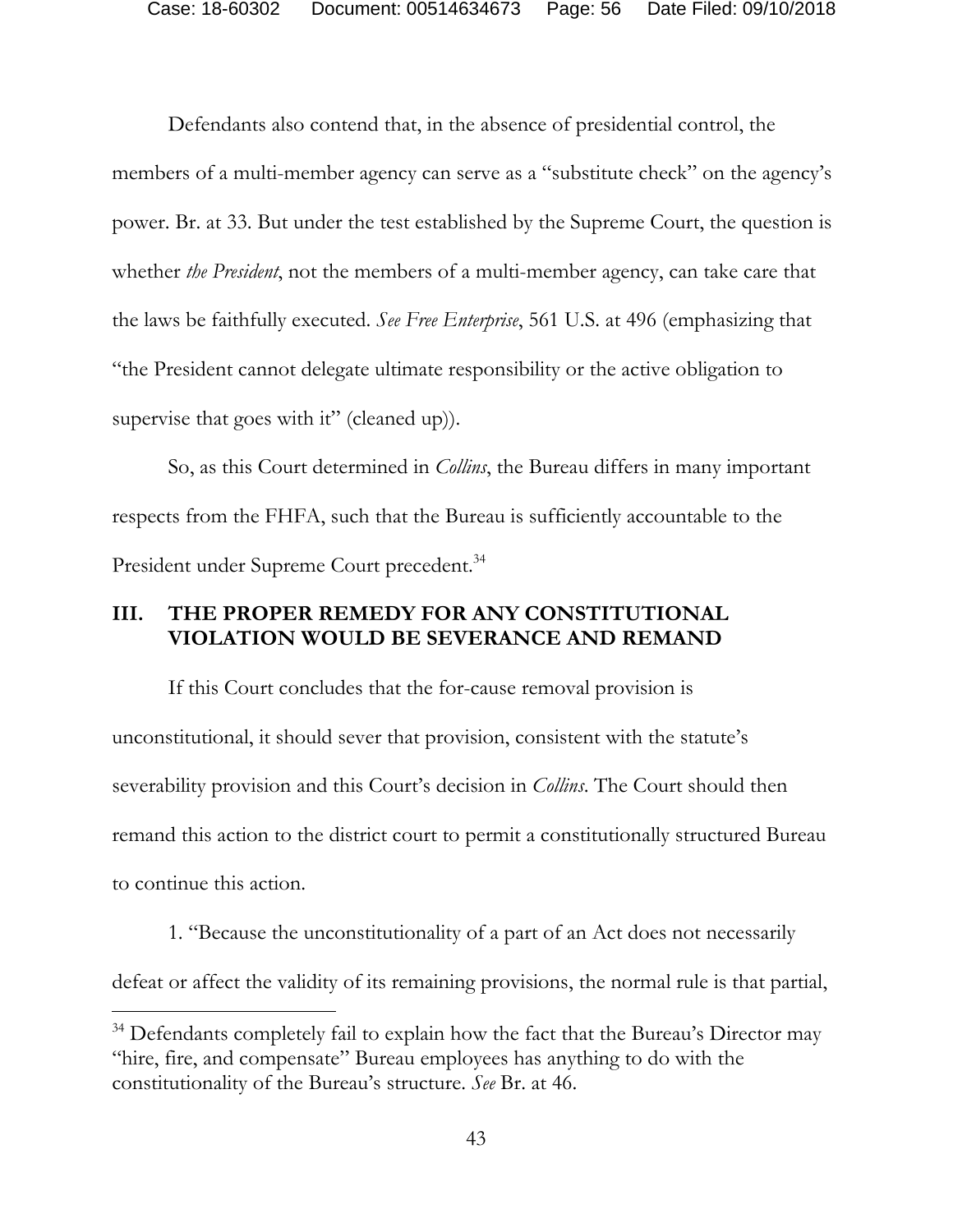Defendants also contend that, in the absence of presidential control, the members of a multi-member agency can serve as a "substitute check" on the agency's power. Br. at 33. But under the test established by the Supreme Court, the question is whether *the President*, not the members of a multi-member agency, can take care that the laws be faithfully executed. *See Free Enterprise*, 561 U.S. at 496 (emphasizing that "the President cannot delegate ultimate responsibility or the active obligation to supervise that goes with it" (cleaned up)).

So, as this Court determined in *Collins*, the Bureau differs in many important respects from the FHFA, such that the Bureau is sufficiently accountable to the President under Supreme Court precedent.[34]

## III. THE PROPER REMEDY FOR ANY CONSTITUTIONAL VIOLATION WOULD BE SEVERANCE AND REMAND

If this Court concludes that the for-cause removal provision is unconstitutional, it should sever that provision, consistent with the statute's severability provision and this Court's decision in *Collins*. The Court should then remand this action to the district court to permit a constitutionally structured Bureau to continue this action.

1. "Because the unconstitutionality of a part of an Act does not necessarily defeat or affect the validity of its remaining provisions, the normal rule is that partial,

---

[34] Defendants completely fail to explain how the fact that the Bureau's Director may "hire, fire, and compensate" Bureau employees has anything to do with the constitutionality of the Bureau's structure. *See* Br. at 46.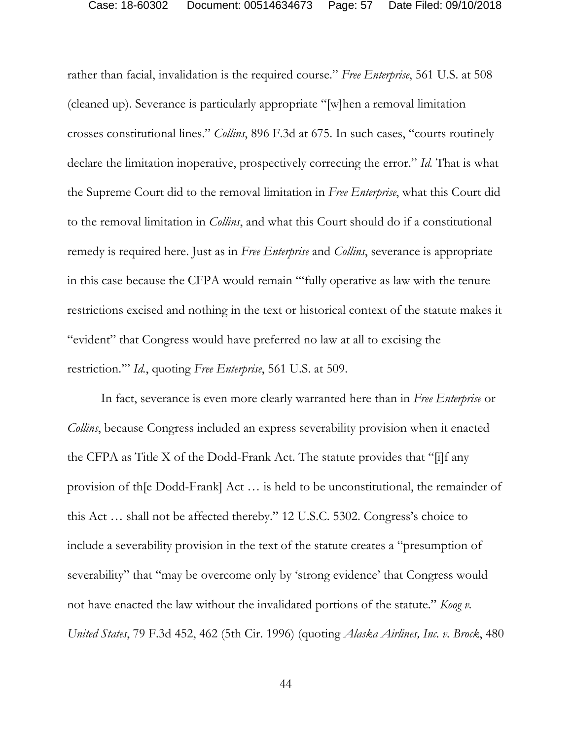rather than facial, invalidation is the required course." *Free Enterprise*, 561 U.S. at 508 (cleaned up). Severance is particularly appropriate "[w]hen a removal limitation crosses constitutional lines." *Collins*, 896 F.3d at 675. In such cases, "courts routinely declare the limitation inoperative, prospectively correcting the error." *Id.* That is what the Supreme Court did to the removal limitation in *Free Enterprise*, what this Court did to the removal limitation in *Collins*, and what this Court should do if a constitutional remedy is required here. Just as in *Free Enterprise* and *Collins*, severance is appropriate in this case because the CFPA would remain "'fully operative as law with the tenure restrictions excised and nothing in the text or historical context of the statute makes it "evident" that Congress would have preferred no law at all to excising the restriction.'" *Id.*, quoting *Free Enterprise*, 561 U.S. at 509.

In fact, severance is even more clearly warranted here than in *Free Enterprise* or *Collins*, because Congress included an express severability provision when it enacted the CFPA as Title X of the Dodd-Frank Act. The statute provides that "[i]f any provision of th[e Dodd-Frank] Act … is held to be unconstitutional, the remainder of this Act … shall not be affected thereby." 12 U.S.C. 5302. Congress's choice to include a severability provision in the text of the statute creates a "presumption of severability" that "may be overcome only by 'strong evidence' that Congress would not have enacted the law without the invalidated portions of the statute." *Koog v. United States*, 79 F.3d 452, 462 (5th Cir. 1996) (quoting *Alaska Airlines, Inc. v. Brock*, 480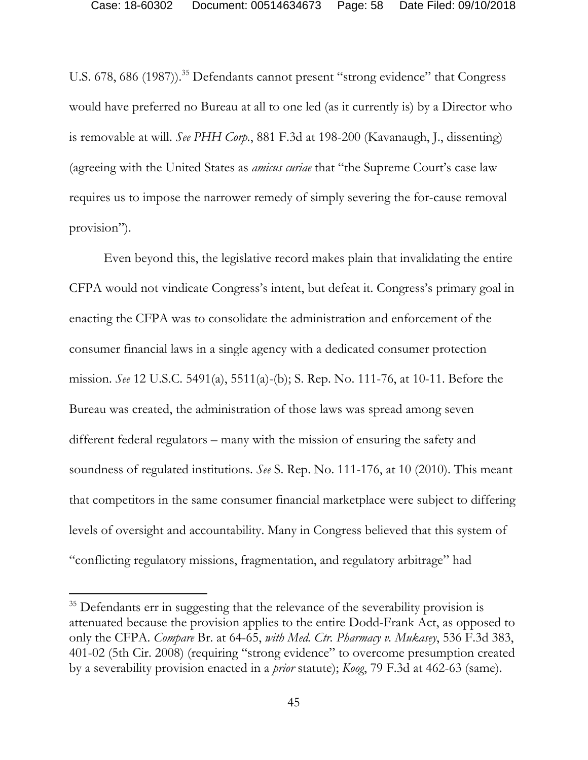U.S. 678, 686 (1987)).[35] Defendants cannot present "strong evidence" that Congress would have preferred no Bureau at all to one led (as it currently is) by a Director who is removable at will. *See PHH Corp.*, 881 F.3d at 198-200 (Kavanaugh, J., dissenting) (agreeing with the United States as *amicus curiae* that "the Supreme Court's case law requires us to impose the narrower remedy of simply severing the for-cause removal provision").

Even beyond this, the legislative record makes plain that invalidating the entire CFPA would not vindicate Congress's intent, but defeat it. Congress's primary goal in enacting the CFPA was to consolidate the administration and enforcement of the consumer financial laws in a single agency with a dedicated consumer protection mission. *See* 12 U.S.C. 5491(a), 5511(a)-(b); S. Rep. No. 111-76, at 10-11. Before the Bureau was created, the administration of those laws was spread among seven different federal regulators – many with the mission of ensuring the safety and soundness of regulated institutions. *See* S. Rep. No. 111-176, at 10 (2010). This meant that competitors in the same consumer financial marketplace were subject to differing levels of oversight and accountability. Many in Congress believed that this system of "conflicting regulatory missions, fragmentation, and regulatory arbitrage" had

[35] Defendants err in suggesting that the relevance of the severability provision is attenuated because the provision applies to the entire Dodd-Frank Act, as opposed to only the CFPA. *Compare* Br. at 64-65, *with Med. Ctr. Pharmacy v. Mukasey*, 536 F.3d 383, 401-02 (5th Cir. 2008) (requiring "strong evidence" to overcome presumption created by a severability provision enacted in a *prior* statute); *Koog*, 79 F.3d at 462-63 (same).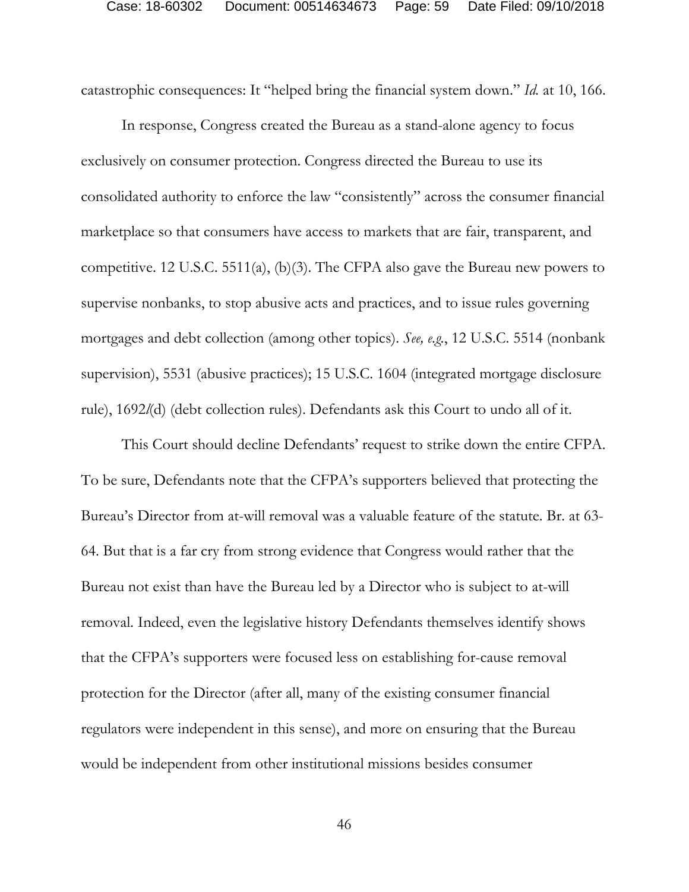catastrophic consequences: It "helped bring the financial system down." *Id.* at 10, 166.

In response, Congress created the Bureau as a stand-alone agency to focus exclusively on consumer protection. Congress directed the Bureau to use its consolidated authority to enforce the law "consistently" across the consumer financial marketplace so that consumers have access to markets that are fair, transparent, and competitive. 12 U.S.C. 5511(a), (b)(3). The CFPA also gave the Bureau new powers to supervise nonbanks, to stop abusive acts and practices, and to issue rules governing mortgages and debt collection (among other topics). *See, e.g.*, 12 U.S.C. 5514 (nonbank supervision), 5531 (abusive practices); 15 U.S.C. 1604 (integrated mortgage disclosure rule), 1692*l*(d) (debt collection rules). Defendants ask this Court to undo all of it.

This Court should decline Defendants' request to strike down the entire CFPA. To be sure, Defendants note that the CFPA's supporters believed that protecting the Bureau's Director from at-will removal was a valuable feature of the statute. Br. at 63-64. But that is a far cry from strong evidence that Congress would rather that the Bureau not exist than have the Bureau led by a Director who is subject to at-will removal. Indeed, even the legislative history Defendants themselves identify shows that the CFPA's supporters were focused less on establishing for-cause removal protection for the Director (after all, many of the existing consumer financial regulators were independent in this sense), and more on ensuring that the Bureau would be independent from other institutional missions besides consumer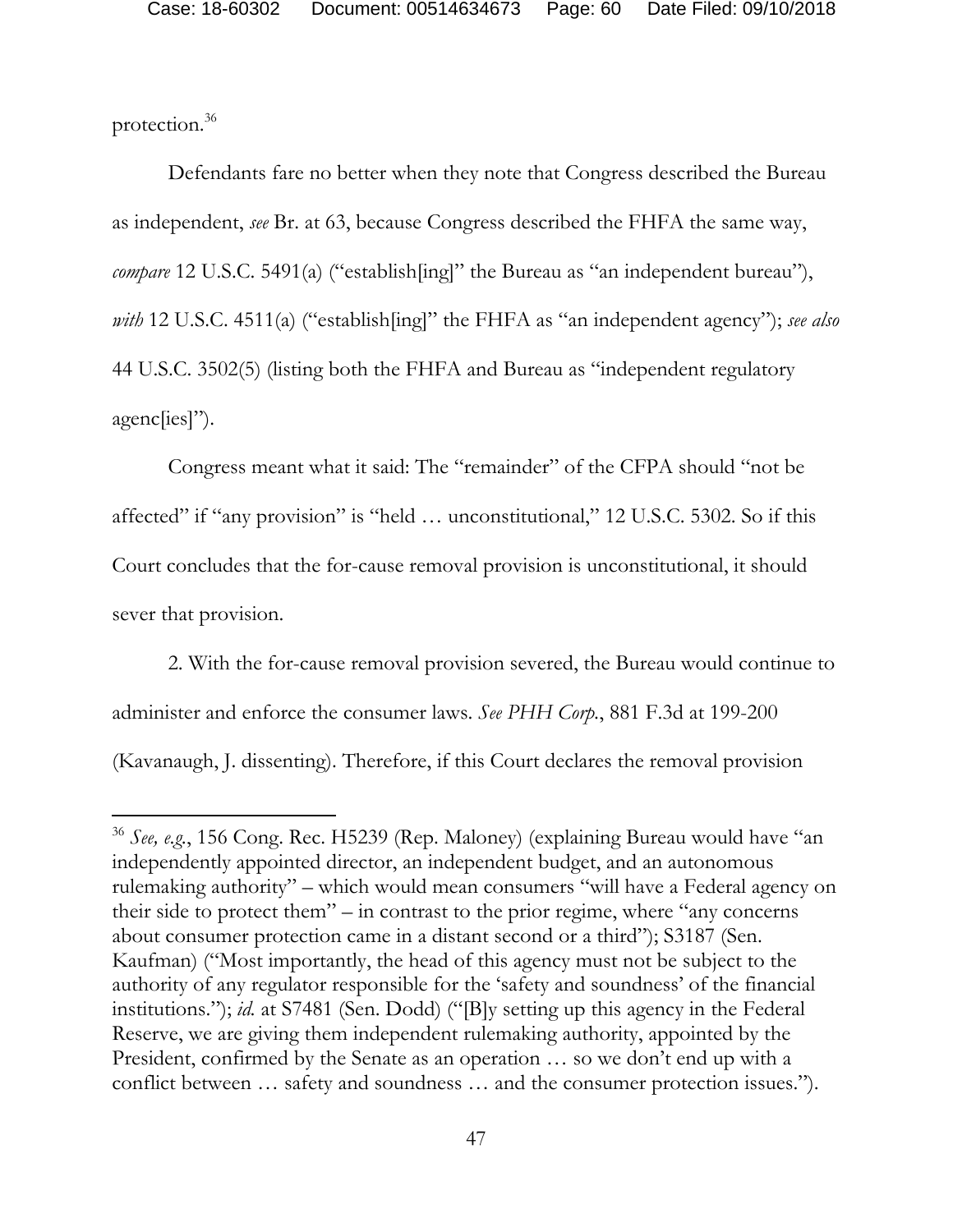protection.[36]

Defendants fare no better when they note that Congress described the Bureau as independent, *see* Br. at 63, because Congress described the FHFA the same way, *compare* 12 U.S.C. 5491(a) ("establish[ing]" the Bureau as "an independent bureau"), *with* 12 U.S.C. 4511(a) ("establish[ing]" the FHFA as "an independent agency"); *see also* 44 U.S.C. 3502(5) (listing both the FHFA and Bureau as "independent regulatory agenc[ies]").

Congress meant what it said: The "remainder" of the CFPA should "not be affected" if "any provision" is "held … unconstitutional," 12 U.S.C. 5302. So if this Court concludes that the for-cause removal provision is unconstitutional, it should sever that provision.

2. With the for-cause removal provision severed, the Bureau would continue to administer and enforce the consumer laws. *See PHH Corp.*, 881 F.3d at 199-200 (Kavanaugh, J. dissenting). Therefore, if this Court declares the removal provision

---

[36] *See, e.g.*, 156 Cong. Rec. H5239 (Rep. Maloney) (explaining Bureau would have "an independently appointed director, an independent budget, and an autonomous rulemaking authority" – which would mean consumers "will have a Federal agency on their side to protect them" – in contrast to the prior regime, where "any concerns about consumer protection came in a distant second or a third"); S3187 (Sen. Kaufman) ("Most importantly, the head of this agency must not be subject to the authority of any regulator responsible for the 'safety and soundness' of the financial institutions."); *id.* at S7481 (Sen. Dodd) ("[B]y setting up this agency in the Federal Reserve, we are giving them independent rulemaking authority, appointed by the President, confirmed by the Senate as an operation … so we don't end up with a conflict between … safety and soundness … and the consumer protection issues.").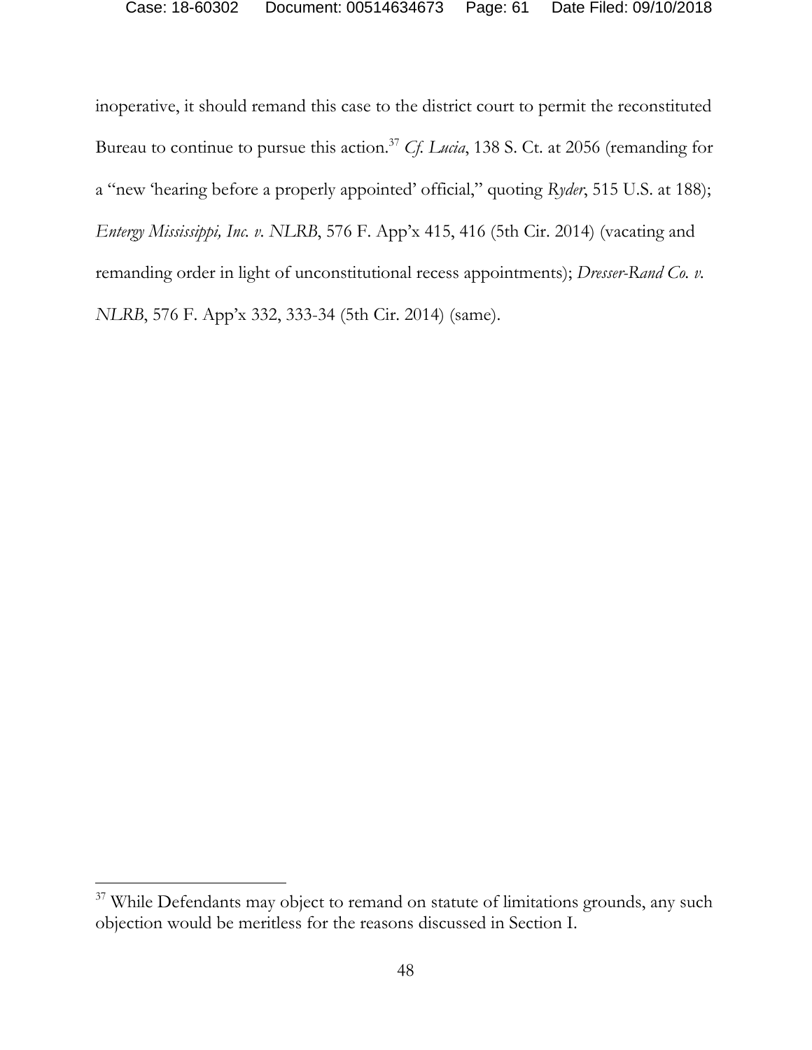inoperative, it should remand this case to the district court to permit the reconstituted Bureau to continue to pursue this action.[37] *Cf. Lucia*, 138 S. Ct. at 2056 (remanding for a "new 'hearing before a properly appointed' official," quoting *Ryder*, 515 U.S. at 188); *Entergy Mississippi, Inc. v. NLRB*, 576 F. App'x 415, 416 (5th Cir. 2014) (vacating and remanding order in light of unconstitutional recess appointments); *Dresser-Rand Co. v. NLRB*, 576 F. App'x 332, 333-34 (5th Cir. 2014) (same).

[37] While Defendants may object to remand on statute of limitations grounds, any such objection would be meritless for the reasons discussed in Section I.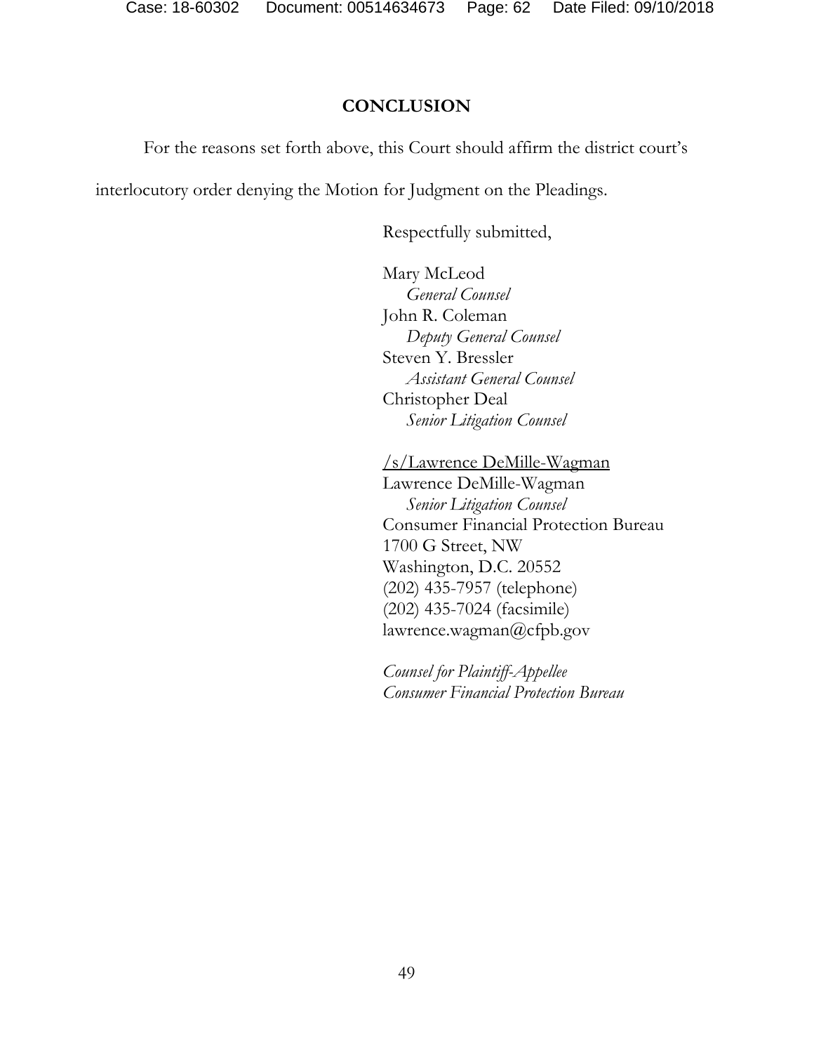## CONCLUSION

For the reasons set forth above, this Court should affirm the district court's interlocutory order denying the Motion for Judgment on the Pleadings.

Respectfully submitted,

Mary McLeod
*General Counsel*
John R. Coleman
*Deputy General Counsel*
Steven Y. Bressler
*Assistant General Counsel*
Christopher Deal
*Senior Litigation Counsel*

/s/Lawrence DeMille-Wagman
Lawrence DeMille-Wagman
*Senior Litigation Counsel*
Consumer Financial Protection Bureau
1700 G Street, NW
Washington, D.C. 20552
(202) 435-7957 (telephone)
(202) 435-7024 (facsimile)
lawrence.wagman@cfpb.gov

*Counsel for Plaintiff-Appellee*
*Consumer Financial Protection Bureau*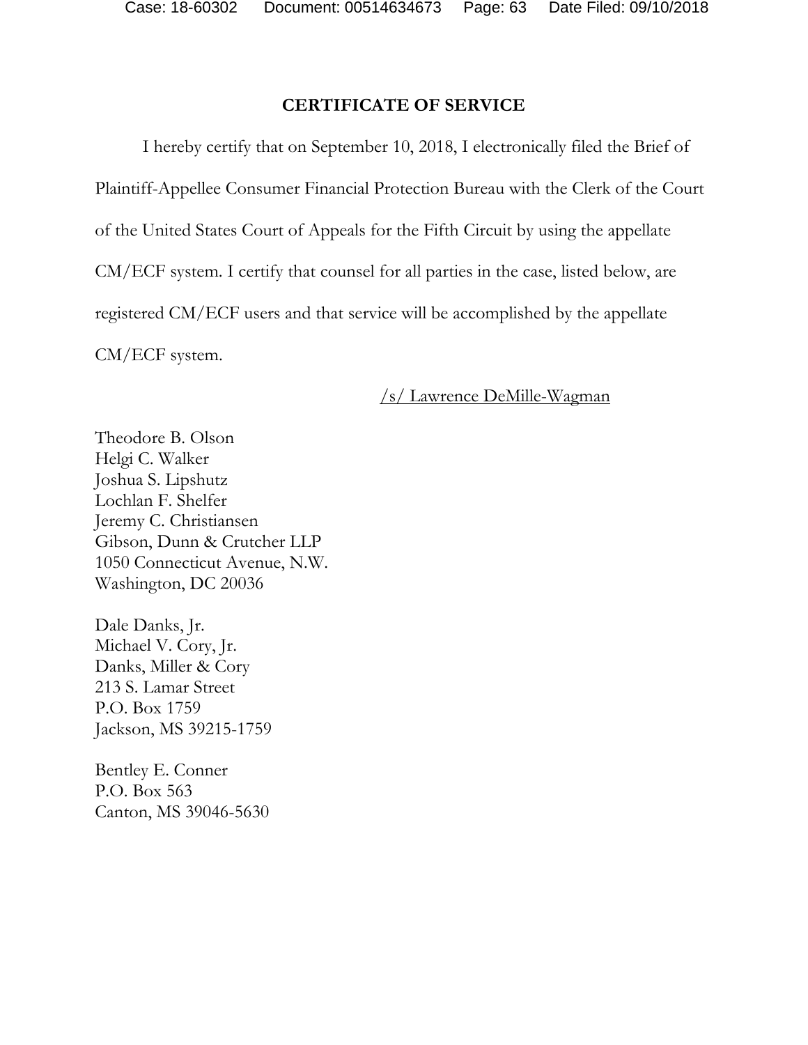## CERTIFICATE OF SERVICE

I hereby certify that on September 10, 2018, I electronically filed the Brief of Plaintiff-Appellee Consumer Financial Protection Bureau with the Clerk of the Court of the United States Court of Appeals for the Fifth Circuit by using the appellate CM/ECF system. I certify that counsel for all parties in the case, listed below, are registered CM/ECF users and that service will be accomplished by the appellate CM/ECF system.

/s/ Lawrence DeMille-Wagman

Theodore B. Olson
Helgi C. Walker
Joshua S. Lipshutz
Lochlan F. Shelfer
Jeremy C. Christiansen
Gibson, Dunn & Crutcher LLP
1050 Connecticut Avenue, N.W.
Washington, DC 20036

Dale Danks, Jr.
Michael V. Cory, Jr.
Danks, Miller & Cory
213 S. Lamar Street
P.O. Box 1759
Jackson, MS 39215-1759

Bentley E. Conner
P.O. Box 563
Canton, MS 39046-5630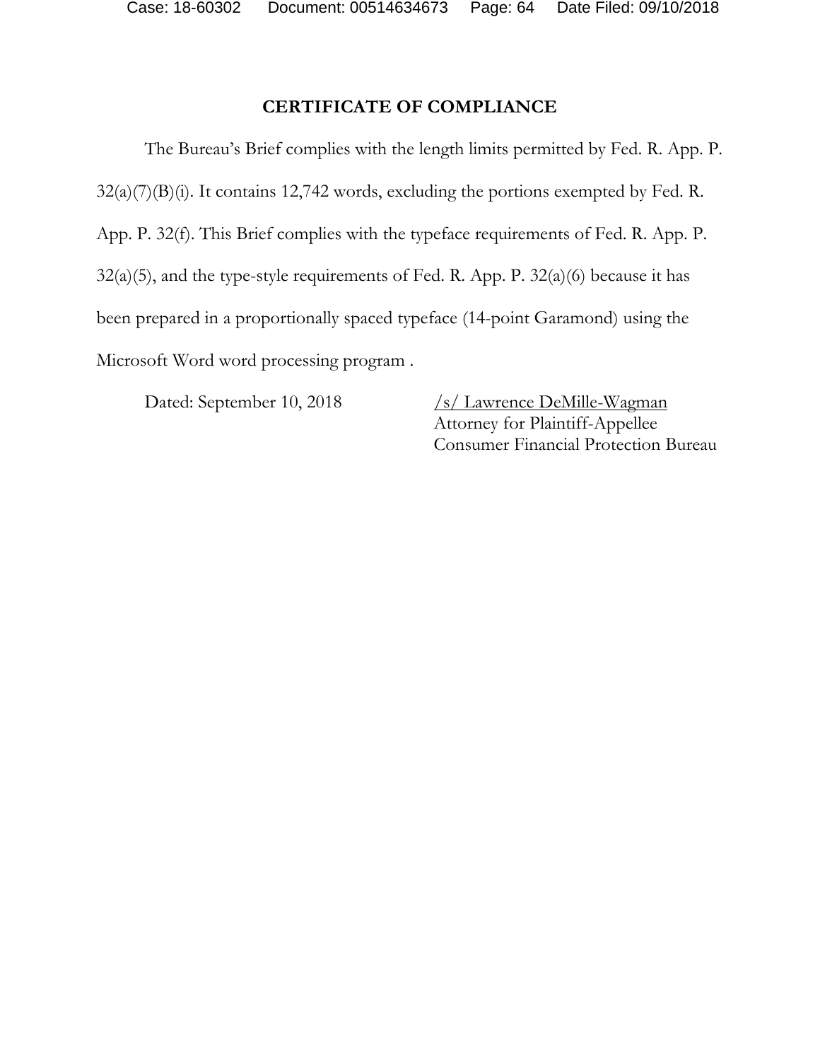# CERTIFICATE OF COMPLIANCE

The Bureau's Brief complies with the length limits permitted by Fed. R. App. P. 32(a)(7)(B)(i). It contains 12,742 words, excluding the portions exempted by Fed. R. App. P. 32(f). This Brief complies with the typeface requirements of Fed. R. App. P. 32(a)(5), and the type-style requirements of Fed. R. App. P. 32(a)(6) because it has been prepared in a proportionally spaced typeface (14-point Garamond) using the Microsoft Word word processing program .

Dated: September 10, 2018

/s/ Lawrence DeMille-Wagman
Attorney for Plaintiff-Appellee
Consumer Financial Protection Bureau